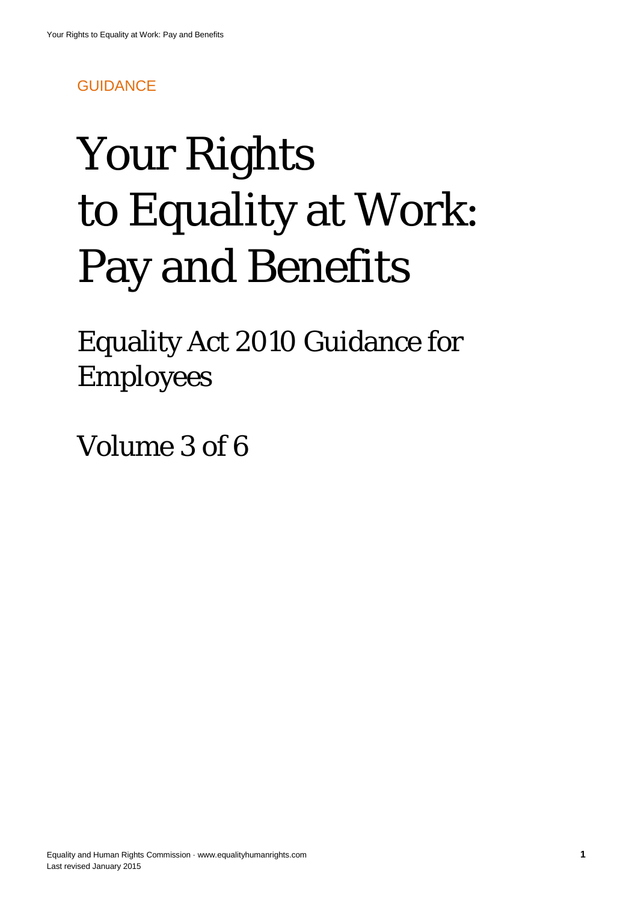GUIDANCE

# Your Rights to Equality at Work: Pay and Benefits

## Equality Act 2010 Guidance for Employees

## Volume 3 of 6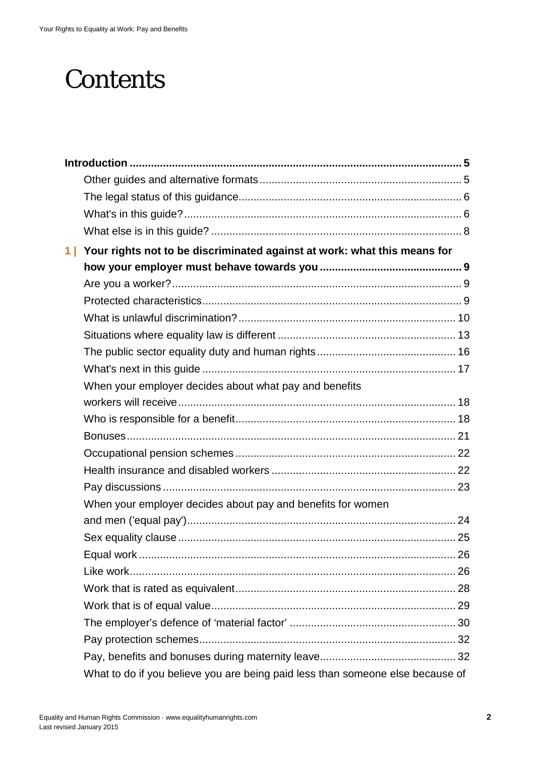# Contents

| | | |
|---|---|---|
| **Introduction** | | **5** |
| | Other guides and alternative formats | 5 |
| | The legal status of this guidance | 6 |
| | What's in this guide? | 6 |
| | What else is in this guide? | 8 |
| **1 \|** | **Your rights not to be discriminated against at work: what this means for how your employer must behave towards you** | **9** |
| | Are you a worker? | 9 |
| | Protected characteristics | 9 |
| | What is unlawful discrimination? | 10 |
| | Situations where equality law is different | 13 |
| | The public sector equality duty and human rights | 16 |
| | What's next in this guide | 17 |
| | When your employer decides about what pay and benefits workers will receive | 18 |
| | Who is responsible for a benefit | 18 |
| | Bonuses | 21 |
| | Occupational pension schemes | 22 |
| | Health insurance and disabled workers | 22 |
| | Pay discussions | 23 |
| | When your employer decides about pay and benefits for women and men ('equal pay') | 24 |
| | Sex equality clause | 25 |
| | Equal work | 26 |
| | Like work | 26 |
| | Work that is rated as equivalent | 28 |
| | Work that is of equal value | 29 |
| | The employer's defence of 'material factor' | 30 |
| | Pay protection schemes | 32 |
| | Pay, benefits and bonuses during maternity leave | 32 |
| | What to do if you believe you are being paid less than someone else because of | |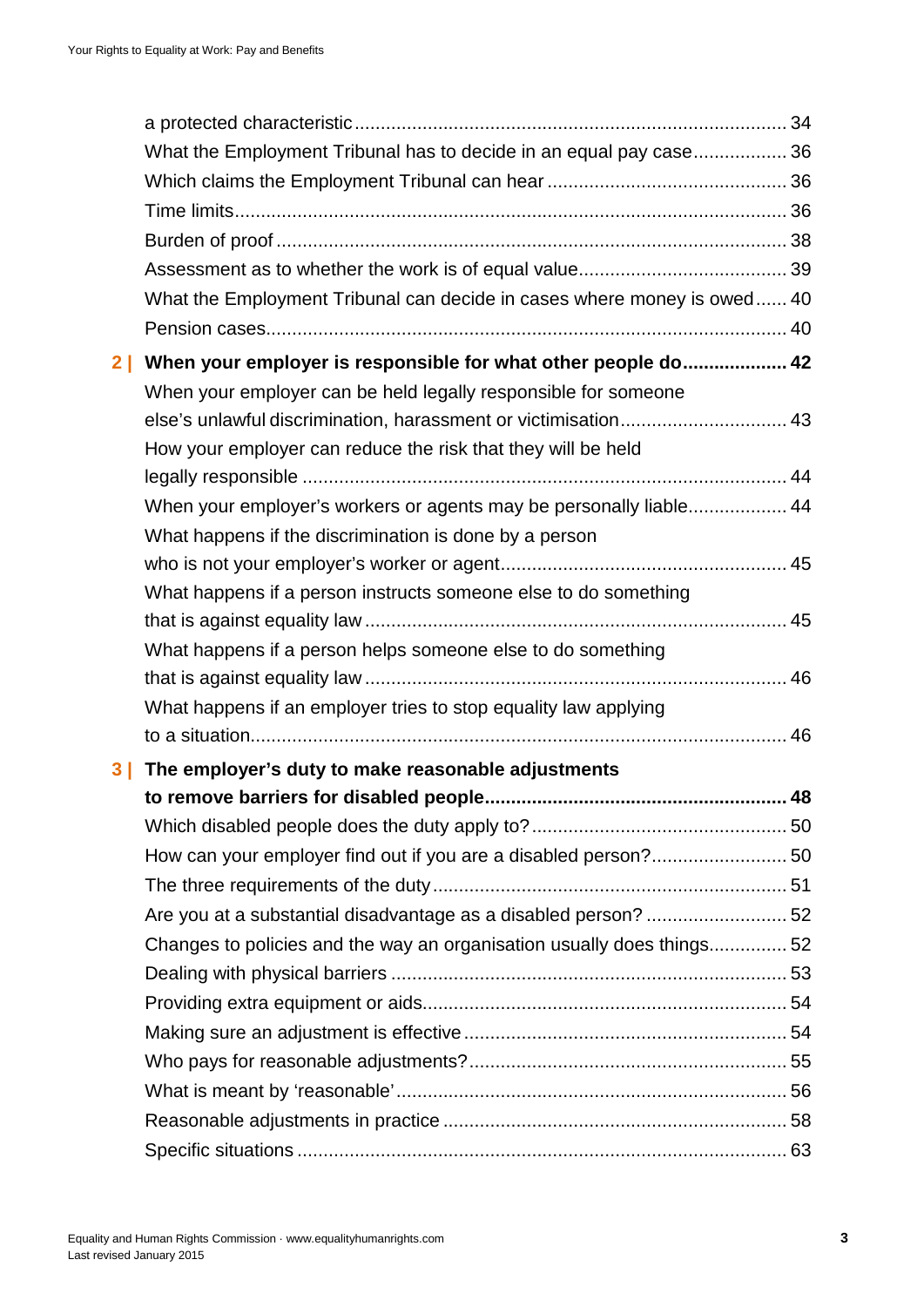a protected characteristic ... 34
What the Employment Tribunal has to decide in an equal pay case ... 36
Which claims the Employment Tribunal can hear ... 36
Time limits ... 36
Burden of proof ... 38
Assessment as to whether the work is of equal value ... 39
What the Employment Tribunal can decide in cases where money is owed ... 40
Pension cases ... 40

**2 | When your employer is responsible for what other people do ... 42**

When your employer can be held legally responsible for someone else's unlawful discrimination, harassment or victimisation ... 43
How your employer can reduce the risk that they will be held legally responsible ... 44
When your employer's workers or agents may be personally liable ... 44
What happens if the discrimination is done by a person who is not your employer's worker or agent ... 45
What happens if a person instructs someone else to do something that is against equality law ... 45
What happens if a person helps someone else to do something that is against equality law ... 46
What happens if an employer tries to stop equality law applying to a situation ... 46

**3 | The employer's duty to make reasonable adjustments to remove barriers for disabled people ... 48**

Which disabled people does the duty apply to? ... 50
How can your employer find out if you are a disabled person? ... 50
The three requirements of the duty ... 51
Are you at a substantial disadvantage as a disabled person? ... 52
Changes to policies and the way an organisation usually does things ... 52
Dealing with physical barriers ... 53
Providing extra equipment or aids ... 54
Making sure an adjustment is effective ... 54
Who pays for reasonable adjustments? ... 55
What is meant by 'reasonable' ... 56
Reasonable adjustments in practice ... 58
Specific situations ... 63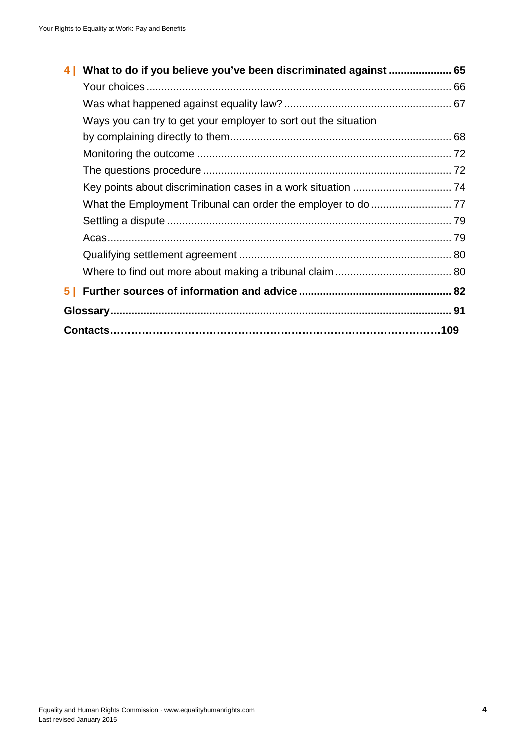**4 | What to do if you believe you've been discriminated against ..................... 65**

Your choices ..................................................................................................... 66

Was what happened against equality law? ....................................................... 67

Ways you can try to get your employer to sort out the situation by complaining directly to them ......................................................................... 68

Monitoring the outcome .................................................................................... 72

The questions procedure .................................................................................. 72

Key points about discrimination cases in a work situation ................................ 74

What the Employment Tribunal can order the employer to do ........................... 77

Settling a dispute .............................................................................................. 79

Acas .................................................................................................................. 79

Qualifying settlement agreement ...................................................................... 80

Where to find out more about making a tribunal claim ...................................... 80

**5 | Further sources of information and advice .................................................. 82**

**Glossary ................................................................................................................. 91**

**Contacts……………………………………………………………………………….109**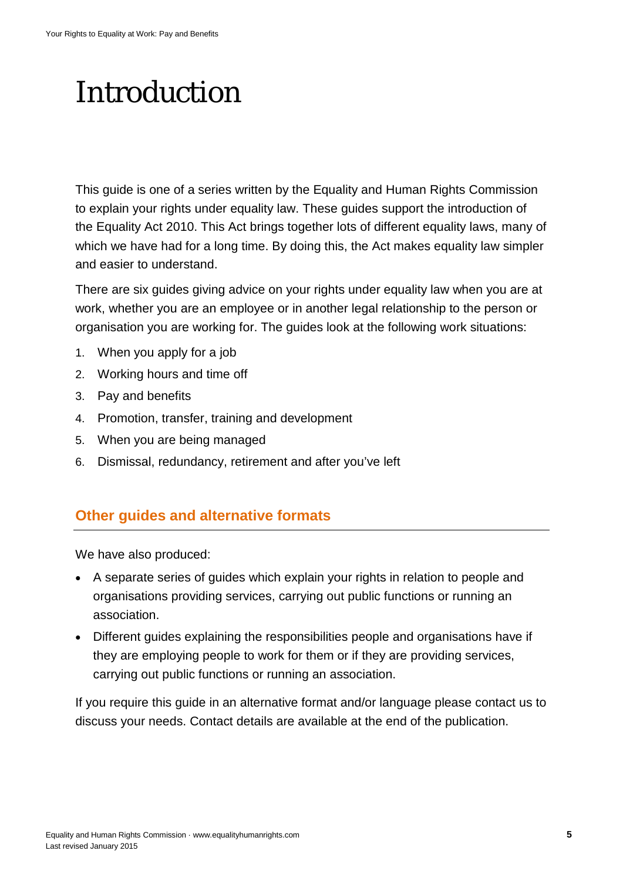# Introduction

This guide is one of a series written by the Equality and Human Rights Commission to explain your rights under equality law. These guides support the introduction of the Equality Act 2010. This Act brings together lots of different equality laws, many of which we have had for a long time. By doing this, the Act makes equality law simpler and easier to understand.

There are six guides giving advice on your rights under equality law when you are at work, whether you are an employee or in another legal relationship to the person or organisation you are working for. The guides look at the following work situations:

1. When you apply for a job
2. Working hours and time off
3. Pay and benefits
4. Promotion, transfer, training and development
5. When you are being managed
6. Dismissal, redundancy, retirement and after you've left

## Other guides and alternative formats

We have also produced:

- A separate series of guides which explain your rights in relation to people and organisations providing services, carrying out public functions or running an association.
- Different guides explaining the responsibilities people and organisations have if they are employing people to work for them or if they are providing services, carrying out public functions or running an association.

If you require this guide in an alternative format and/or language please contact us to discuss your needs. Contact details are available at the end of the publication.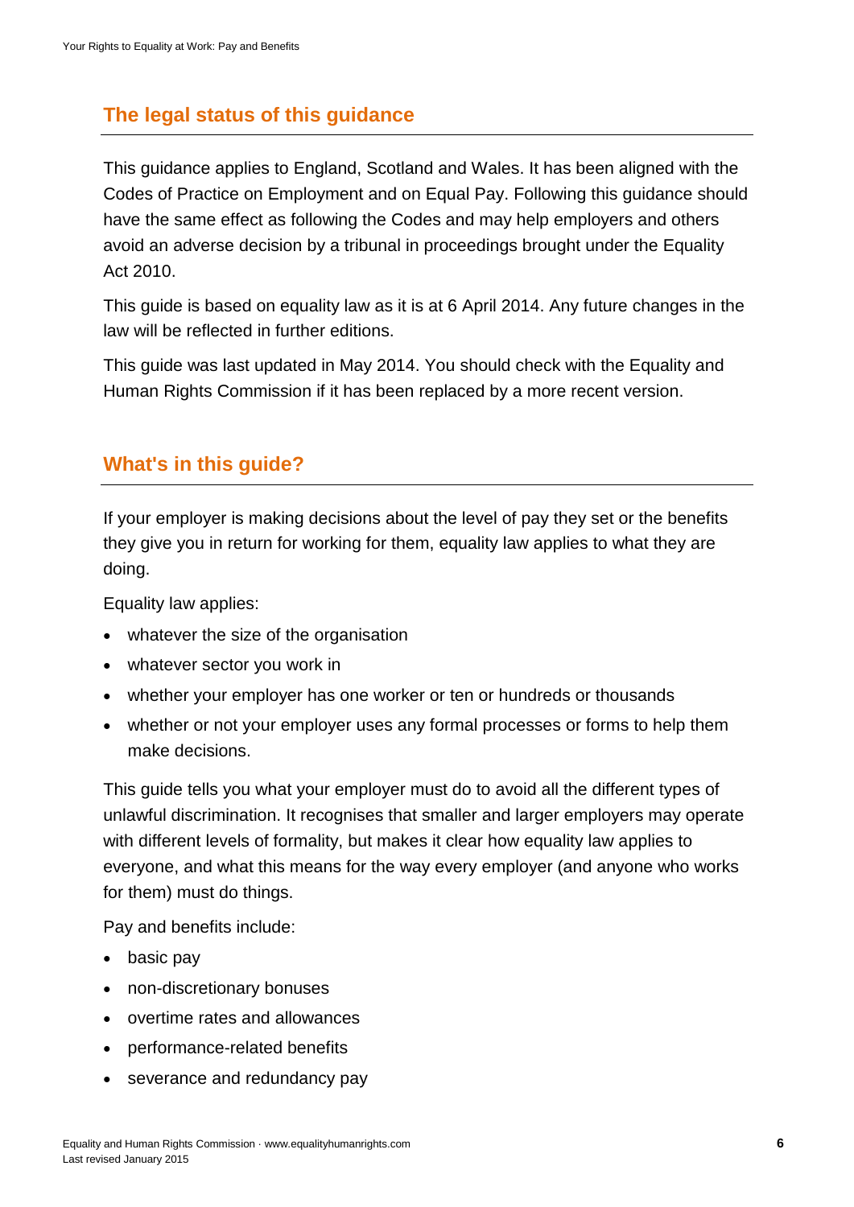## The legal status of this guidance

This guidance applies to England, Scotland and Wales. It has been aligned with the Codes of Practice on Employment and on Equal Pay. Following this guidance should have the same effect as following the Codes and may help employers and others avoid an adverse decision by a tribunal in proceedings brought under the Equality Act 2010.

This guide is based on equality law as it is at 6 April 2014. Any future changes in the law will be reflected in further editions.

This guide was last updated in May 2014. You should check with the Equality and Human Rights Commission if it has been replaced by a more recent version.

## What's in this guide?

If your employer is making decisions about the level of pay they set or the benefits they give you in return for working for them, equality law applies to what they are doing.

Equality law applies:

- whatever the size of the organisation
- whatever sector you work in
- whether your employer has one worker or ten or hundreds or thousands
- whether or not your employer uses any formal processes or forms to help them make decisions.

This guide tells you what your employer must do to avoid all the different types of unlawful discrimination. It recognises that smaller and larger employers may operate with different levels of formality, but makes it clear how equality law applies to everyone, and what this means for the way every employer (and anyone who works for them) must do things.

Pay and benefits include:

- basic pay
- non-discretionary bonuses
- overtime rates and allowances
- performance-related benefits
- severance and redundancy pay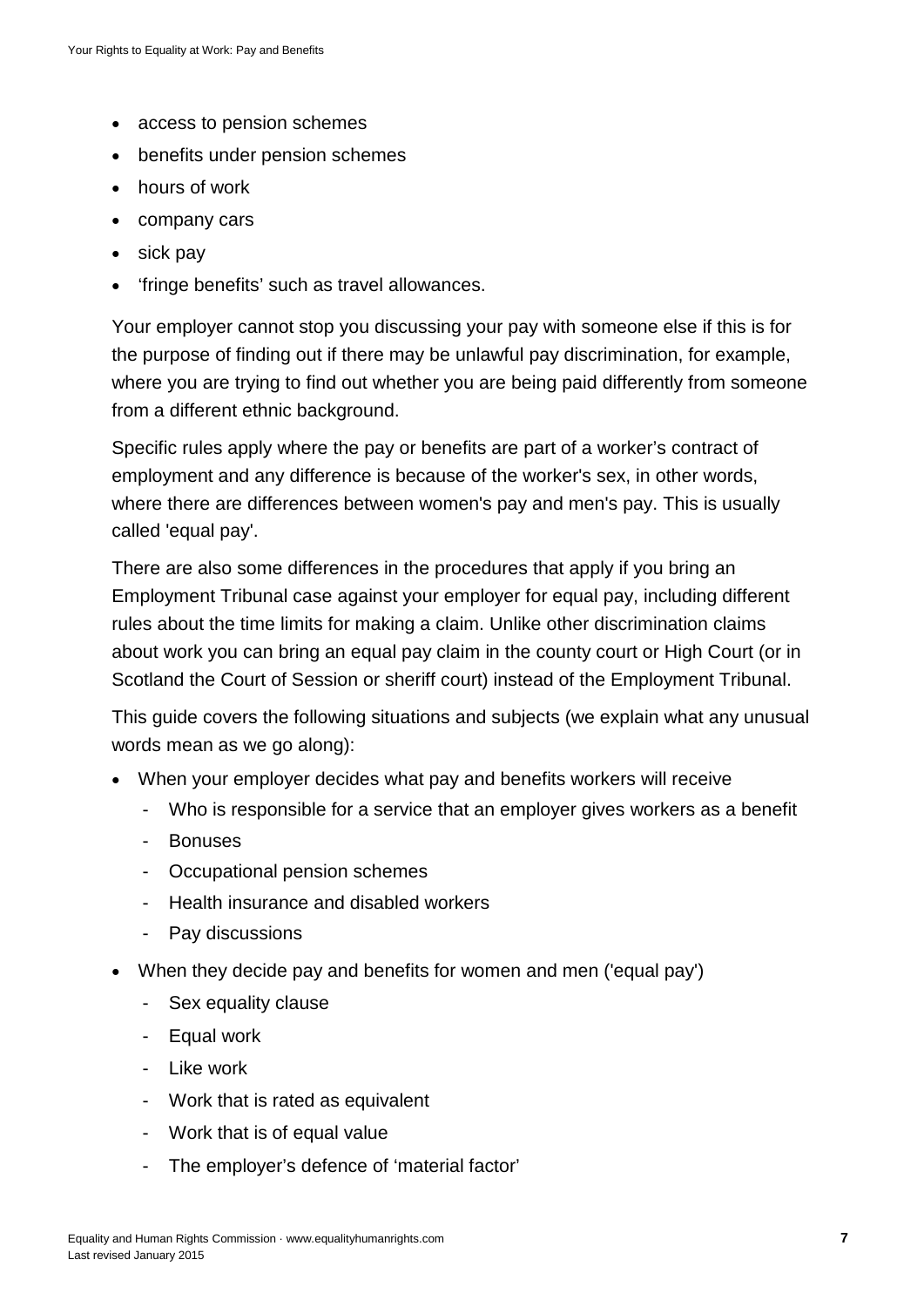- access to pension schemes
- benefits under pension schemes
- hours of work
- company cars
- sick pay
- 'fringe benefits' such as travel allowances.

Your employer cannot stop you discussing your pay with someone else if this is for the purpose of finding out if there may be unlawful pay discrimination, for example, where you are trying to find out whether you are being paid differently from someone from a different ethnic background.

Specific rules apply where the pay or benefits are part of a worker's contract of employment and any difference is because of the worker's sex, in other words, where there are differences between women's pay and men's pay. This is usually called 'equal pay'.

There are also some differences in the procedures that apply if you bring an Employment Tribunal case against your employer for equal pay, including different rules about the time limits for making a claim. Unlike other discrimination claims about work you can bring an equal pay claim in the county court or High Court (or in Scotland the Court of Session or sheriff court) instead of the Employment Tribunal.

This guide covers the following situations and subjects (we explain what any unusual words mean as we go along):

- When your employer decides what pay and benefits workers will receive
  - Who is responsible for a service that an employer gives workers as a benefit
  - Bonuses
  - Occupational pension schemes
  - Health insurance and disabled workers
  - Pay discussions
- When they decide pay and benefits for women and men ('equal pay')
  - Sex equality clause
  - Equal work
  - Like work
  - Work that is rated as equivalent
  - Work that is of equal value
  - The employer's defence of 'material factor'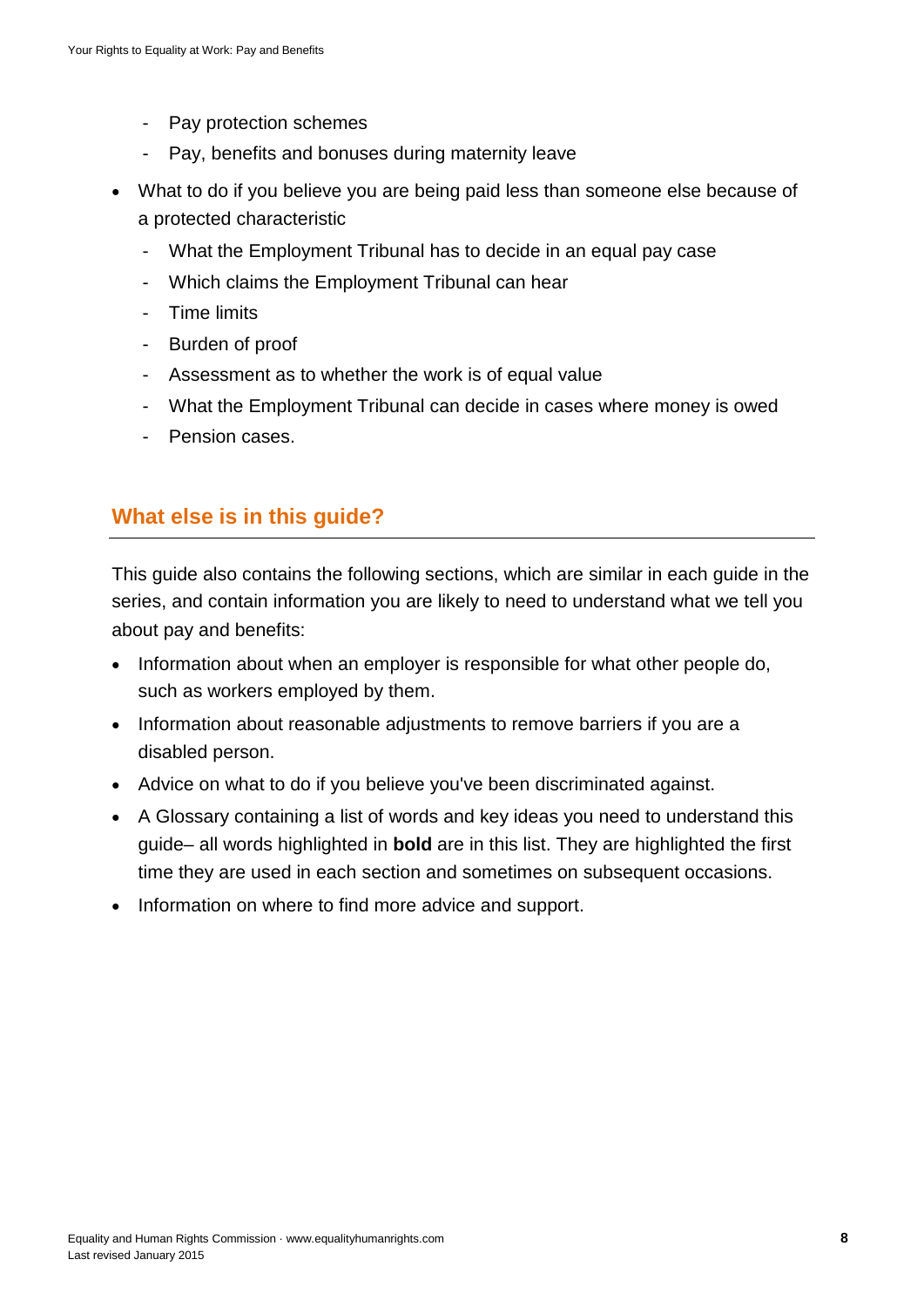- Pay protection schemes
  - Pay, benefits and bonuses during maternity leave
- What to do if you believe you are being paid less than someone else because of a protected characteristic
  - What the Employment Tribunal has to decide in an equal pay case
  - Which claims the Employment Tribunal can hear
  - Time limits
  - Burden of proof
  - Assessment as to whether the work is of equal value
  - What the Employment Tribunal can decide in cases where money is owed
  - Pension cases.

## What else is in this guide?

This guide also contains the following sections, which are similar in each guide in the series, and contain information you are likely to need to understand what we tell you about pay and benefits:

- Information about when an employer is responsible for what other people do, such as workers employed by them.
- Information about reasonable adjustments to remove barriers if you are a disabled person.
- Advice on what to do if you believe you've been discriminated against.
- A Glossary containing a list of words and key ideas you need to understand this guide– all words highlighted in **bold** are in this list. They are highlighted the first time they are used in each section and sometimes on subsequent occasions.
- Information on where to find more advice and support.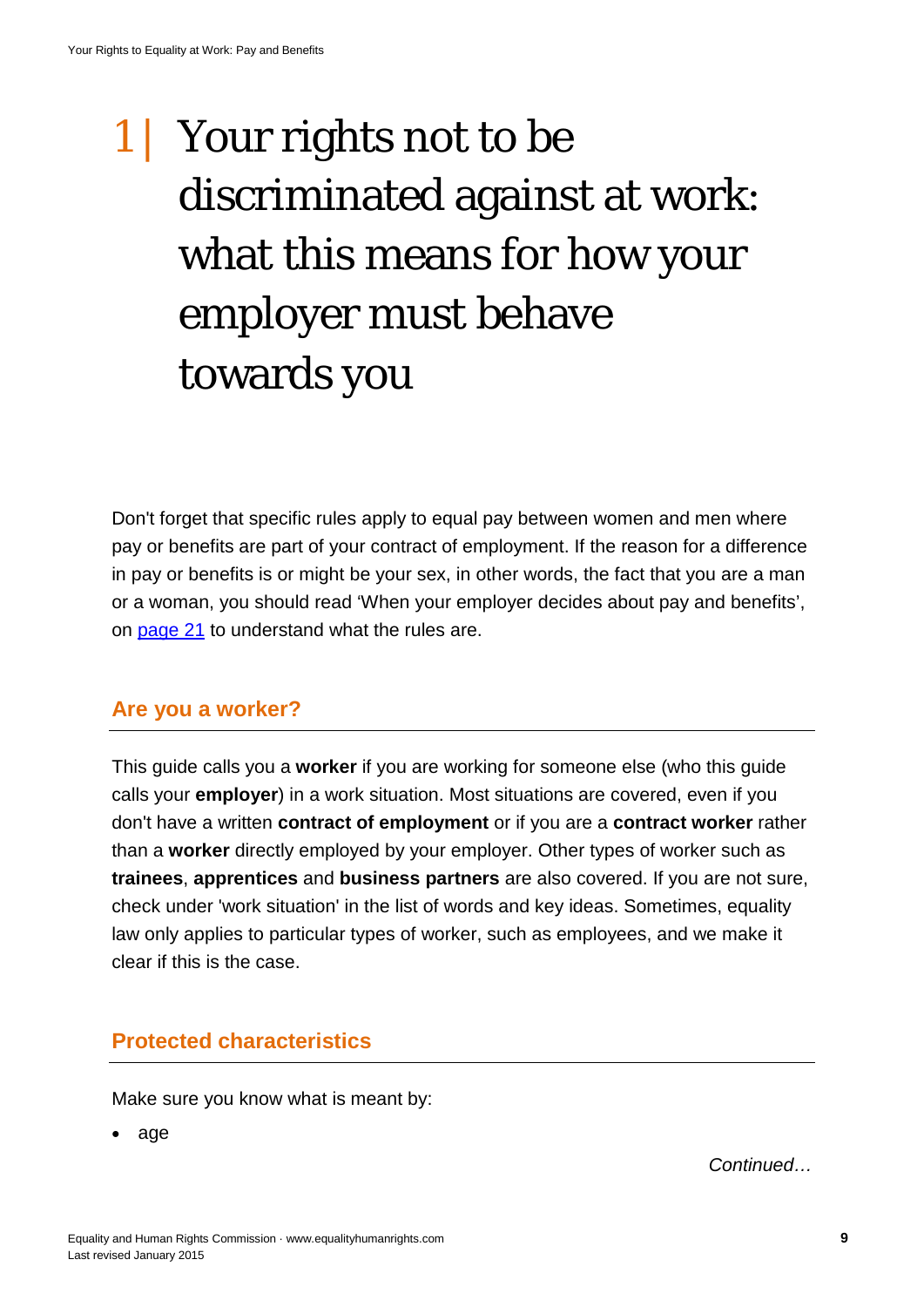# 1 | Your rights not to be discriminated against at work: what this means for how your employer must behave towards you

Don't forget that specific rules apply to equal pay between women and men where pay or benefits are part of your contract of employment. If the reason for a difference in pay or benefits is or might be your sex, in other words, the fact that you are a man or a woman, you should read 'When your employer decides about pay and benefits', on [page 21](#) to understand what the rules are.

## Are you a worker?

This guide calls you a **worker** if you are working for someone else (who this guide calls your **employer**) in a work situation. Most situations are covered, even if you don't have a written **contract of employment** or if you are a **contract worker** rather than a **worker** directly employed by your employer. Other types of worker such as **trainees**, **apprentices** and **business partners** are also covered. If you are not sure, check under 'work situation' in the list of words and key ideas. Sometimes, equality law only applies to particular types of worker, such as employees, and we make it clear if this is the case.

## Protected characteristics

Make sure you know what is meant by:

- age

*Continued…*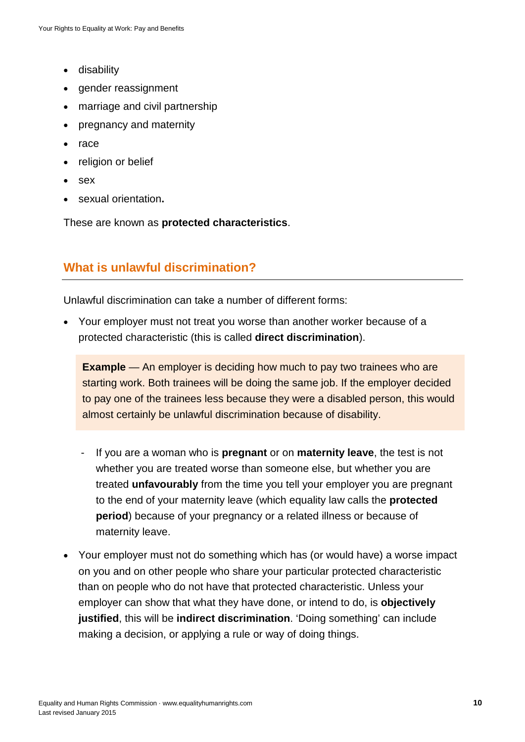- disability
- gender reassignment
- marriage and civil partnership
- pregnancy and maternity
- race
- religion or belief
- sex
- sexual orientation**.**

These are known as **protected characteristics**.

## What is unlawful discrimination?

Unlawful discrimination can take a number of different forms:

- Your employer must not treat you worse than another worker because of a protected characteristic (this is called **direct discrimination**).

  > **Example** — An employer is deciding how much to pay two trainees who are starting work. Both trainees will be doing the same job. If the employer decided to pay one of the trainees less because they were a disabled person, this would almost certainly be unlawful discrimination because of disability.

  - If you are a woman who is **pregnant** or on **maternity leave**, the test is not whether you are treated worse than someone else, but whether you are treated **unfavourably** from the time you tell your employer you are pregnant to the end of your maternity leave (which equality law calls the **protected period**) because of your pregnancy or a related illness or because of maternity leave.

- Your employer must not do something which has (or would have) a worse impact on you and on other people who share your particular protected characteristic than on people who do not have that protected characteristic. Unless your employer can show that what they have done, or intend to do, is **objectively justified**, this will be **indirect discrimination**. 'Doing something' can include making a decision, or applying a rule or way of doing things.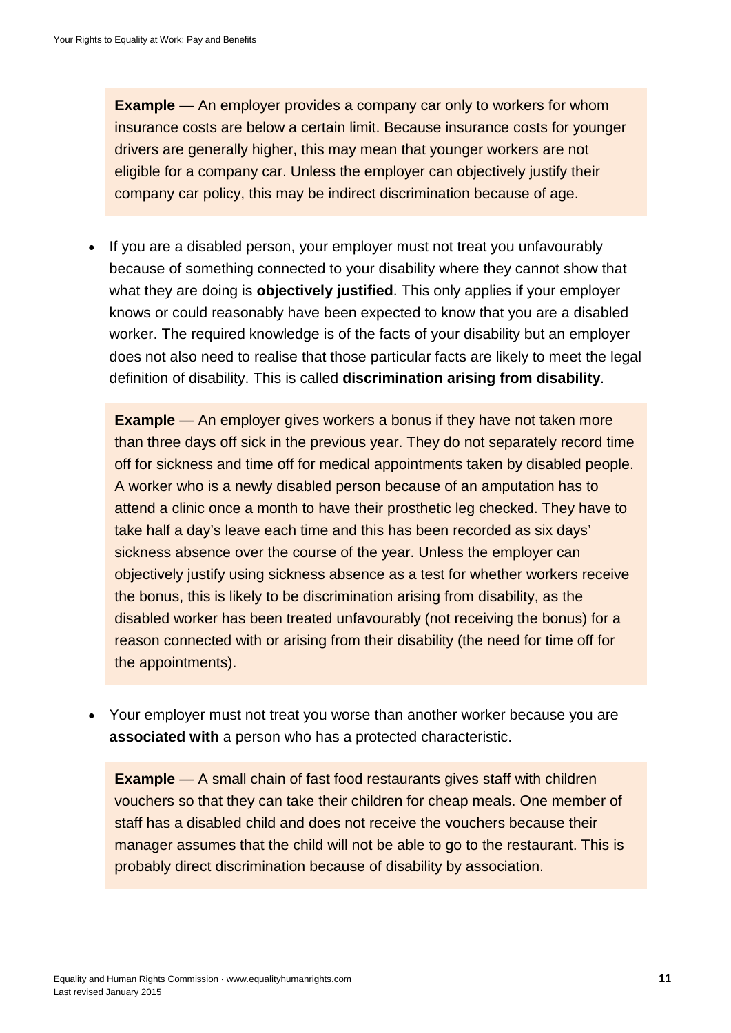> **Example** — An employer provides a company car only to workers for whom insurance costs are below a certain limit. Because insurance costs for younger drivers are generally higher, this may mean that younger workers are not eligible for a company car. Unless the employer can objectively justify their company car policy, this may be indirect discrimination because of age.

- If you are a disabled person, your employer must not treat you unfavourably because of something connected to your disability where they cannot show that what they are doing is **objectively justified**. This only applies if your employer knows or could reasonably have been expected to know that you are a disabled worker. The required knowledge is of the facts of your disability but an employer does not also need to realise that those particular facts are likely to meet the legal definition of disability. This is called **discrimination arising from disability**.

> **Example** — An employer gives workers a bonus if they have not taken more than three days off sick in the previous year. They do not separately record time off for sickness and time off for medical appointments taken by disabled people. A worker who is a newly disabled person because of an amputation has to attend a clinic once a month to have their prosthetic leg checked. They have to take half a day's leave each time and this has been recorded as six days' sickness absence over the course of the year. Unless the employer can objectively justify using sickness absence as a test for whether workers receive the bonus, this is likely to be discrimination arising from disability, as the disabled worker has been treated unfavourably (not receiving the bonus) for a reason connected with or arising from their disability (the need for time off for the appointments).

- Your employer must not treat you worse than another worker because you are **associated with** a person who has a protected characteristic.

> **Example** — A small chain of fast food restaurants gives staff with children vouchers so that they can take their children for cheap meals. One member of staff has a disabled child and does not receive the vouchers because their manager assumes that the child will not be able to go to the restaurant. This is probably direct discrimination because of disability by association.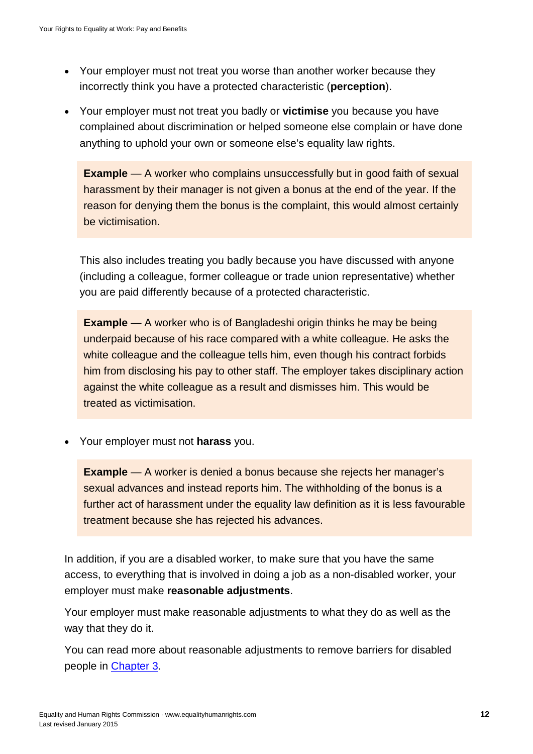- Your employer must not treat you worse than another worker because they incorrectly think you have a protected characteristic (**perception**).
- Your employer must not treat you badly or **victimise** you because you have complained about discrimination or helped someone else complain or have done anything to uphold your own or someone else's equality law rights.

  > **Example** — A worker who complains unsuccessfully but in good faith of sexual harassment by their manager is not given a bonus at the end of the year. If the reason for denying them the bonus is the complaint, this would almost certainly be victimisation.

  This also includes treating you badly because you have discussed with anyone (including a colleague, former colleague or trade union representative) whether you are paid differently because of a protected characteristic.

  > **Example** — A worker who is of Bangladeshi origin thinks he may be being underpaid because of his race compared with a white colleague. He asks the white colleague and the colleague tells him, even though his contract forbids him from disclosing his pay to other staff. The employer takes disciplinary action against the white colleague as a result and dismisses him. This would be treated as victimisation.

- Your employer must not **harass** you.

  > **Example** — A worker is denied a bonus because she rejects her manager's sexual advances and instead reports him. The withholding of the bonus is a further act of harassment under the equality law definition as it is less favourable treatment because she has rejected his advances.

In addition, if you are a disabled worker, to make sure that you have the same access, to everything that is involved in doing a job as a non-disabled worker, your employer must make **reasonable adjustments**.

Your employer must make reasonable adjustments to what they do as well as the way that they do it.

You can read more about reasonable adjustments to remove barriers for disabled people in Chapter 3.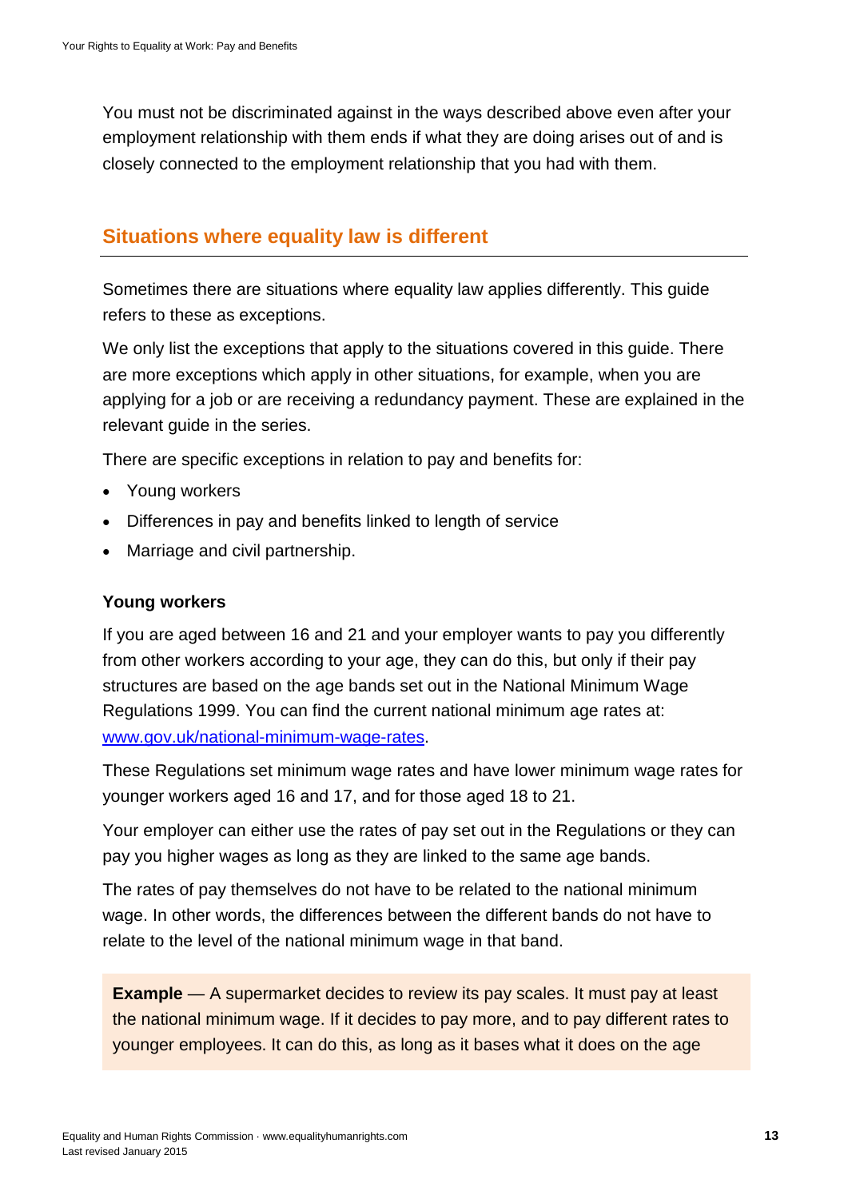You must not be discriminated against in the ways described above even after your employment relationship with them ends if what they are doing arises out of and is closely connected to the employment relationship that you had with them.

## Situations where equality law is different

Sometimes there are situations where equality law applies differently. This guide refers to these as exceptions.

We only list the exceptions that apply to the situations covered in this guide. There are more exceptions which apply in other situations, for example, when you are applying for a job or are receiving a redundancy payment. These are explained in the relevant guide in the series.

There are specific exceptions in relation to pay and benefits for:

- Young workers
- Differences in pay and benefits linked to length of service
- Marriage and civil partnership.

### Young workers

If you are aged between 16 and 21 and your employer wants to pay you differently from other workers according to your age, they can do this, but only if their pay structures are based on the age bands set out in the National Minimum Wage Regulations 1999. You can find the current national minimum age rates at: [www.gov.uk/national-minimum-wage-rates](http://www.gov.uk/national-minimum-wage-rates).

These Regulations set minimum wage rates and have lower minimum wage rates for younger workers aged 16 and 17, and for those aged 18 to 21.

Your employer can either use the rates of pay set out in the Regulations or they can pay you higher wages as long as they are linked to the same age bands.

The rates of pay themselves do not have to be related to the national minimum wage. In other words, the differences between the different bands do not have to relate to the level of the national minimum wage in that band.

**Example** — A supermarket decides to review its pay scales. It must pay at least the national minimum wage. If it decides to pay more, and to pay different rates to younger employees. It can do this, as long as it bases what it does on the age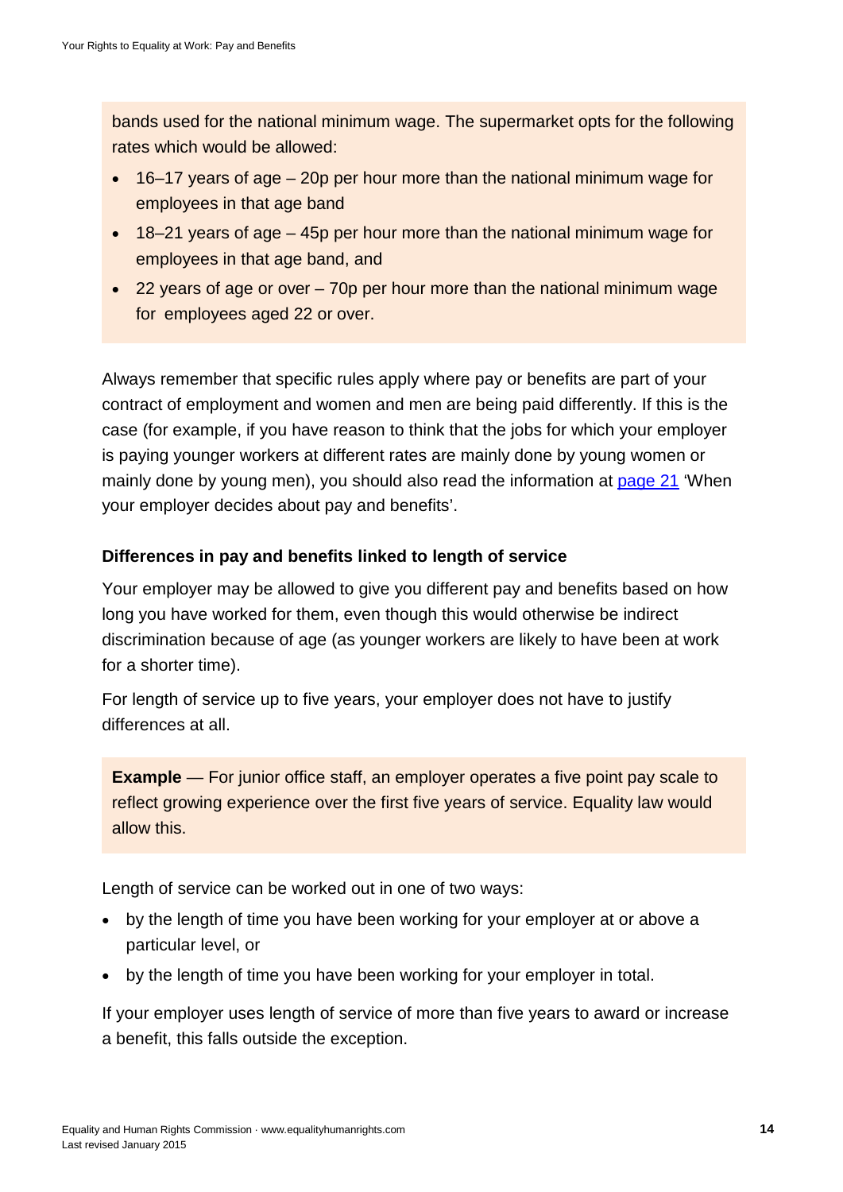bands used for the national minimum wage. The supermarket opts for the following rates which would be allowed:

- 16–17 years of age – 20p per hour more than the national minimum wage for employees in that age band
- 18–21 years of age – 45p per hour more than the national minimum wage for employees in that age band, and
- 22 years of age or over – 70p per hour more than the national minimum wage for employees aged 22 or over.

Always remember that specific rules apply where pay or benefits are part of your contract of employment and women and men are being paid differently. If this is the case (for example, if you have reason to think that the jobs for which your employer is paying younger workers at different rates are mainly done by young women or mainly done by young men), you should also read the information at page 21 'When your employer decides about pay and benefits'.

**Differences in pay and benefits linked to length of service**

Your employer may be allowed to give you different pay and benefits based on how long you have worked for them, even though this would otherwise be indirect discrimination because of age (as younger workers are likely to have been at work for a shorter time).

For length of service up to five years, your employer does not have to justify differences at all.

**Example** — For junior office staff, an employer operates a five point pay scale to reflect growing experience over the first five years of service. Equality law would allow this.

Length of service can be worked out in one of two ways:

- by the length of time you have been working for your employer at or above a particular level, or
- by the length of time you have been working for your employer in total.

If your employer uses length of service of more than five years to award or increase a benefit, this falls outside the exception.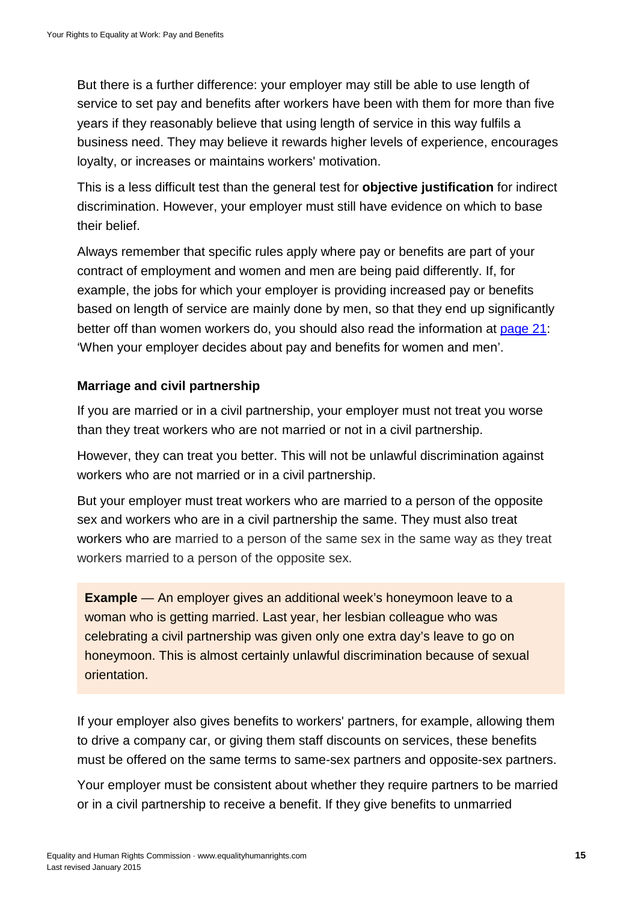But there is a further difference: your employer may still be able to use length of service to set pay and benefits after workers have been with them for more than five years if they reasonably believe that using length of service in this way fulfils a business need. They may believe it rewards higher levels of experience, encourages loyalty, or increases or maintains workers' motivation.

This is a less difficult test than the general test for **objective justification** for indirect discrimination. However, your employer must still have evidence on which to base their belief.

Always remember that specific rules apply where pay or benefits are part of your contract of employment and women and men are being paid differently. If, for example, the jobs for which your employer is providing increased pay or benefits based on length of service are mainly done by men, so that they end up significantly better off than women workers do, you should also read the information at page 21: 'When your employer decides about pay and benefits for women and men'.

### Marriage and civil partnership

If you are married or in a civil partnership, your employer must not treat you worse than they treat workers who are not married or not in a civil partnership.

However, they can treat you better. This will not be unlawful discrimination against workers who are not married or in a civil partnership.

But your employer must treat workers who are married to a person of the opposite sex and workers who are in a civil partnership the same. They must also treat workers who are married to a person of the same sex in the same way as they treat workers married to a person of the opposite sex.

> **Example** — An employer gives an additional week's honeymoon leave to a woman who is getting married. Last year, her lesbian colleague who was celebrating a civil partnership was given only one extra day's leave to go on honeymoon. This is almost certainly unlawful discrimination because of sexual orientation.

If your employer also gives benefits to workers' partners, for example, allowing them to drive a company car, or giving them staff discounts on services, these benefits must be offered on the same terms to same-sex partners and opposite-sex partners.

Your employer must be consistent about whether they require partners to be married or in a civil partnership to receive a benefit. If they give benefits to unmarried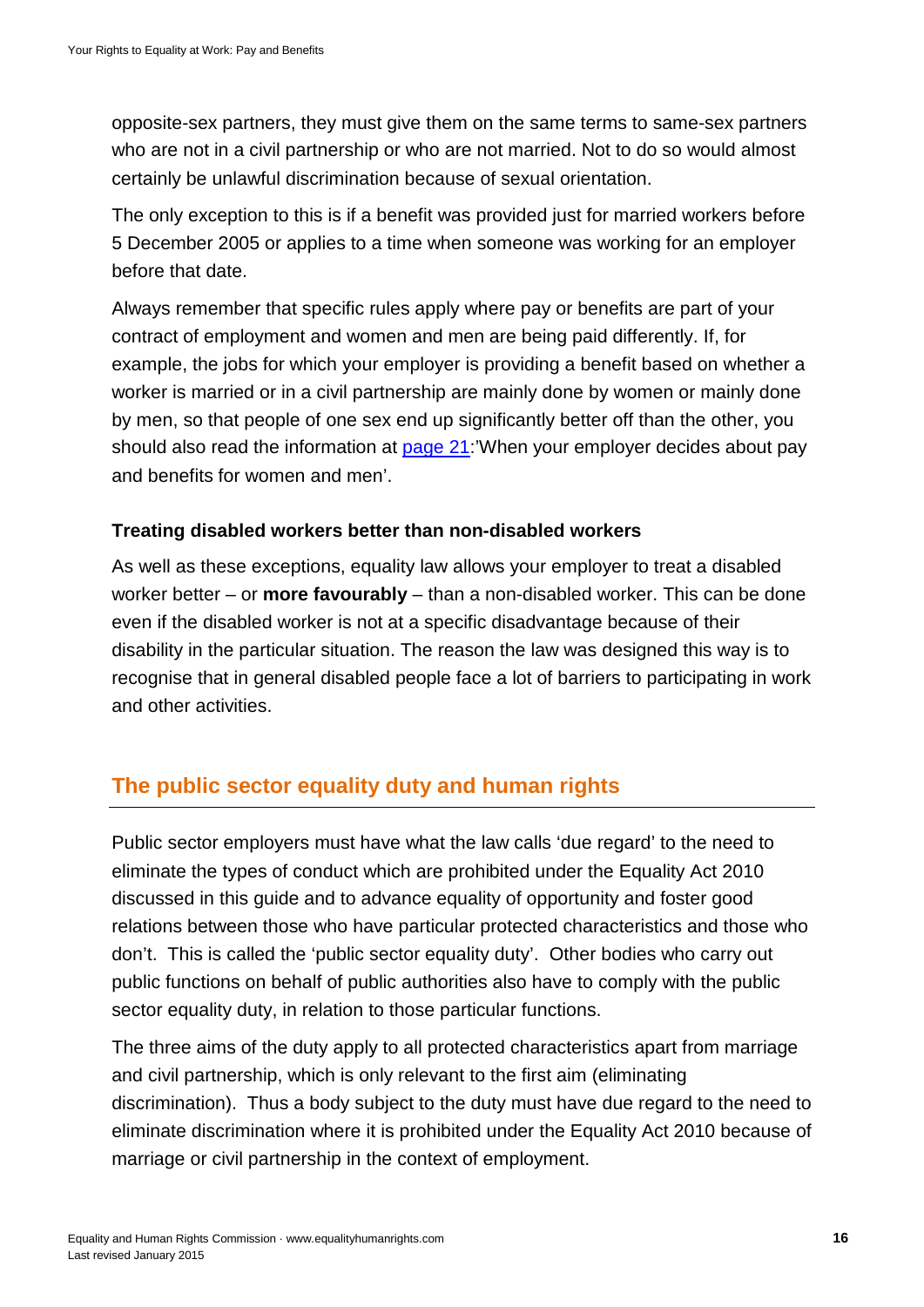opposite-sex partners, they must give them on the same terms to same-sex partners who are not in a civil partnership or who are not married. Not to do so would almost certainly be unlawful discrimination because of sexual orientation.

The only exception to this is if a benefit was provided just for married workers before 5 December 2005 or applies to a time when someone was working for an employer before that date.

Always remember that specific rules apply where pay or benefits are part of your contract of employment and women and men are being paid differently. If, for example, the jobs for which your employer is providing a benefit based on whether a worker is married or in a civil partnership are mainly done by women or mainly done by men, so that people of one sex end up significantly better off than the other, you should also read the information at page 21:'When your employer decides about pay and benefits for women and men'.

### Treating disabled workers better than non-disabled workers

As well as these exceptions, equality law allows your employer to treat a disabled worker better – or **more favourably** – than a non-disabled worker. This can be done even if the disabled worker is not at a specific disadvantage because of their disability in the particular situation. The reason the law was designed this way is to recognise that in general disabled people face a lot of barriers to participating in work and other activities.

## The public sector equality duty and human rights

Public sector employers must have what the law calls 'due regard' to the need to eliminate the types of conduct which are prohibited under the Equality Act 2010 discussed in this guide and to advance equality of opportunity and foster good relations between those who have particular protected characteristics and those who don't. This is called the 'public sector equality duty'. Other bodies who carry out public functions on behalf of public authorities also have to comply with the public sector equality duty, in relation to those particular functions.

The three aims of the duty apply to all protected characteristics apart from marriage and civil partnership, which is only relevant to the first aim (eliminating discrimination). Thus a body subject to the duty must have due regard to the need to eliminate discrimination where it is prohibited under the Equality Act 2010 because of marriage or civil partnership in the context of employment.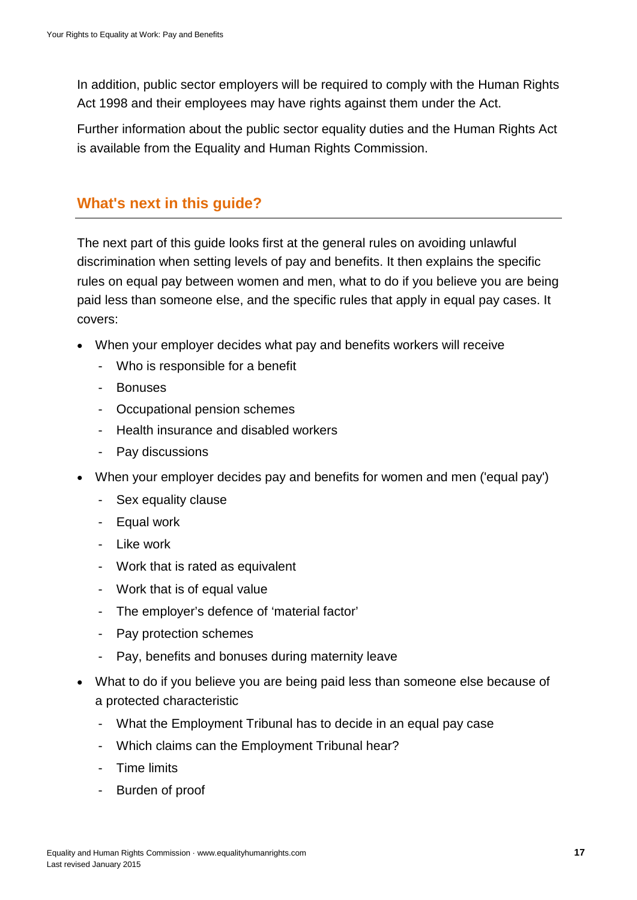In addition, public sector employers will be required to comply with the Human Rights Act 1998 and their employees may have rights against them under the Act.

Further information about the public sector equality duties and the Human Rights Act is available from the Equality and Human Rights Commission.

## What's next in this guide?

The next part of this guide looks first at the general rules on avoiding unlawful discrimination when setting levels of pay and benefits. It then explains the specific rules on equal pay between women and men, what to do if you believe you are being paid less than someone else, and the specific rules that apply in equal pay cases. It covers:

- When your employer decides what pay and benefits workers will receive
  - Who is responsible for a benefit
  - Bonuses
  - Occupational pension schemes
  - Health insurance and disabled workers
  - Pay discussions
- When your employer decides pay and benefits for women and men ('equal pay')
  - Sex equality clause
  - Equal work
  - Like work
  - Work that is rated as equivalent
  - Work that is of equal value
  - The employer's defence of 'material factor'
  - Pay protection schemes
  - Pay, benefits and bonuses during maternity leave
- What to do if you believe you are being paid less than someone else because of a protected characteristic
  - What the Employment Tribunal has to decide in an equal pay case
  - Which claims can the Employment Tribunal hear?
  - Time limits
  - Burden of proof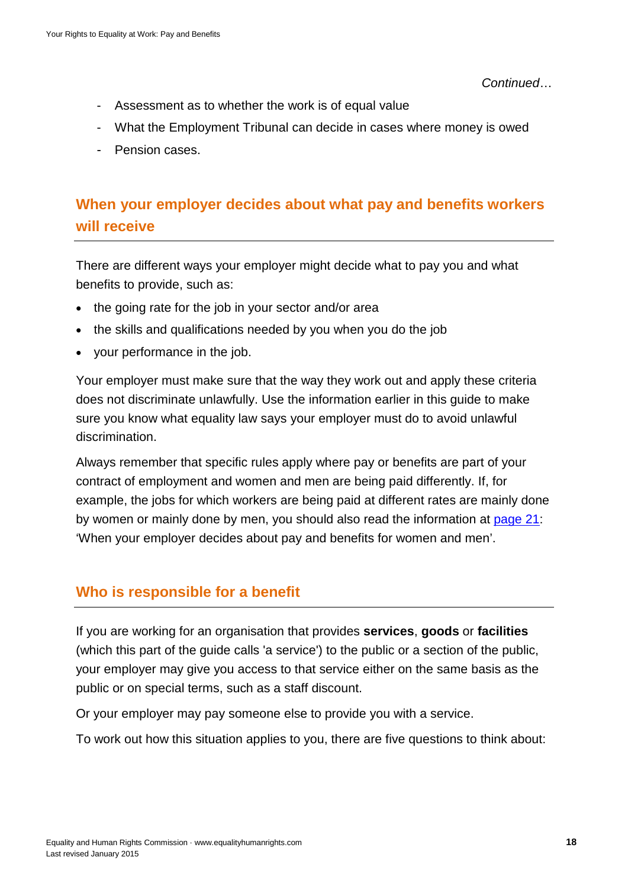*Continued…*

- Assessment as to whether the work is of equal value
- What the Employment Tribunal can decide in cases where money is owed
- Pension cases.

## When your employer decides about what pay and benefits workers will receive

There are different ways your employer might decide what to pay you and what benefits to provide, such as:

- the going rate for the job in your sector and/or area
- the skills and qualifications needed by you when you do the job
- your performance in the job.

Your employer must make sure that the way they work out and apply these criteria does not discriminate unlawfully. Use the information earlier in this guide to make sure you know what equality law says your employer must do to avoid unlawful discrimination.

Always remember that specific rules apply where pay or benefits are part of your contract of employment and women and men are being paid differently. If, for example, the jobs for which workers are being paid at different rates are mainly done by women or mainly done by men, you should also read the information at page 21: 'When your employer decides about pay and benefits for women and men'.

## Who is responsible for a benefit

If you are working for an organisation that provides **services**, **goods** or **facilities** (which this part of the guide calls 'a service') to the public or a section of the public, your employer may give you access to that service either on the same basis as the public or on special terms, such as a staff discount.

Or your employer may pay someone else to provide you with a service.

To work out how this situation applies to you, there are five questions to think about: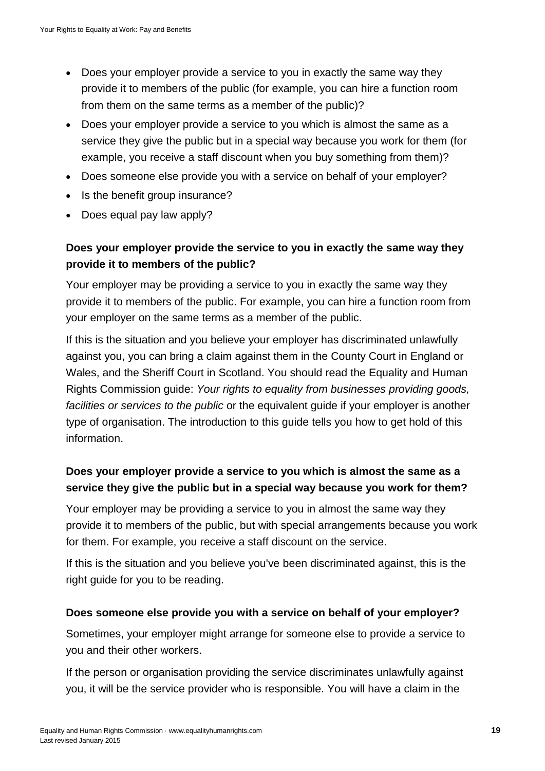- Does your employer provide a service to you in exactly the same way they provide it to members of the public (for example, you can hire a function room from them on the same terms as a member of the public)?
- Does your employer provide a service to you which is almost the same as a service they give the public but in a special way because you work for them (for example, you receive a staff discount when you buy something from them)?
- Does someone else provide you with a service on behalf of your employer?
- Is the benefit group insurance?
- Does equal pay law apply?

**Does your employer provide the service to you in exactly the same way they provide it to members of the public?**

Your employer may be providing a service to you in exactly the same way they provide it to members of the public. For example, you can hire a function room from your employer on the same terms as a member of the public.

If this is the situation and you believe your employer has discriminated unlawfully against you, you can bring a claim against them in the County Court in England or Wales, and the Sheriff Court in Scotland. You should read the Equality and Human Rights Commission guide: *Your rights to equality from businesses providing goods, facilities or services to the public* or the equivalent guide if your employer is another type of organisation. The introduction to this guide tells you how to get hold of this information.

**Does your employer provide a service to you which is almost the same as a service they give the public but in a special way because you work for them?**

Your employer may be providing a service to you in almost the same way they provide it to members of the public, but with special arrangements because you work for them. For example, you receive a staff discount on the service.

If this is the situation and you believe you've been discriminated against, this is the right guide for you to be reading.

**Does someone else provide you with a service on behalf of your employer?**

Sometimes, your employer might arrange for someone else to provide a service to you and their other workers.

If the person or organisation providing the service discriminates unlawfully against you, it will be the service provider who is responsible. You will have a claim in the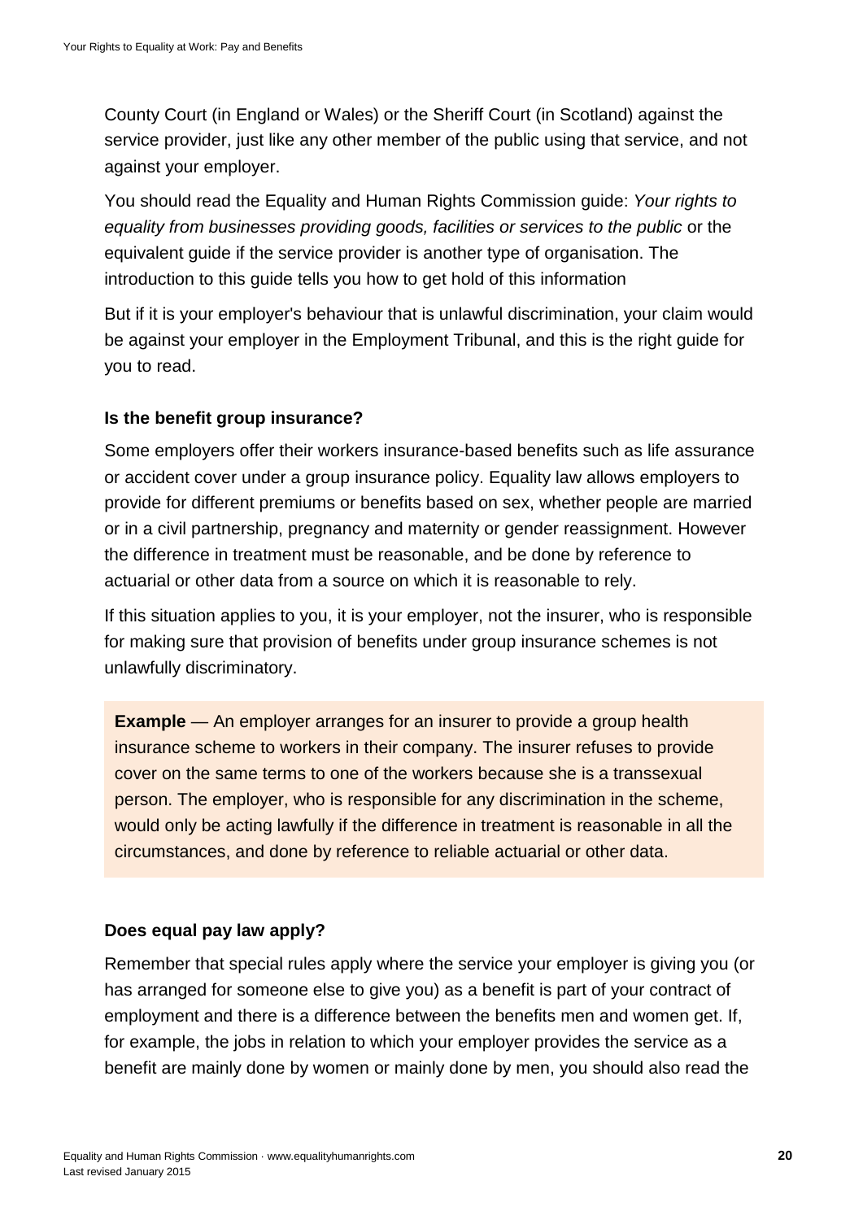County Court (in England or Wales) or the Sheriff Court (in Scotland) against the service provider, just like any other member of the public using that service, and not against your employer.

You should read the Equality and Human Rights Commission guide: *Your rights to equality from businesses providing goods, facilities or services to the public* or the equivalent guide if the service provider is another type of organisation. The introduction to this guide tells you how to get hold of this information

But if it is your employer's behaviour that is unlawful discrimination, your claim would be against your employer in the Employment Tribunal, and this is the right guide for you to read.

**Is the benefit group insurance?**

Some employers offer their workers insurance-based benefits such as life assurance or accident cover under a group insurance policy. Equality law allows employers to provide for different premiums or benefits based on sex, whether people are married or in a civil partnership, pregnancy and maternity or gender reassignment. However the difference in treatment must be reasonable, and be done by reference to actuarial or other data from a source on which it is reasonable to rely.

If this situation applies to you, it is your employer, not the insurer, who is responsible for making sure that provision of benefits under group insurance schemes is not unlawfully discriminatory.

> **Example** — An employer arranges for an insurer to provide a group health insurance scheme to workers in their company. The insurer refuses to provide cover on the same terms to one of the workers because she is a transsexual person. The employer, who is responsible for any discrimination in the scheme, would only be acting lawfully if the difference in treatment is reasonable in all the circumstances, and done by reference to reliable actuarial or other data.

**Does equal pay law apply?**

Remember that special rules apply where the service your employer is giving you (or has arranged for someone else to give you) as a benefit is part of your contract of employment and there is a difference between the benefits men and women get. If, for example, the jobs in relation to which your employer provides the service as a benefit are mainly done by women or mainly done by men, you should also read the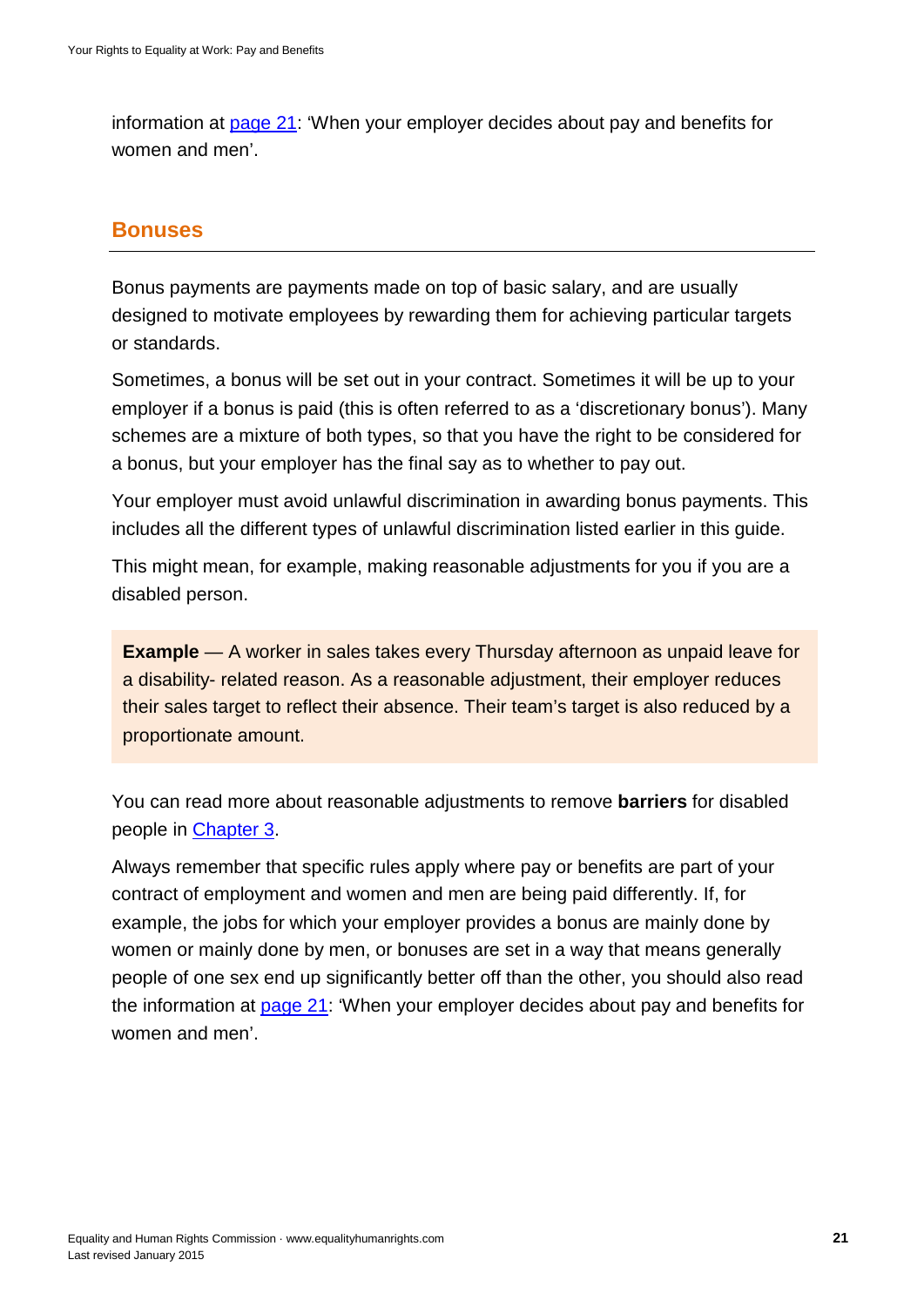information at page 21: 'When your employer decides about pay and benefits for women and men'.

## Bonuses

Bonus payments are payments made on top of basic salary, and are usually designed to motivate employees by rewarding them for achieving particular targets or standards.

Sometimes, a bonus will be set out in your contract. Sometimes it will be up to your employer if a bonus is paid (this is often referred to as a 'discretionary bonus'). Many schemes are a mixture of both types, so that you have the right to be considered for a bonus, but your employer has the final say as to whether to pay out.

Your employer must avoid unlawful discrimination in awarding bonus payments. This includes all the different types of unlawful discrimination listed earlier in this guide.

This might mean, for example, making reasonable adjustments for you if you are a disabled person.

> **Example** — A worker in sales takes every Thursday afternoon as unpaid leave for a disability- related reason. As a reasonable adjustment, their employer reduces their sales target to reflect their absence. Their team's target is also reduced by a proportionate amount.

You can read more about reasonable adjustments to remove **barriers** for disabled people in Chapter 3.

Always remember that specific rules apply where pay or benefits are part of your contract of employment and women and men are being paid differently. If, for example, the jobs for which your employer provides a bonus are mainly done by women or mainly done by men, or bonuses are set in a way that means generally people of one sex end up significantly better off than the other, you should also read the information at page 21: 'When your employer decides about pay and benefits for women and men'.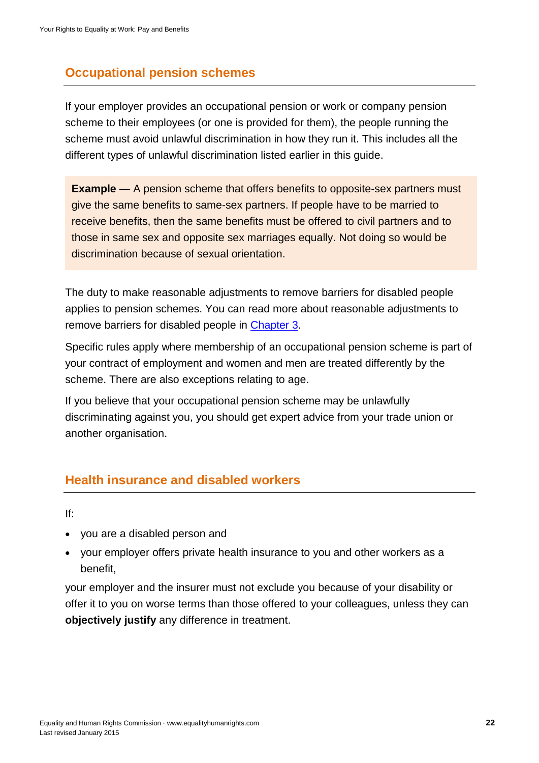## Occupational pension schemes

If your employer provides an occupational pension or work or company pension scheme to their employees (or one is provided for them), the people running the scheme must avoid unlawful discrimination in how they run it. This includes all the different types of unlawful discrimination listed earlier in this guide.

**Example** — A pension scheme that offers benefits to opposite-sex partners must give the same benefits to same-sex partners. If people have to be married to receive benefits, then the same benefits must be offered to civil partners and to those in same sex and opposite sex marriages equally. Not doing so would be discrimination because of sexual orientation.

The duty to make reasonable adjustments to remove barriers for disabled people applies to pension schemes. You can read more about reasonable adjustments to remove barriers for disabled people in Chapter 3.

Specific rules apply where membership of an occupational pension scheme is part of your contract of employment and women and men are treated differently by the scheme. There are also exceptions relating to age.

If you believe that your occupational pension scheme may be unlawfully discriminating against you, you should get expert advice from your trade union or another organisation.

## Health insurance and disabled workers

If:

- you are a disabled person and
- your employer offers private health insurance to you and other workers as a benefit,

your employer and the insurer must not exclude you because of your disability or offer it to you on worse terms than those offered to your colleagues, unless they can **objectively justify** any difference in treatment.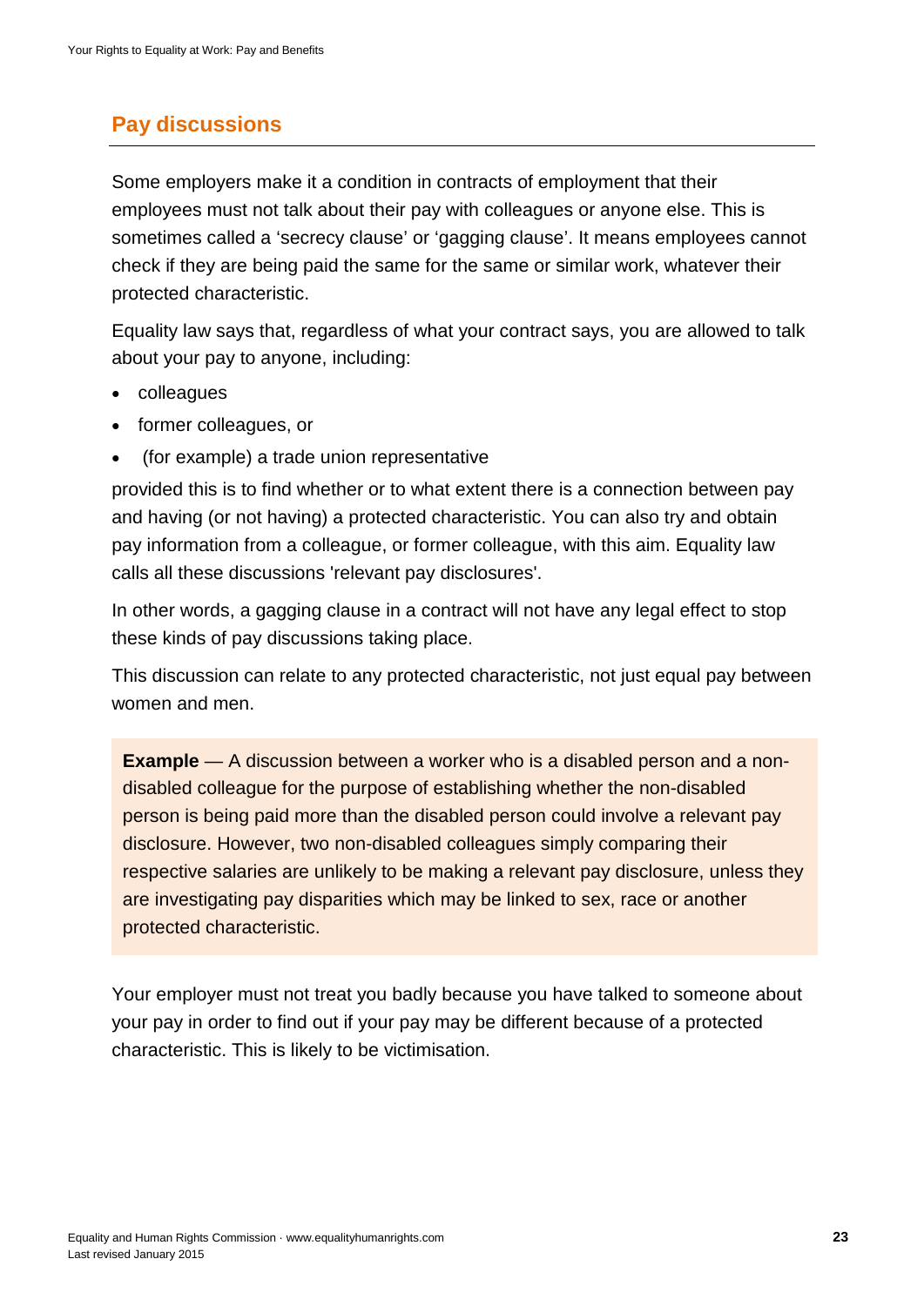## Pay discussions

Some employers make it a condition in contracts of employment that their employees must not talk about their pay with colleagues or anyone else. This is sometimes called a 'secrecy clause' or 'gagging clause'. It means employees cannot check if they are being paid the same for the same or similar work, whatever their protected characteristic.

Equality law says that, regardless of what your contract says, you are allowed to talk about your pay to anyone, including:

- colleagues
- former colleagues, or
- (for example) a trade union representative

provided this is to find whether or to what extent there is a connection between pay and having (or not having) a protected characteristic. You can also try and obtain pay information from a colleague, or former colleague, with this aim. Equality law calls all these discussions 'relevant pay disclosures'.

In other words, a gagging clause in a contract will not have any legal effect to stop these kinds of pay discussions taking place.

This discussion can relate to any protected characteristic, not just equal pay between women and men.

**Example** — A discussion between a worker who is a disabled person and a non-disabled colleague for the purpose of establishing whether the non-disabled person is being paid more than the disabled person could involve a relevant pay disclosure. However, two non-disabled colleagues simply comparing their respective salaries are unlikely to be making a relevant pay disclosure, unless they are investigating pay disparities which may be linked to sex, race or another protected characteristic.

Your employer must not treat you badly because you have talked to someone about your pay in order to find out if your pay may be different because of a protected characteristic. This is likely to be victimisation.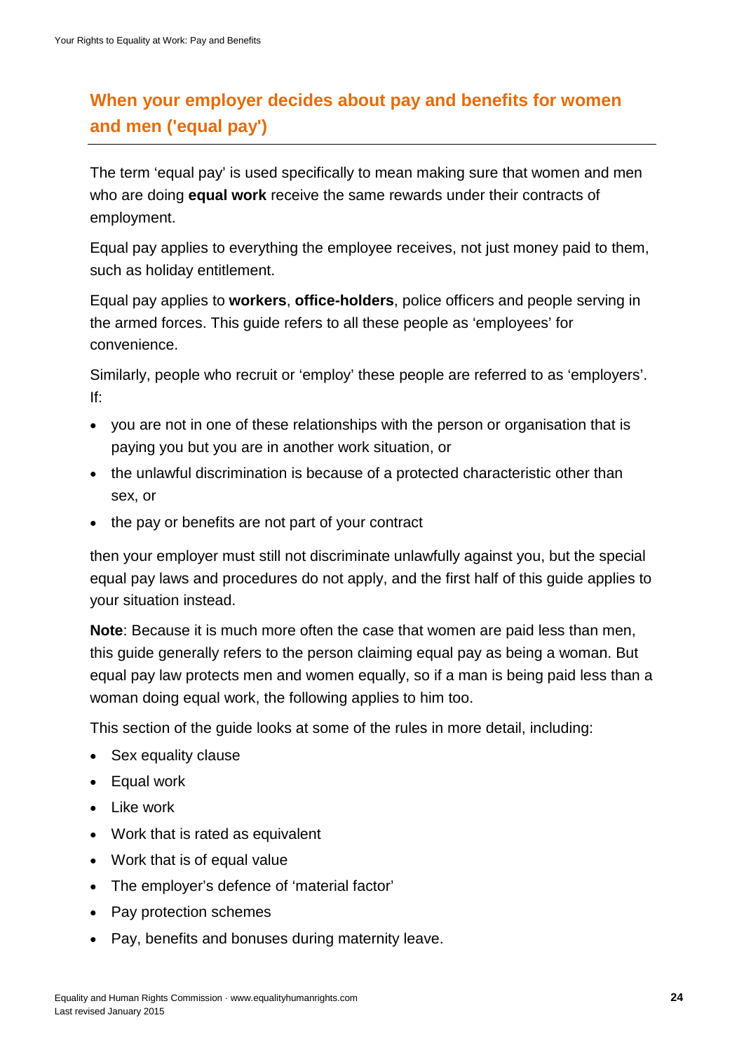## When your employer decides about pay and benefits for women and men ('equal pay')

The term 'equal pay' is used specifically to mean making sure that women and men who are doing **equal work** receive the same rewards under their contracts of employment.

Equal pay applies to everything the employee receives, not just money paid to them, such as holiday entitlement.

Equal pay applies to **workers**, **office-holders**, police officers and people serving in the armed forces. This guide refers to all these people as 'employees' for convenience.

Similarly, people who recruit or 'employ' these people are referred to as 'employers'. If:

- you are not in one of these relationships with the person or organisation that is paying you but you are in another work situation, or
- the unlawful discrimination is because of a protected characteristic other than sex, or
- the pay or benefits are not part of your contract

then your employer must still not discriminate unlawfully against you, but the special equal pay laws and procedures do not apply, and the first half of this guide applies to your situation instead.

**Note**: Because it is much more often the case that women are paid less than men, this guide generally refers to the person claiming equal pay as being a woman. But equal pay law protects men and women equally, so if a man is being paid less than a woman doing equal work, the following applies to him too.

This section of the guide looks at some of the rules in more detail, including:

- Sex equality clause
- Equal work
- Like work
- Work that is rated as equivalent
- Work that is of equal value
- The employer's defence of 'material factor'
- Pay protection schemes
- Pay, benefits and bonuses during maternity leave.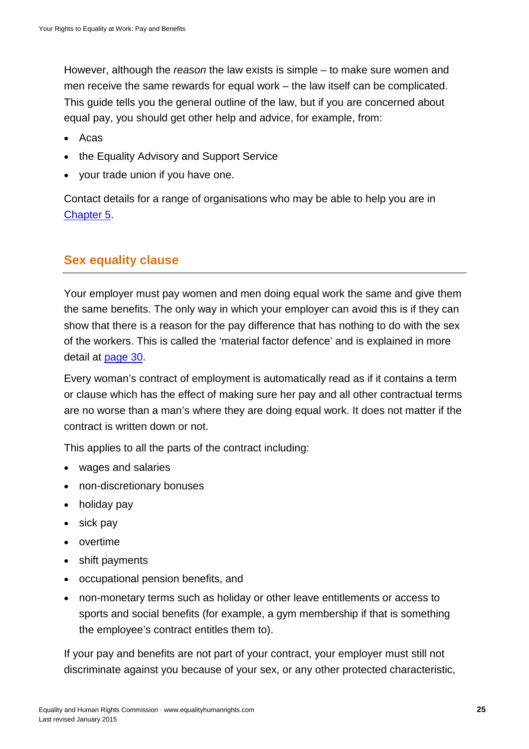However, although the *reason* the law exists is simple – to make sure women and men receive the same rewards for equal work – the law itself can be complicated. This guide tells you the general outline of the law, but if you are concerned about equal pay, you should get other help and advice, for example, from:

- Acas
- the Equality Advisory and Support Service
- your trade union if you have one.

Contact details for a range of organisations who may be able to help you are in Chapter 5.

## Sex equality clause

Your employer must pay women and men doing equal work the same and give them the same benefits. The only way in which your employer can avoid this is if they can show that there is a reason for the pay difference that has nothing to do with the sex of the workers. This is called the 'material factor defence' and is explained in more detail at page 30.

Every woman's contract of employment is automatically read as if it contains a term or clause which has the effect of making sure her pay and all other contractual terms are no worse than a man's where they are doing equal work. It does not matter if the contract is written down or not.

This applies to all the parts of the contract including:

- wages and salaries
- non-discretionary bonuses
- holiday pay
- sick pay
- overtime
- shift payments
- occupational pension benefits, and
- non-monetary terms such as holiday or other leave entitlements or access to sports and social benefits (for example, a gym membership if that is something the employee's contract entitles them to).

If your pay and benefits are not part of your contract, your employer must still not discriminate against you because of your sex, or any other protected characteristic,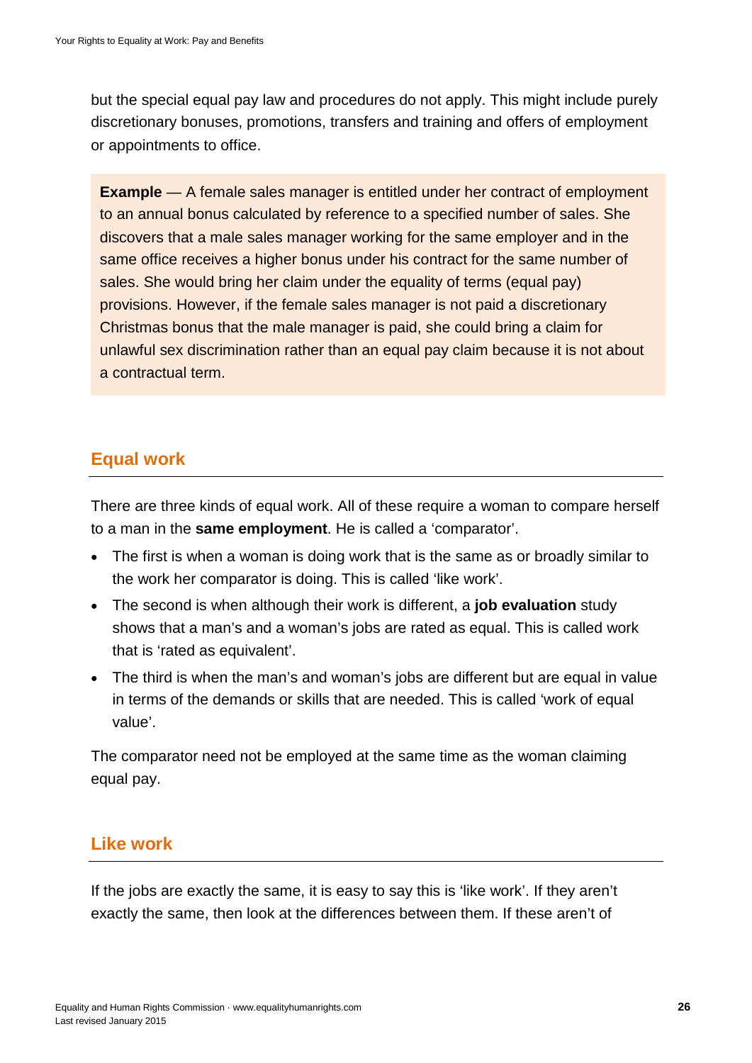but the special equal pay law and procedures do not apply. This might include purely discretionary bonuses, promotions, transfers and training and offers of employment or appointments to office.

> **Example** — A female sales manager is entitled under her contract of employment to an annual bonus calculated by reference to a specified number of sales. She discovers that a male sales manager working for the same employer and in the same office receives a higher bonus under his contract for the same number of sales. She would bring her claim under the equality of terms (equal pay) provisions. However, if the female sales manager is not paid a discretionary Christmas bonus that the male manager is paid, she could bring a claim for unlawful sex discrimination rather than an equal pay claim because it is not about a contractual term.

## Equal work

There are three kinds of equal work. All of these require a woman to compare herself to a man in the **same employment**. He is called a 'comparator'.

- The first is when a woman is doing work that is the same as or broadly similar to the work her comparator is doing. This is called 'like work'.
- The second is when although their work is different, a **job evaluation** study shows that a man's and a woman's jobs are rated as equal. This is called work that is 'rated as equivalent'.
- The third is when the man's and woman's jobs are different but are equal in value in terms of the demands or skills that are needed. This is called 'work of equal value'.

The comparator need not be employed at the same time as the woman claiming equal pay.

## Like work

If the jobs are exactly the same, it is easy to say this is 'like work'. If they aren't exactly the same, then look at the differences between them. If these aren't of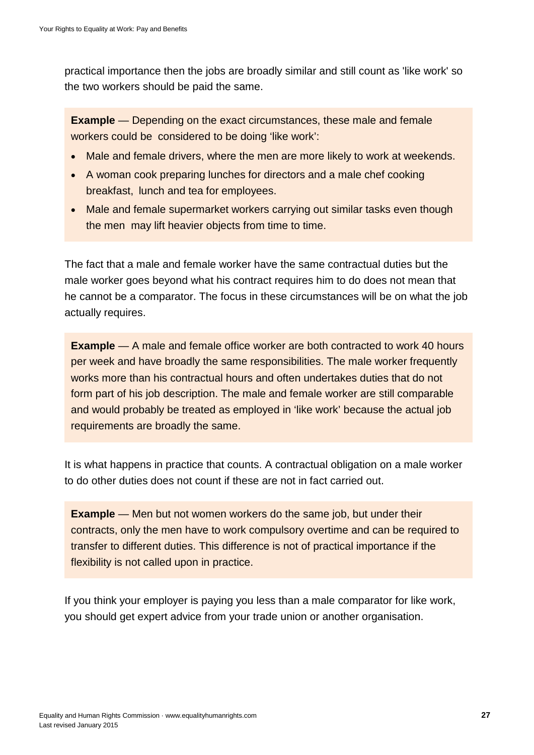practical importance then the jobs are broadly similar and still count as 'like work' so the two workers should be paid the same.

**Example** — Depending on the exact circumstances, these male and female workers could be considered to be doing 'like work':

- Male and female drivers, where the men are more likely to work at weekends.
- A woman cook preparing lunches for directors and a male chef cooking breakfast, lunch and tea for employees.
- Male and female supermarket workers carrying out similar tasks even though the men may lift heavier objects from time to time.

The fact that a male and female worker have the same contractual duties but the male worker goes beyond what his contract requires him to do does not mean that he cannot be a comparator. The focus in these circumstances will be on what the job actually requires.

**Example** — A male and female office worker are both contracted to work 40 hours per week and have broadly the same responsibilities. The male worker frequently works more than his contractual hours and often undertakes duties that do not form part of his job description. The male and female worker are still comparable and would probably be treated as employed in 'like work' because the actual job requirements are broadly the same.

It is what happens in practice that counts. A contractual obligation on a male worker to do other duties does not count if these are not in fact carried out.

**Example** — Men but not women workers do the same job, but under their contracts, only the men have to work compulsory overtime and can be required to transfer to different duties. This difference is not of practical importance if the flexibility is not called upon in practice.

If you think your employer is paying you less than a male comparator for like work, you should get expert advice from your trade union or another organisation.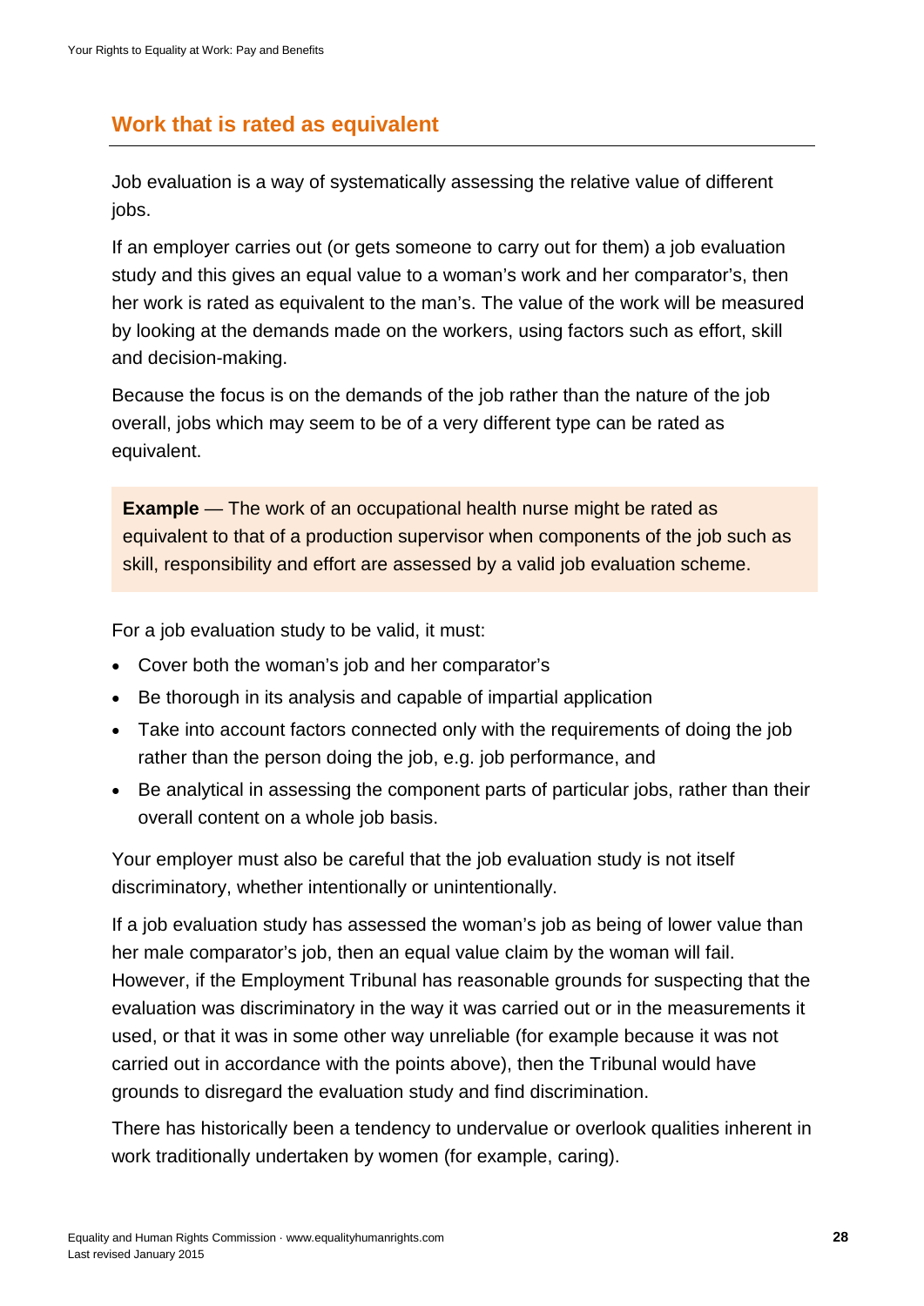## Work that is rated as equivalent

Job evaluation is a way of systematically assessing the relative value of different jobs.

If an employer carries out (or gets someone to carry out for them) a job evaluation study and this gives an equal value to a woman's work and her comparator's, then her work is rated as equivalent to the man's. The value of the work will be measured by looking at the demands made on the workers, using factors such as effort, skill and decision-making.

Because the focus is on the demands of the job rather than the nature of the job overall, jobs which may seem to be of a very different type can be rated as equivalent.

> **Example** — The work of an occupational health nurse might be rated as equivalent to that of a production supervisor when components of the job such as skill, responsibility and effort are assessed by a valid job evaluation scheme.

For a job evaluation study to be valid, it must:

- Cover both the woman's job and her comparator's
- Be thorough in its analysis and capable of impartial application
- Take into account factors connected only with the requirements of doing the job rather than the person doing the job, e.g. job performance, and
- Be analytical in assessing the component parts of particular jobs, rather than their overall content on a whole job basis.

Your employer must also be careful that the job evaluation study is not itself discriminatory, whether intentionally or unintentionally.

If a job evaluation study has assessed the woman's job as being of lower value than her male comparator's job, then an equal value claim by the woman will fail. However, if the Employment Tribunal has reasonable grounds for suspecting that the evaluation was discriminatory in the way it was carried out or in the measurements it used, or that it was in some other way unreliable (for example because it was not carried out in accordance with the points above), then the Tribunal would have grounds to disregard the evaluation study and find discrimination.

There has historically been a tendency to undervalue or overlook qualities inherent in work traditionally undertaken by women (for example, caring).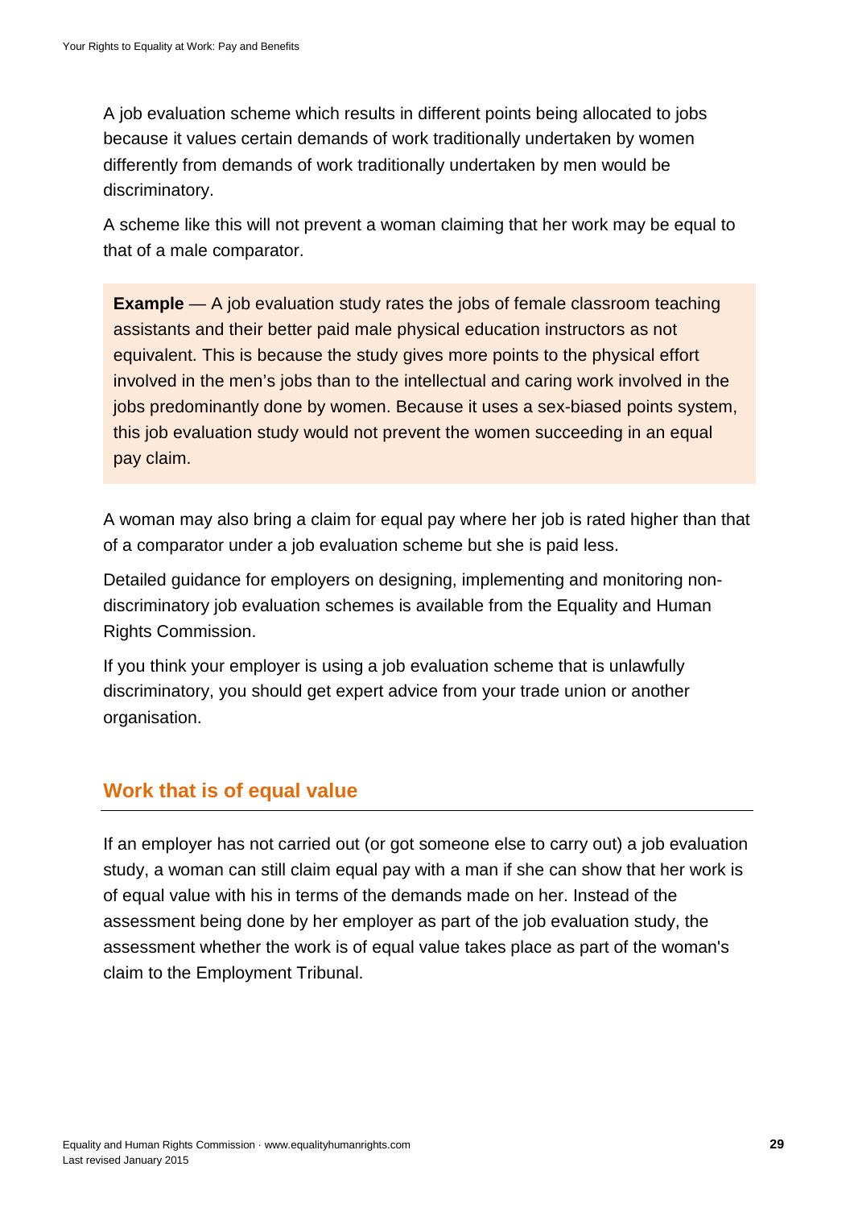A job evaluation scheme which results in different points being allocated to jobs because it values certain demands of work traditionally undertaken by women differently from demands of work traditionally undertaken by men would be discriminatory.

A scheme like this will not prevent a woman claiming that her work may be equal to that of a male comparator.

> **Example** — A job evaluation study rates the jobs of female classroom teaching assistants and their better paid male physical education instructors as not equivalent. This is because the study gives more points to the physical effort involved in the men's jobs than to the intellectual and caring work involved in the jobs predominantly done by women. Because it uses a sex-biased points system, this job evaluation study would not prevent the women succeeding in an equal pay claim.

A woman may also bring a claim for equal pay where her job is rated higher than that of a comparator under a job evaluation scheme but she is paid less.

Detailed guidance for employers on designing, implementing and monitoring non-discriminatory job evaluation schemes is available from the Equality and Human Rights Commission.

If you think your employer is using a job evaluation scheme that is unlawfully discriminatory, you should get expert advice from your trade union or another organisation.

## Work that is of equal value

If an employer has not carried out (or got someone else to carry out) a job evaluation study, a woman can still claim equal pay with a man if she can show that her work is of equal value with his in terms of the demands made on her. Instead of the assessment being done by her employer as part of the job evaluation study, the assessment whether the work is of equal value takes place as part of the woman's claim to the Employment Tribunal.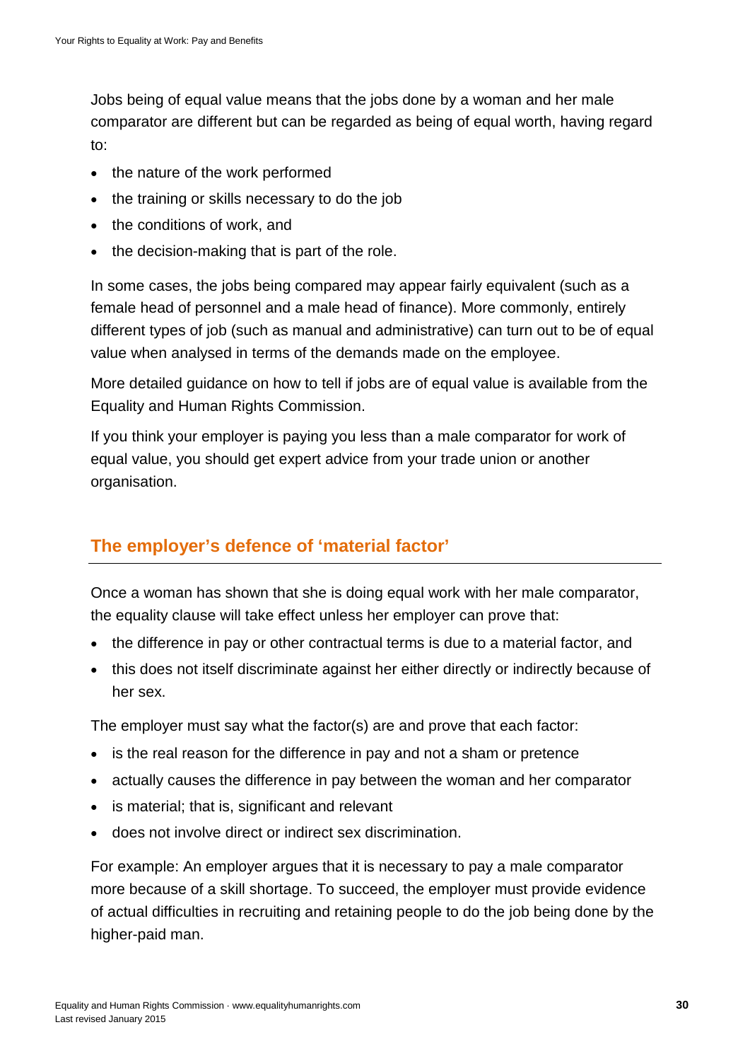Jobs being of equal value means that the jobs done by a woman and her male comparator are different but can be regarded as being of equal worth, having regard to:

- the nature of the work performed
- the training or skills necessary to do the job
- the conditions of work, and
- the decision-making that is part of the role.

In some cases, the jobs being compared may appear fairly equivalent (such as a female head of personnel and a male head of finance). More commonly, entirely different types of job (such as manual and administrative) can turn out to be of equal value when analysed in terms of the demands made on the employee.

More detailed guidance on how to tell if jobs are of equal value is available from the Equality and Human Rights Commission.

If you think your employer is paying you less than a male comparator for work of equal value, you should get expert advice from your trade union or another organisation.

## The employer's defence of 'material factor'

Once a woman has shown that she is doing equal work with her male comparator, the equality clause will take effect unless her employer can prove that:

- the difference in pay or other contractual terms is due to a material factor, and
- this does not itself discriminate against her either directly or indirectly because of her sex.

The employer must say what the factor(s) are and prove that each factor:

- is the real reason for the difference in pay and not a sham or pretence
- actually causes the difference in pay between the woman and her comparator
- is material; that is, significant and relevant
- does not involve direct or indirect sex discrimination.

For example: An employer argues that it is necessary to pay a male comparator more because of a skill shortage. To succeed, the employer must provide evidence of actual difficulties in recruiting and retaining people to do the job being done by the higher-paid man.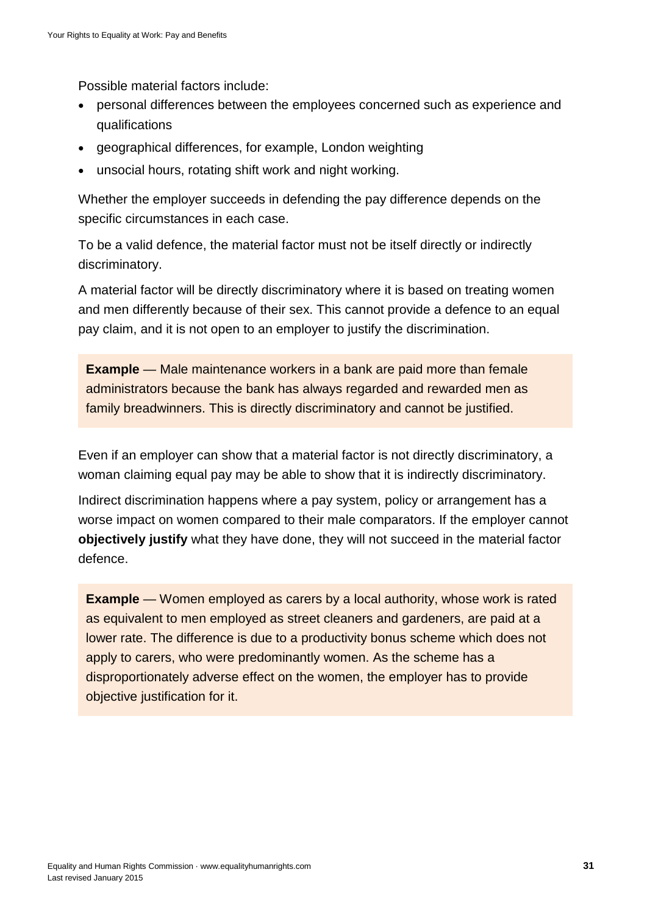Possible material factors include:

- personal differences between the employees concerned such as experience and qualifications
- geographical differences, for example, London weighting
- unsocial hours, rotating shift work and night working.

Whether the employer succeeds in defending the pay difference depends on the specific circumstances in each case.

To be a valid defence, the material factor must not be itself directly or indirectly discriminatory.

A material factor will be directly discriminatory where it is based on treating women and men differently because of their sex. This cannot provide a defence to an equal pay claim, and it is not open to an employer to justify the discrimination.

> **Example** — Male maintenance workers in a bank are paid more than female administrators because the bank has always regarded and rewarded men as family breadwinners. This is directly discriminatory and cannot be justified.

Even if an employer can show that a material factor is not directly discriminatory, a woman claiming equal pay may be able to show that it is indirectly discriminatory.

Indirect discrimination happens where a pay system, policy or arrangement has a worse impact on women compared to their male comparators. If the employer cannot **objectively justify** what they have done, they will not succeed in the material factor defence.

> **Example** — Women employed as carers by a local authority, whose work is rated as equivalent to men employed as street cleaners and gardeners, are paid at a lower rate. The difference is due to a productivity bonus scheme which does not apply to carers, who were predominantly women. As the scheme has a disproportionately adverse effect on the women, the employer has to provide objective justification for it.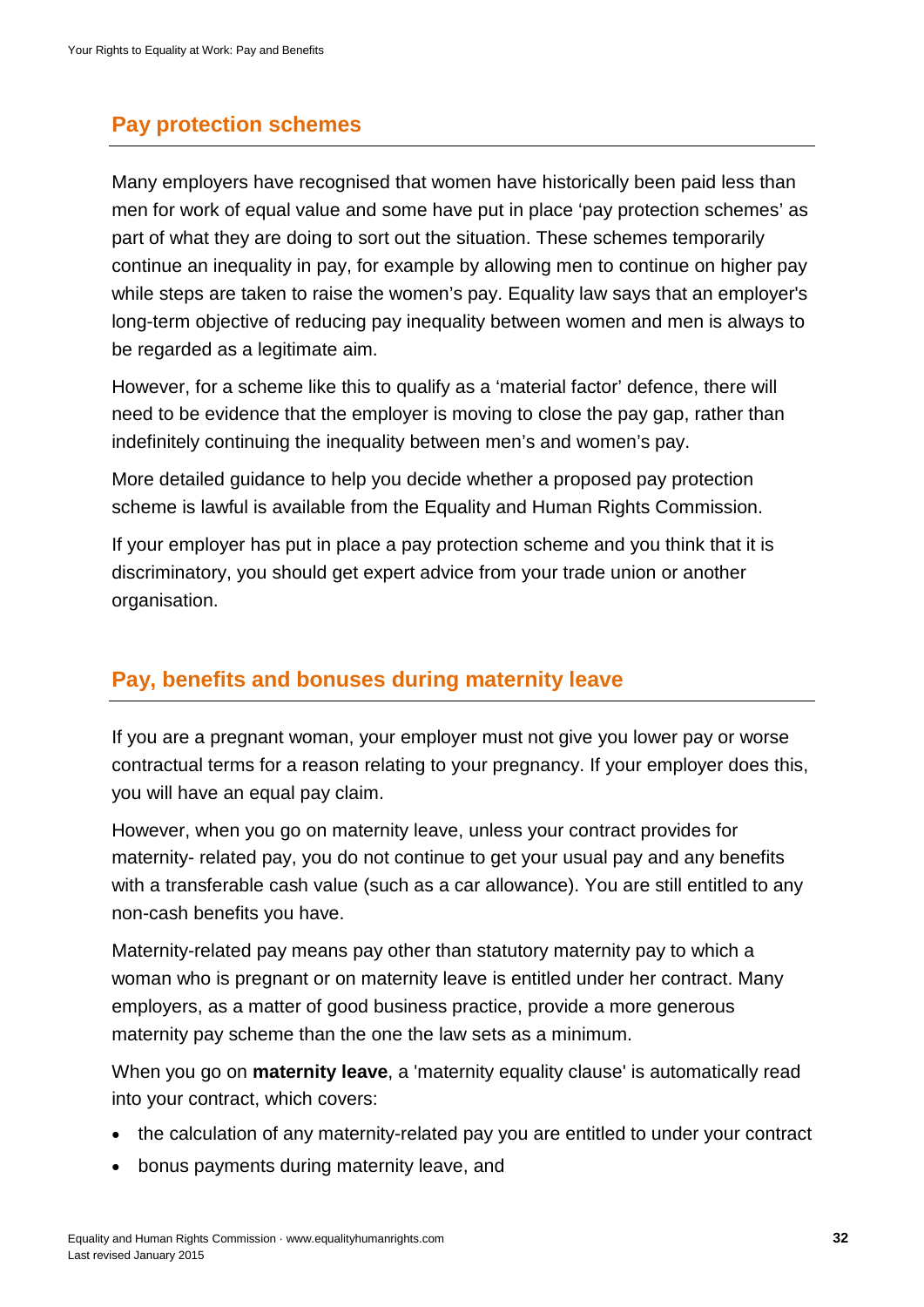## Pay protection schemes

Many employers have recognised that women have historically been paid less than men for work of equal value and some have put in place 'pay protection schemes' as part of what they are doing to sort out the situation. These schemes temporarily continue an inequality in pay, for example by allowing men to continue on higher pay while steps are taken to raise the women's pay. Equality law says that an employer's long-term objective of reducing pay inequality between women and men is always to be regarded as a legitimate aim.

However, for a scheme like this to qualify as a 'material factor' defence, there will need to be evidence that the employer is moving to close the pay gap, rather than indefinitely continuing the inequality between men's and women's pay.

More detailed guidance to help you decide whether a proposed pay protection scheme is lawful is available from the Equality and Human Rights Commission.

If your employer has put in place a pay protection scheme and you think that it is discriminatory, you should get expert advice from your trade union or another organisation.

## Pay, benefits and bonuses during maternity leave

If you are a pregnant woman, your employer must not give you lower pay or worse contractual terms for a reason relating to your pregnancy. If your employer does this, you will have an equal pay claim.

However, when you go on maternity leave, unless your contract provides for maternity- related pay, you do not continue to get your usual pay and any benefits with a transferable cash value (such as a car allowance). You are still entitled to any non-cash benefits you have.

Maternity-related pay means pay other than statutory maternity pay to which a woman who is pregnant or on maternity leave is entitled under her contract. Many employers, as a matter of good business practice, provide a more generous maternity pay scheme than the one the law sets as a minimum.

When you go on **maternity leave**, a 'maternity equality clause' is automatically read into your contract, which covers:

- the calculation of any maternity-related pay you are entitled to under your contract
- bonus payments during maternity leave, and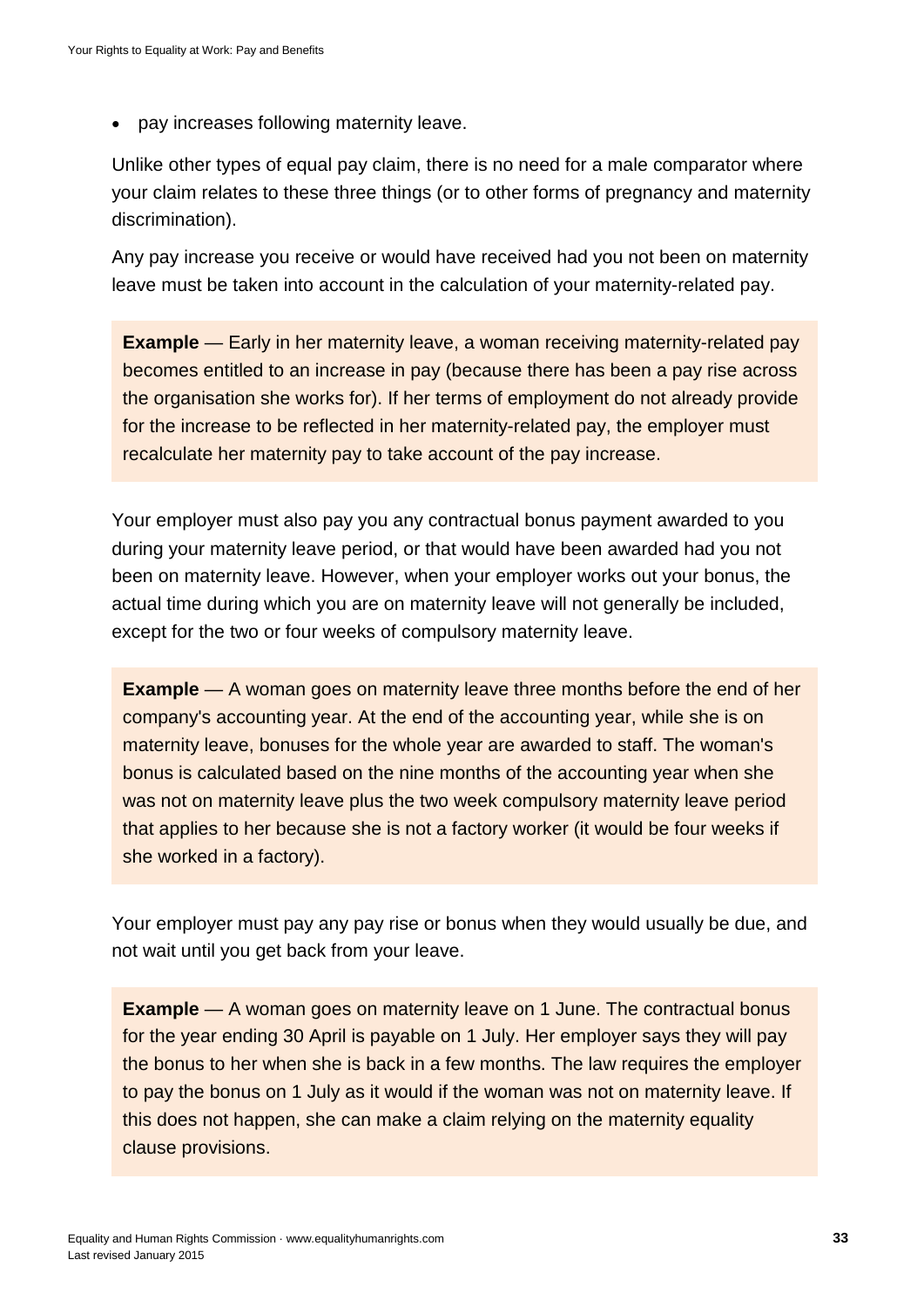- pay increases following maternity leave.

Unlike other types of equal pay claim, there is no need for a male comparator where your claim relates to these three things (or to other forms of pregnancy and maternity discrimination).

Any pay increase you receive or would have received had you not been on maternity leave must be taken into account in the calculation of your maternity-related pay.

> **Example** — Early in her maternity leave, a woman receiving maternity-related pay becomes entitled to an increase in pay (because there has been a pay rise across the organisation she works for). If her terms of employment do not already provide for the increase to be reflected in her maternity-related pay, the employer must recalculate her maternity pay to take account of the pay increase.

Your employer must also pay you any contractual bonus payment awarded to you during your maternity leave period, or that would have been awarded had you not been on maternity leave. However, when your employer works out your bonus, the actual time during which you are on maternity leave will not generally be included, except for the two or four weeks of compulsory maternity leave.

> **Example** — A woman goes on maternity leave three months before the end of her company's accounting year. At the end of the accounting year, while she is on maternity leave, bonuses for the whole year are awarded to staff. The woman's bonus is calculated based on the nine months of the accounting year when she was not on maternity leave plus the two week compulsory maternity leave period that applies to her because she is not a factory worker (it would be four weeks if she worked in a factory).

Your employer must pay any pay rise or bonus when they would usually be due, and not wait until you get back from your leave.

> **Example** — A woman goes on maternity leave on 1 June. The contractual bonus for the year ending 30 April is payable on 1 July. Her employer says they will pay the bonus to her when she is back in a few months. The law requires the employer to pay the bonus on 1 July as it would if the woman was not on maternity leave. If this does not happen, she can make a claim relying on the maternity equality clause provisions.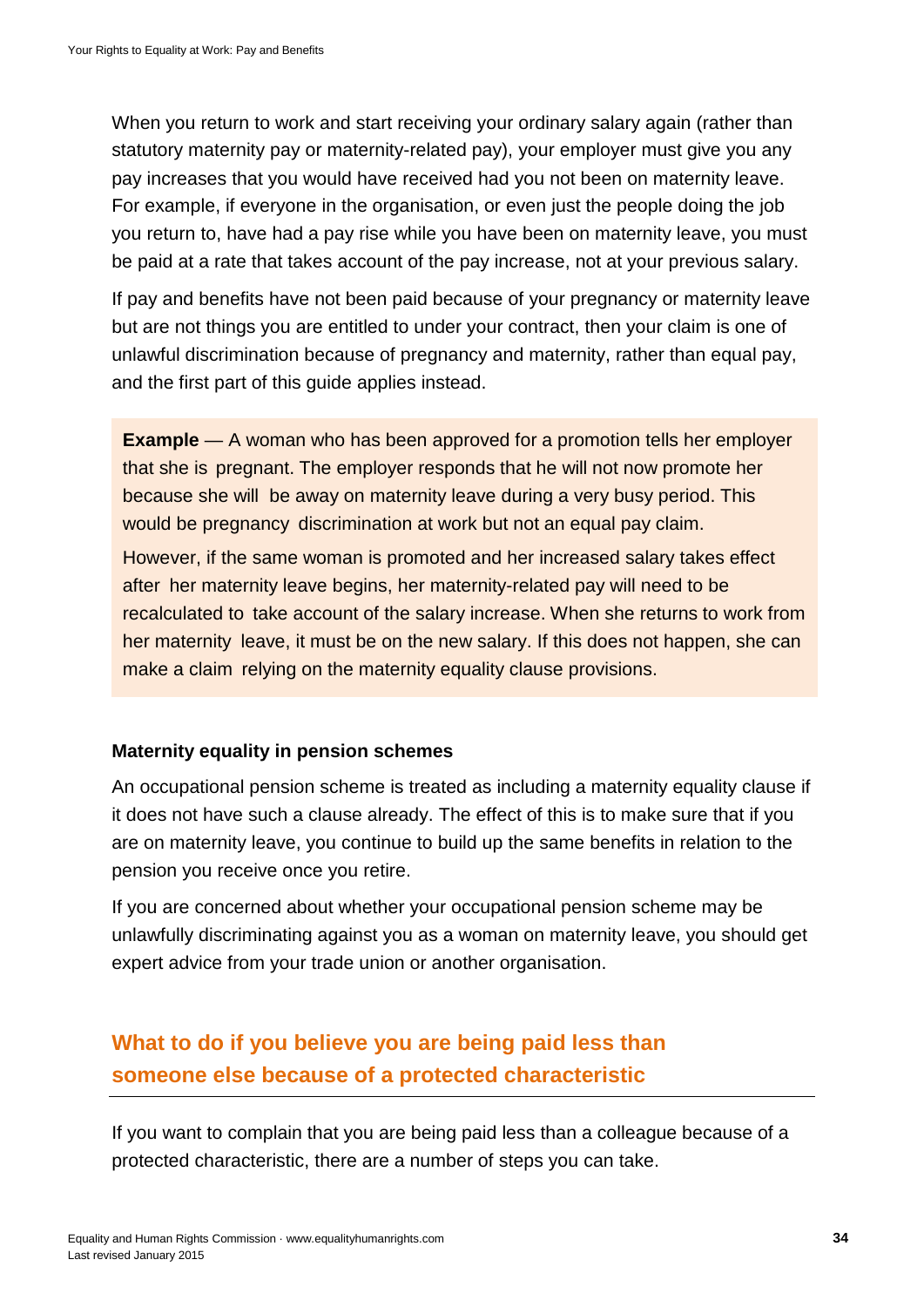When you return to work and start receiving your ordinary salary again (rather than statutory maternity pay or maternity-related pay), your employer must give you any pay increases that you would have received had you not been on maternity leave. For example, if everyone in the organisation, or even just the people doing the job you return to, have had a pay rise while you have been on maternity leave, you must be paid at a rate that takes account of the pay increase, not at your previous salary.

If pay and benefits have not been paid because of your pregnancy or maternity leave but are not things you are entitled to under your contract, then your claim is one of unlawful discrimination because of pregnancy and maternity, rather than equal pay, and the first part of this guide applies instead.

> **Example** — A woman who has been approved for a promotion tells her employer that she is pregnant. The employer responds that he will not now promote her because she will be away on maternity leave during a very busy period. This would be pregnancy discrimination at work but not an equal pay claim.
>
> However, if the same woman is promoted and her increased salary takes effect after her maternity leave begins, her maternity-related pay will need to be recalculated to take account of the salary increase. When she returns to work from her maternity leave, it must be on the new salary. If this does not happen, she can make a claim relying on the maternity equality clause provisions.

### Maternity equality in pension schemes

An occupational pension scheme is treated as including a maternity equality clause if it does not have such a clause already. The effect of this is to make sure that if you are on maternity leave, you continue to build up the same benefits in relation to the pension you receive once you retire.

If you are concerned about whether your occupational pension scheme may be unlawfully discriminating against you as a woman on maternity leave, you should get expert advice from your trade union or another organisation.

## What to do if you believe you are being paid less than someone else because of a protected characteristic

If you want to complain that you are being paid less than a colleague because of a protected characteristic, there are a number of steps you can take.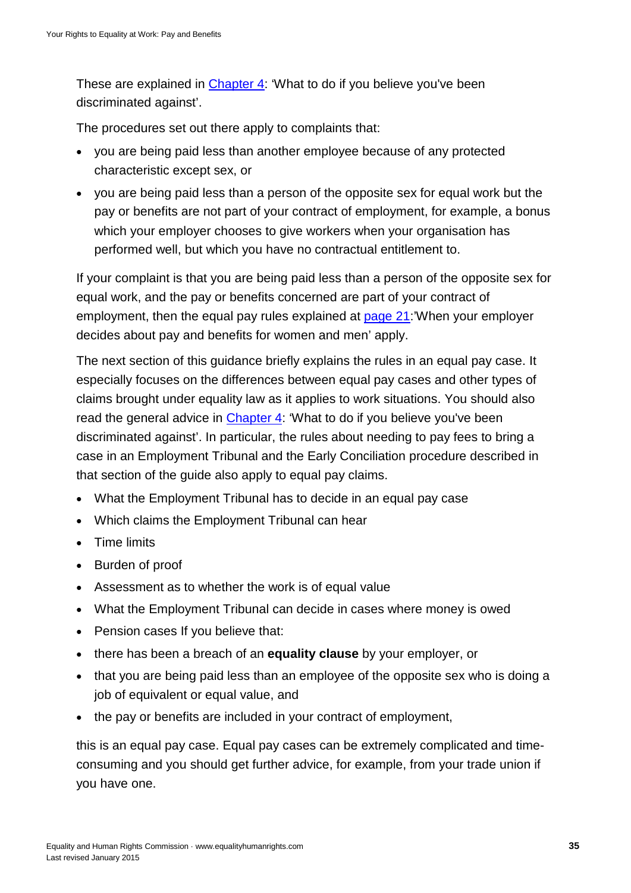These are explained in Chapter 4: 'What to do if you believe you've been discriminated against'.

The procedures set out there apply to complaints that:

- you are being paid less than another employee because of any protected characteristic except sex, or
- you are being paid less than a person of the opposite sex for equal work but the pay or benefits are not part of your contract of employment, for example, a bonus which your employer chooses to give workers when your organisation has performed well, but which you have no contractual entitlement to.

If your complaint is that you are being paid less than a person of the opposite sex for equal work, and the pay or benefits concerned are part of your contract of employment, then the equal pay rules explained at page 21:'When your employer decides about pay and benefits for women and men' apply.

The next section of this guidance briefly explains the rules in an equal pay case. It especially focuses on the differences between equal pay cases and other types of claims brought under equality law as it applies to work situations. You should also read the general advice in Chapter 4: 'What to do if you believe you've been discriminated against'. In particular, the rules about needing to pay fees to bring a case in an Employment Tribunal and the Early Conciliation procedure described in that section of the guide also apply to equal pay claims.

- What the Employment Tribunal has to decide in an equal pay case
- Which claims the Employment Tribunal can hear
- Time limits
- Burden of proof
- Assessment as to whether the work is of equal value
- What the Employment Tribunal can decide in cases where money is owed
- Pension cases If you believe that:
- there has been a breach of an **equality clause** by your employer, or
- that you are being paid less than an employee of the opposite sex who is doing a job of equivalent or equal value, and
- the pay or benefits are included in your contract of employment,

this is an equal pay case. Equal pay cases can be extremely complicated and time-consuming and you should get further advice, for example, from your trade union if you have one.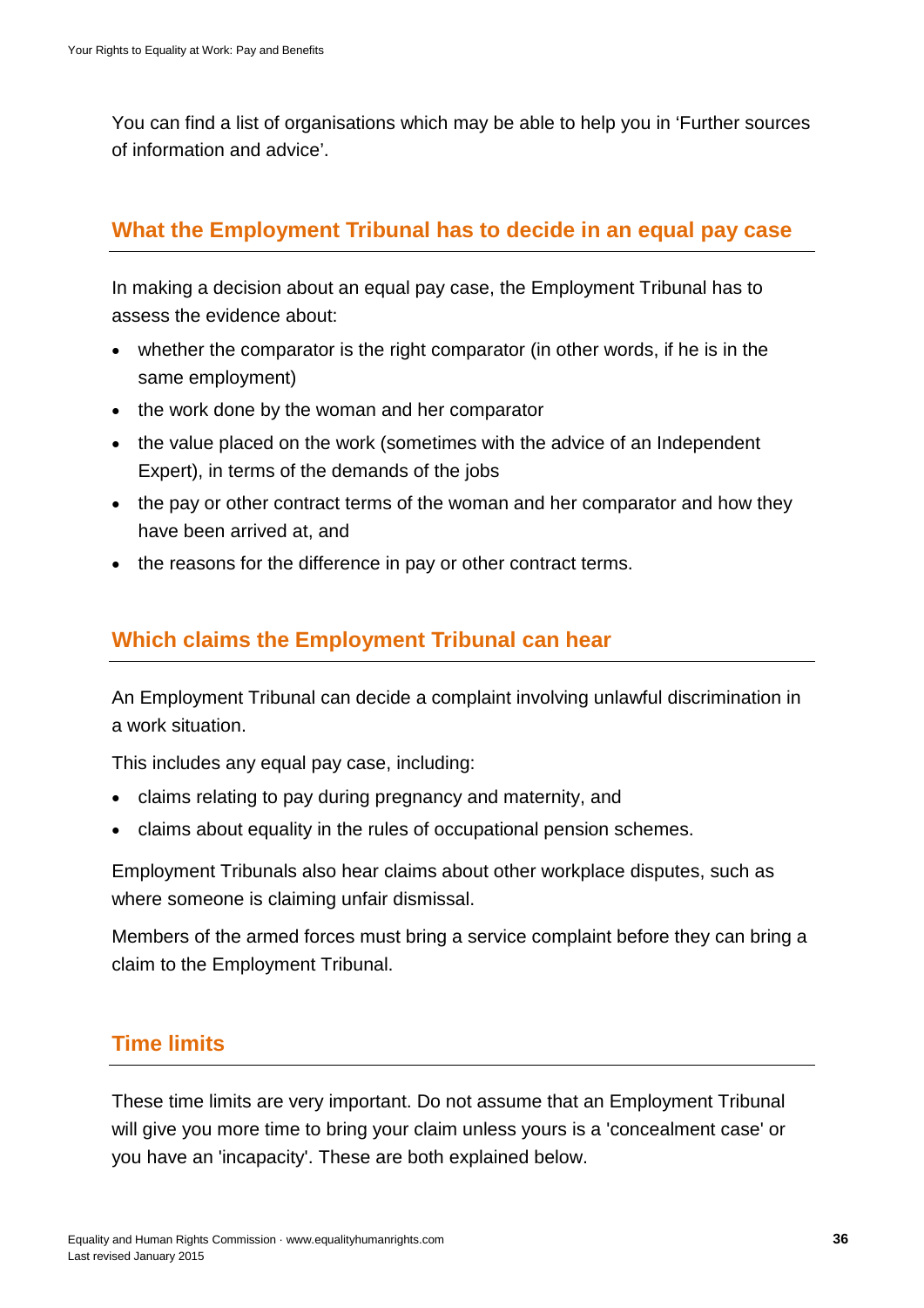You can find a list of organisations which may be able to help you in 'Further sources of information and advice'.

## What the Employment Tribunal has to decide in an equal pay case

In making a decision about an equal pay case, the Employment Tribunal has to assess the evidence about:

- whether the comparator is the right comparator (in other words, if he is in the same employment)
- the work done by the woman and her comparator
- the value placed on the work (sometimes with the advice of an Independent Expert), in terms of the demands of the jobs
- the pay or other contract terms of the woman and her comparator and how they have been arrived at, and
- the reasons for the difference in pay or other contract terms.

## Which claims the Employment Tribunal can hear

An Employment Tribunal can decide a complaint involving unlawful discrimination in a work situation.

This includes any equal pay case, including:

- claims relating to pay during pregnancy and maternity, and
- claims about equality in the rules of occupational pension schemes.

Employment Tribunals also hear claims about other workplace disputes, such as where someone is claiming unfair dismissal.

Members of the armed forces must bring a service complaint before they can bring a claim to the Employment Tribunal.

## Time limits

These time limits are very important. Do not assume that an Employment Tribunal will give you more time to bring your claim unless yours is a 'concealment case' or you have an 'incapacity'. These are both explained below.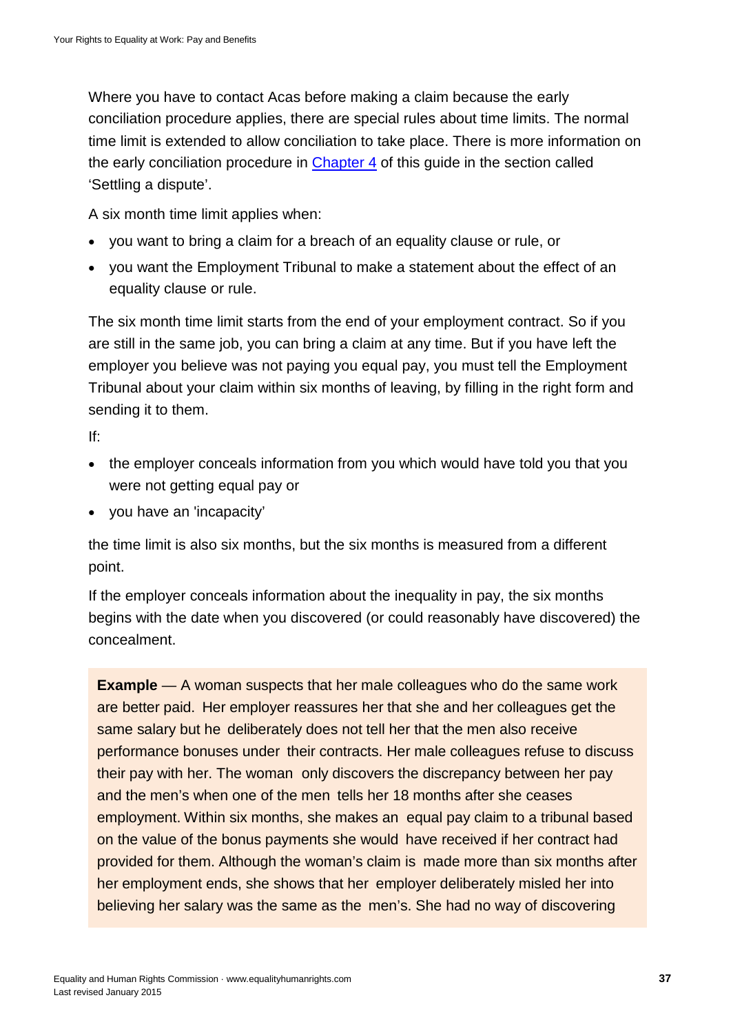Where you have to contact Acas before making a claim because the early conciliation procedure applies, there are special rules about time limits. The normal time limit is extended to allow conciliation to take place. There is more information on the early conciliation procedure in [Chapter 4](#) of this guide in the section called 'Settling a dispute'.

A six month time limit applies when:

- you want to bring a claim for a breach of an equality clause or rule, or
- you want the Employment Tribunal to make a statement about the effect of an equality clause or rule.

The six month time limit starts from the end of your employment contract. So if you are still in the same job, you can bring a claim at any time. But if you have left the employer you believe was not paying you equal pay, you must tell the Employment Tribunal about your claim within six months of leaving, by filling in the right form and sending it to them.

If:

- the employer conceals information from you which would have told you that you were not getting equal pay or
- you have an 'incapacity'

the time limit is also six months, but the six months is measured from a different point.

If the employer conceals information about the inequality in pay, the six months begins with the date when you discovered (or could reasonably have discovered) the concealment.

> **Example** — A woman suspects that her male colleagues who do the same work are better paid. Her employer reassures her that she and her colleagues get the same salary but he deliberately does not tell her that the men also receive performance bonuses under their contracts. Her male colleagues refuse to discuss their pay with her. The woman only discovers the discrepancy between her pay and the men's when one of the men tells her 18 months after she ceases employment. Within six months, she makes an equal pay claim to a tribunal based on the value of the bonus payments she would have received if her contract had provided for them. Although the woman's claim is made more than six months after her employment ends, she shows that her employer deliberately misled her into believing her salary was the same as the men's. She had no way of discovering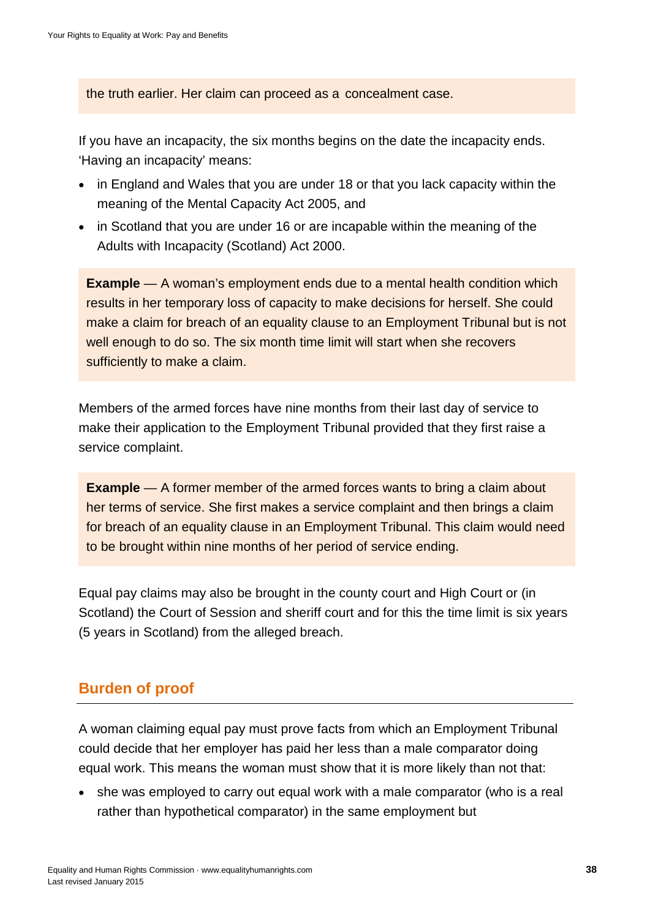the truth earlier. Her claim can proceed as a concealment case.

If you have an incapacity, the six months begins on the date the incapacity ends. 'Having an incapacity' means:

- in England and Wales that you are under 18 or that you lack capacity within the meaning of the Mental Capacity Act 2005, and
- in Scotland that you are under 16 or are incapable within the meaning of the Adults with Incapacity (Scotland) Act 2000.

**Example** — A woman's employment ends due to a mental health condition which results in her temporary loss of capacity to make decisions for herself. She could make a claim for breach of an equality clause to an Employment Tribunal but is not well enough to do so. The six month time limit will start when she recovers sufficiently to make a claim.

Members of the armed forces have nine months from their last day of service to make their application to the Employment Tribunal provided that they first raise a service complaint.

**Example** — A former member of the armed forces wants to bring a claim about her terms of service. She first makes a service complaint and then brings a claim for breach of an equality clause in an Employment Tribunal. This claim would need to be brought within nine months of her period of service ending.

Equal pay claims may also be brought in the county court and High Court or (in Scotland) the Court of Session and sheriff court and for this the time limit is six years (5 years in Scotland) from the alleged breach.

## Burden of proof

A woman claiming equal pay must prove facts from which an Employment Tribunal could decide that her employer has paid her less than a male comparator doing equal work. This means the woman must show that it is more likely than not that:

- she was employed to carry out equal work with a male comparator (who is a real rather than hypothetical comparator) in the same employment but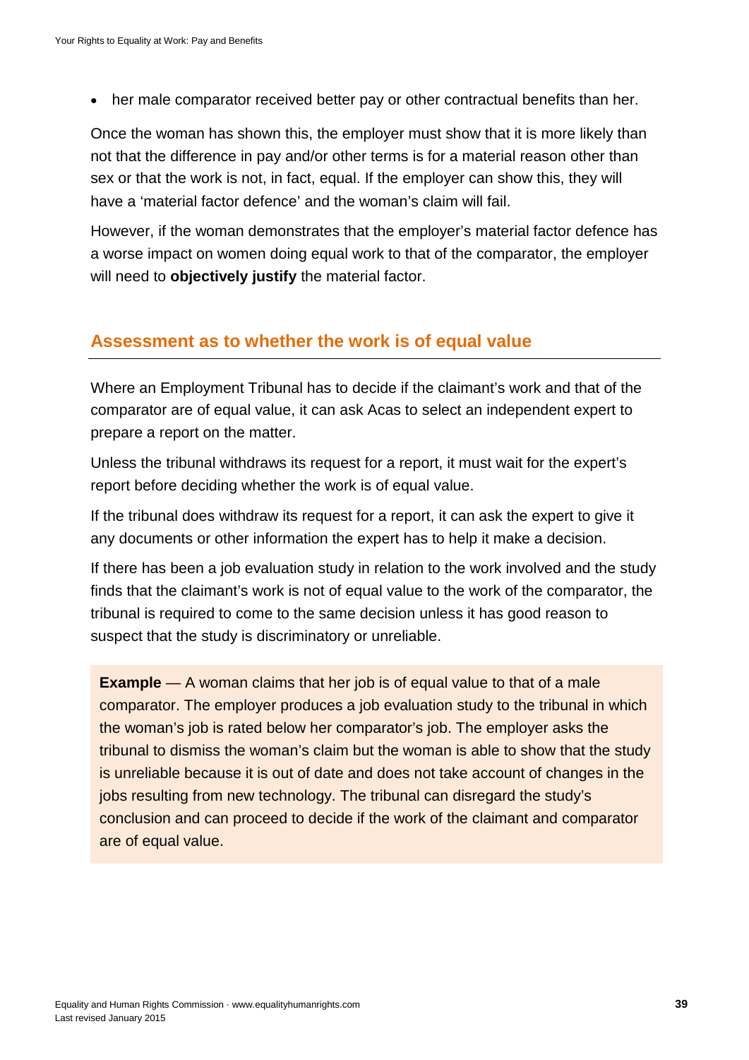- her male comparator received better pay or other contractual benefits than her.

Once the woman has shown this, the employer must show that it is more likely than not that the difference in pay and/or other terms is for a material reason other than sex or that the work is not, in fact, equal. If the employer can show this, they will have a 'material factor defence' and the woman's claim will fail.

However, if the woman demonstrates that the employer's material factor defence has a worse impact on women doing equal work to that of the comparator, the employer will need to **objectively justify** the material factor.

## Assessment as to whether the work is of equal value

Where an Employment Tribunal has to decide if the claimant's work and that of the comparator are of equal value, it can ask Acas to select an independent expert to prepare a report on the matter.

Unless the tribunal withdraws its request for a report, it must wait for the expert's report before deciding whether the work is of equal value.

If the tribunal does withdraw its request for a report, it can ask the expert to give it any documents or other information the expert has to help it make a decision.

If there has been a job evaluation study in relation to the work involved and the study finds that the claimant's work is not of equal value to the work of the comparator, the tribunal is required to come to the same decision unless it has good reason to suspect that the study is discriminatory or unreliable.

**Example** — A woman claims that her job is of equal value to that of a male comparator. The employer produces a job evaluation study to the tribunal in which the woman's job is rated below her comparator's job. The employer asks the tribunal to dismiss the woman's claim but the woman is able to show that the study is unreliable because it is out of date and does not take account of changes in the jobs resulting from new technology. The tribunal can disregard the study's conclusion and can proceed to decide if the work of the claimant and comparator are of equal value.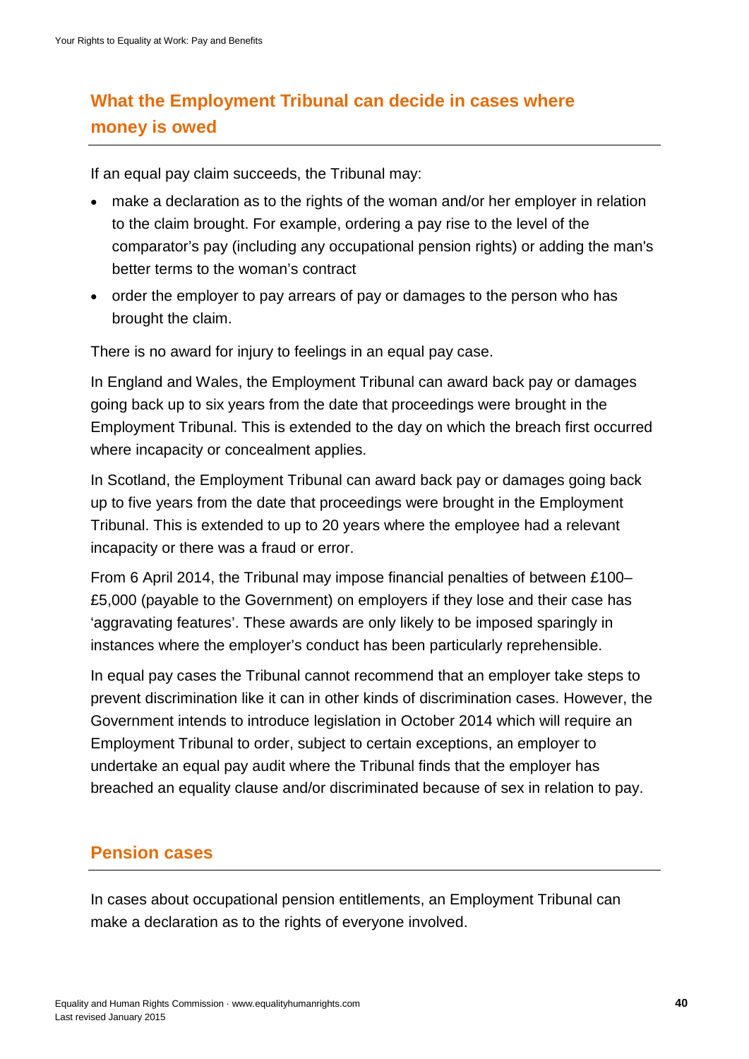## What the Employment Tribunal can decide in cases where money is owed

If an equal pay claim succeeds, the Tribunal may:

- make a declaration as to the rights of the woman and/or her employer in relation to the claim brought. For example, ordering a pay rise to the level of the comparator's pay (including any occupational pension rights) or adding the man's better terms to the woman's contract
- order the employer to pay arrears of pay or damages to the person who has brought the claim.

There is no award for injury to feelings in an equal pay case.

In England and Wales, the Employment Tribunal can award back pay or damages going back up to six years from the date that proceedings were brought in the Employment Tribunal. This is extended to the day on which the breach first occurred where incapacity or concealment applies.

In Scotland, the Employment Tribunal can award back pay or damages going back up to five years from the date that proceedings were brought in the Employment Tribunal. This is extended to up to 20 years where the employee had a relevant incapacity or there was a fraud or error.

From 6 April 2014, the Tribunal may impose financial penalties of between £100–£5,000 (payable to the Government) on employers if they lose and their case has 'aggravating features'. These awards are only likely to be imposed sparingly in instances where the employer's conduct has been particularly reprehensible.

In equal pay cases the Tribunal cannot recommend that an employer take steps to prevent discrimination like it can in other kinds of discrimination cases. However, the Government intends to introduce legislation in October 2014 which will require an Employment Tribunal to order, subject to certain exceptions, an employer to undertake an equal pay audit where the Tribunal finds that the employer has breached an equality clause and/or discriminated because of sex in relation to pay.

## Pension cases

In cases about occupational pension entitlements, an Employment Tribunal can make a declaration as to the rights of everyone involved.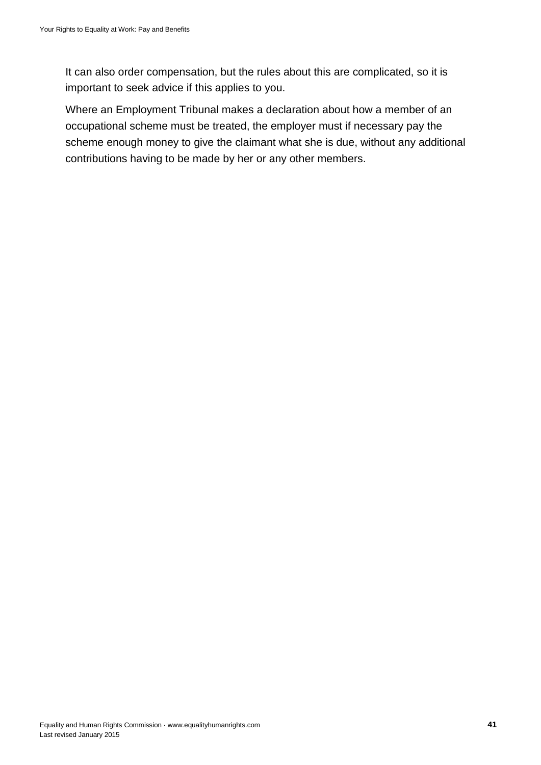It can also order compensation, but the rules about this are complicated, so it is important to seek advice if this applies to you.

Where an Employment Tribunal makes a declaration about how a member of an occupational scheme must be treated, the employer must if necessary pay the scheme enough money to give the claimant what she is due, without any additional contributions having to be made by her or any other members.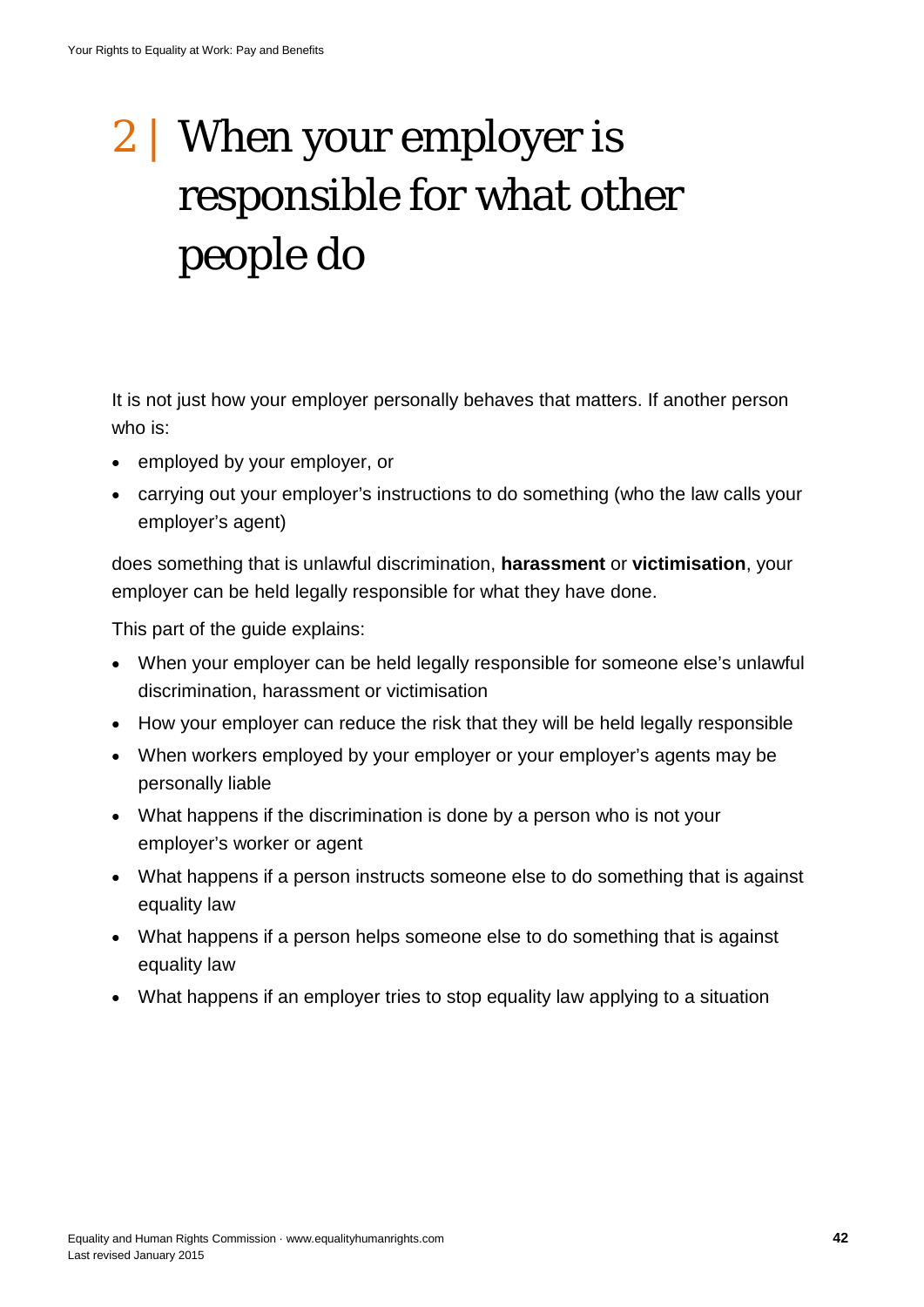# 2 | When your employer is responsible for what other people do

It is not just how your employer personally behaves that matters. If another person who is:

- employed by your employer, or
- carrying out your employer's instructions to do something (who the law calls your employer's agent)

does something that is unlawful discrimination, **harassment** or **victimisation**, your employer can be held legally responsible for what they have done.

This part of the guide explains:

- When your employer can be held legally responsible for someone else's unlawful discrimination, harassment or victimisation
- How your employer can reduce the risk that they will be held legally responsible
- When workers employed by your employer or your employer's agents may be personally liable
- What happens if the discrimination is done by a person who is not your employer's worker or agent
- What happens if a person instructs someone else to do something that is against equality law
- What happens if a person helps someone else to do something that is against equality law
- What happens if an employer tries to stop equality law applying to a situation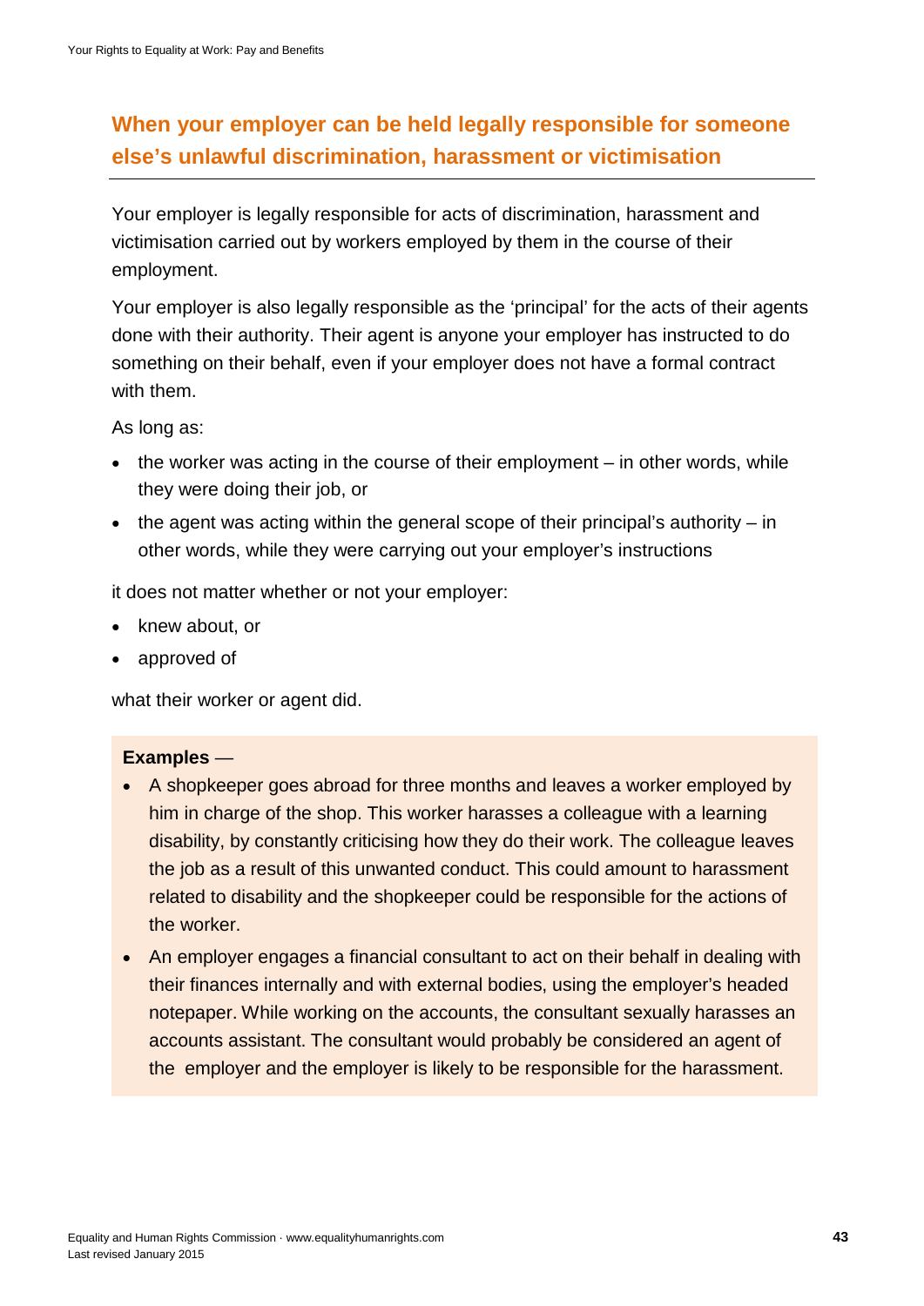## When your employer can be held legally responsible for someone else's unlawful discrimination, harassment or victimisation

Your employer is legally responsible for acts of discrimination, harassment and victimisation carried out by workers employed by them in the course of their employment.

Your employer is also legally responsible as the 'principal' for the acts of their agents done with their authority. Their agent is anyone your employer has instructed to do something on their behalf, even if your employer does not have a formal contract with them.

As long as:

- the worker was acting in the course of their employment – in other words, while they were doing their job, or
- the agent was acting within the general scope of their principal's authority – in other words, while they were carrying out your employer's instructions

it does not matter whether or not your employer:

- knew about, or
- approved of

what their worker or agent did.

**Examples** —

- A shopkeeper goes abroad for three months and leaves a worker employed by him in charge of the shop. This worker harasses a colleague with a learning disability, by constantly criticising how they do their work. The colleague leaves the job as a result of this unwanted conduct. This could amount to harassment related to disability and the shopkeeper could be responsible for the actions of the worker.
- An employer engages a financial consultant to act on their behalf in dealing with their finances internally and with external bodies, using the employer's headed notepaper. While working on the accounts, the consultant sexually harasses an accounts assistant. The consultant would probably be considered an agent of the employer and the employer is likely to be responsible for the harassment.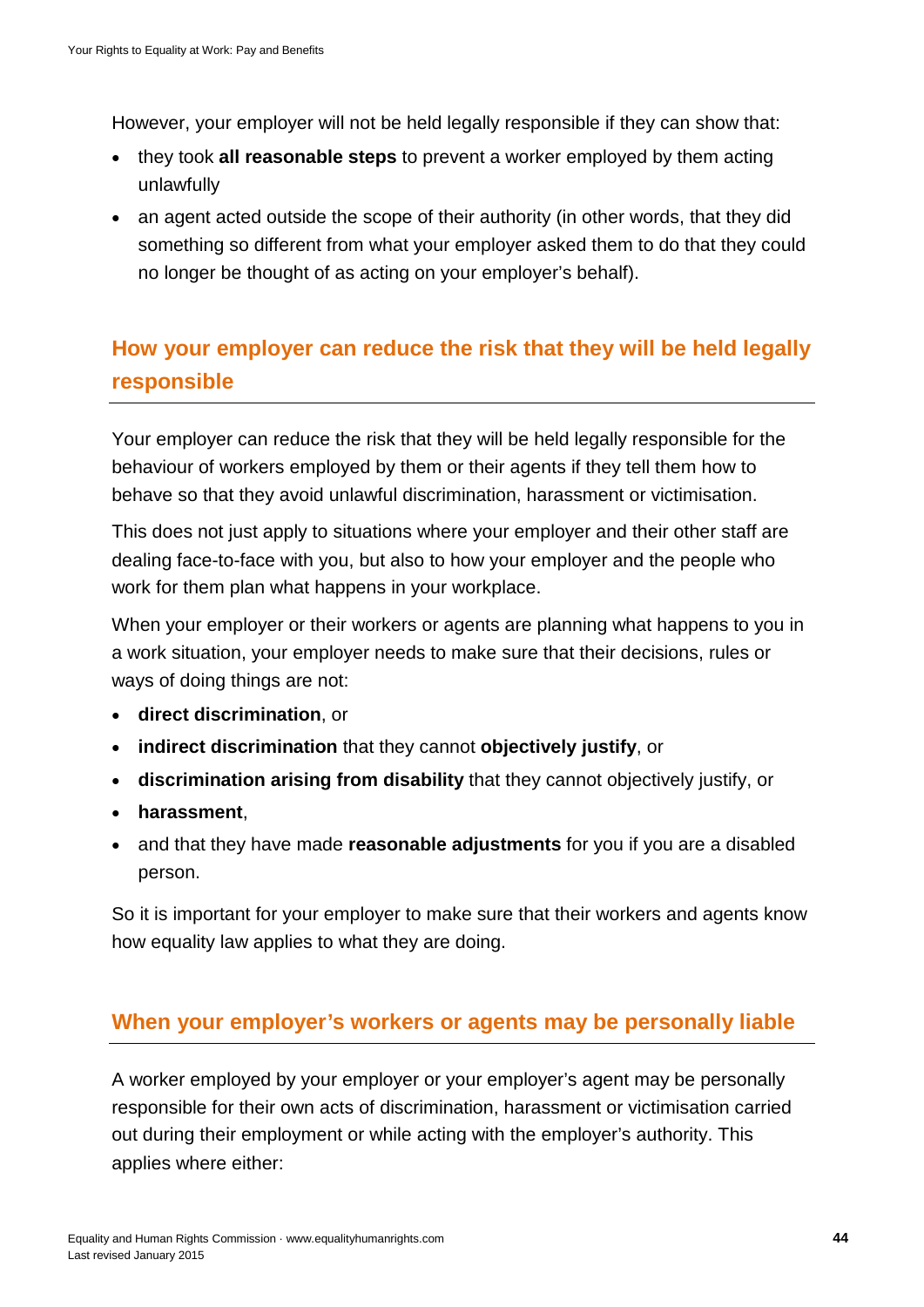However, your employer will not be held legally responsible if they can show that:

- they took **all reasonable steps** to prevent a worker employed by them acting unlawfully
- an agent acted outside the scope of their authority (in other words, that they did something so different from what your employer asked them to do that they could no longer be thought of as acting on your employer's behalf).

## How your employer can reduce the risk that they will be held legally responsible

Your employer can reduce the risk that they will be held legally responsible for the behaviour of workers employed by them or their agents if they tell them how to behave so that they avoid unlawful discrimination, harassment or victimisation.

This does not just apply to situations where your employer and their other staff are dealing face-to-face with you, but also to how your employer and the people who work for them plan what happens in your workplace.

When your employer or their workers or agents are planning what happens to you in a work situation, your employer needs to make sure that their decisions, rules or ways of doing things are not:

- **direct discrimination**, or
- **indirect discrimination** that they cannot **objectively justify**, or
- **discrimination arising from disability** that they cannot objectively justify, or
- **harassment**,
- and that they have made **reasonable adjustments** for you if you are a disabled person.

So it is important for your employer to make sure that their workers and agents know how equality law applies to what they are doing.

## When your employer's workers or agents may be personally liable

A worker employed by your employer or your employer's agent may be personally responsible for their own acts of discrimination, harassment or victimisation carried out during their employment or while acting with the employer's authority. This applies where either: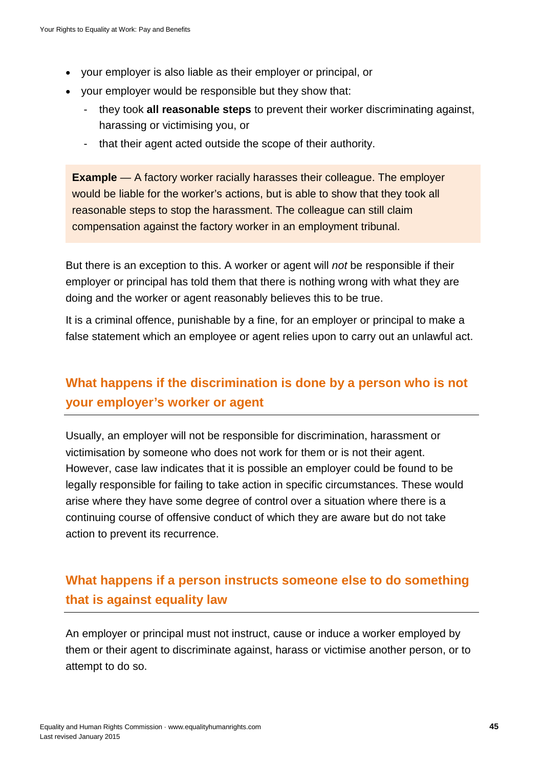- your employer is also liable as their employer or principal, or
- your employer would be responsible but they show that:
  - they took **all reasonable steps** to prevent their worker discriminating against, harassing or victimising you, or
  - that their agent acted outside the scope of their authority.

> **Example** — A factory worker racially harasses their colleague. The employer would be liable for the worker's actions, but is able to show that they took all reasonable steps to stop the harassment. The colleague can still claim compensation against the factory worker in an employment tribunal.

But there is an exception to this. A worker or agent will *not* be responsible if their employer or principal has told them that there is nothing wrong with what they are doing and the worker or agent reasonably believes this to be true.

It is a criminal offence, punishable by a fine, for an employer or principal to make a false statement which an employee or agent relies upon to carry out an unlawful act.

## What happens if the discrimination is done by a person who is not your employer's worker or agent

Usually, an employer will not be responsible for discrimination, harassment or victimisation by someone who does not work for them or is not their agent. However, case law indicates that it is possible an employer could be found to be legally responsible for failing to take action in specific circumstances. These would arise where they have some degree of control over a situation where there is a continuing course of offensive conduct of which they are aware but do not take action to prevent its recurrence.

## What happens if a person instructs someone else to do something that is against equality law

An employer or principal must not instruct, cause or induce a worker employed by them or their agent to discriminate against, harass or victimise another person, or to attempt to do so.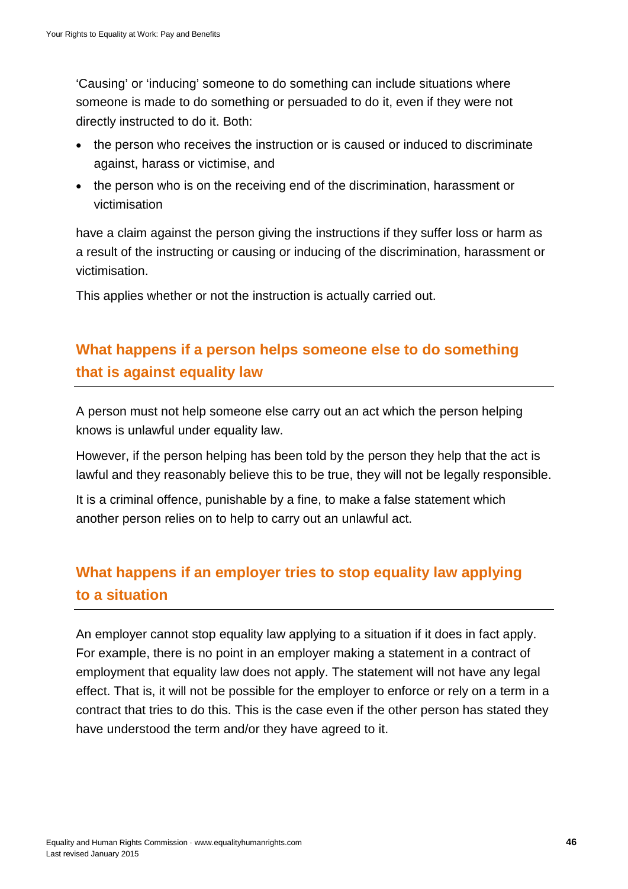'Causing' or 'inducing' someone to do something can include situations where someone is made to do something or persuaded to do it, even if they were not directly instructed to do it. Both:

- the person who receives the instruction or is caused or induced to discriminate against, harass or victimise, and
- the person who is on the receiving end of the discrimination, harassment or victimisation

have a claim against the person giving the instructions if they suffer loss or harm as a result of the instructing or causing or inducing of the discrimination, harassment or victimisation.

This applies whether or not the instruction is actually carried out.

## What happens if a person helps someone else to do something that is against equality law

A person must not help someone else carry out an act which the person helping knows is unlawful under equality law.

However, if the person helping has been told by the person they help that the act is lawful and they reasonably believe this to be true, they will not be legally responsible.

It is a criminal offence, punishable by a fine, to make a false statement which another person relies on to help to carry out an unlawful act.

## What happens if an employer tries to stop equality law applying to a situation

An employer cannot stop equality law applying to a situation if it does in fact apply. For example, there is no point in an employer making a statement in a contract of employment that equality law does not apply. The statement will not have any legal effect. That is, it will not be possible for the employer to enforce or rely on a term in a contract that tries to do this. This is the case even if the other person has stated they have understood the term and/or they have agreed to it.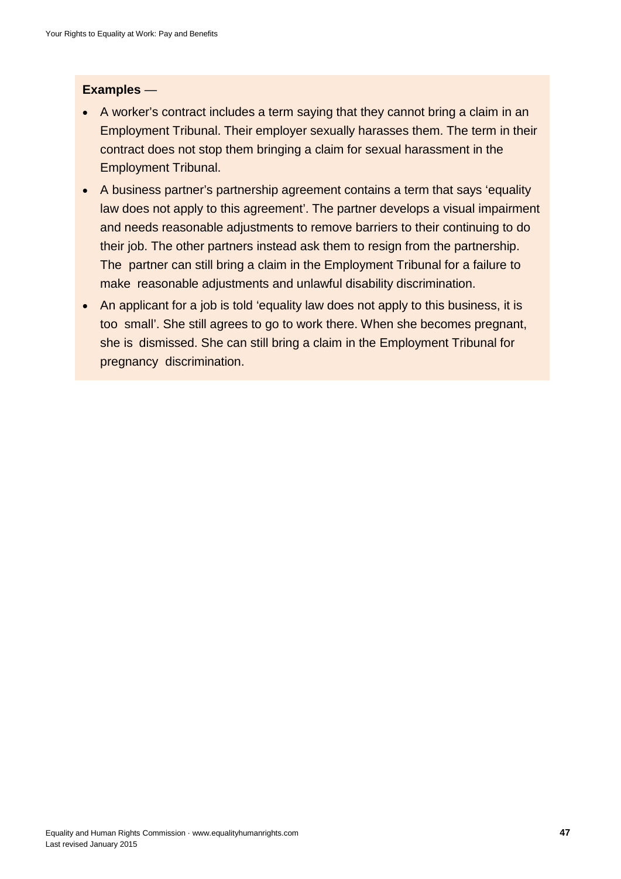**Examples** —

- A worker's contract includes a term saying that they cannot bring a claim in an Employment Tribunal. Their employer sexually harasses them. The term in their contract does not stop them bringing a claim for sexual harassment in the Employment Tribunal.
- A business partner's partnership agreement contains a term that says 'equality law does not apply to this agreement'. The partner develops a visual impairment and needs reasonable adjustments to remove barriers to their continuing to do their job. The other partners instead ask them to resign from the partnership. The partner can still bring a claim in the Employment Tribunal for a failure to make reasonable adjustments and unlawful disability discrimination.
- An applicant for a job is told 'equality law does not apply to this business, it is too small'. She still agrees to go to work there. When she becomes pregnant, she is dismissed. She can still bring a claim in the Employment Tribunal for pregnancy discrimination.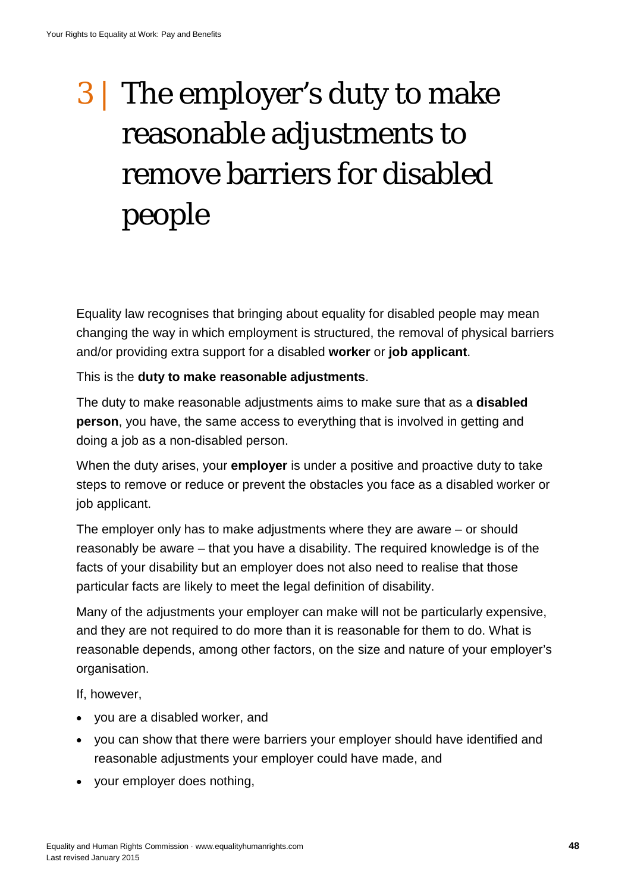# 3 | The employer's duty to make reasonable adjustments to remove barriers for disabled people

Equality law recognises that bringing about equality for disabled people may mean changing the way in which employment is structured, the removal of physical barriers and/or providing extra support for a disabled **worker** or **job applicant**.

This is the **duty to make reasonable adjustments**.

The duty to make reasonable adjustments aims to make sure that as a **disabled person**, you have, the same access to everything that is involved in getting and doing a job as a non-disabled person.

When the duty arises, your **employer** is under a positive and proactive duty to take steps to remove or reduce or prevent the obstacles you face as a disabled worker or job applicant.

The employer only has to make adjustments where they are aware – or should reasonably be aware – that you have a disability. The required knowledge is of the facts of your disability but an employer does not also need to realise that those particular facts are likely to meet the legal definition of disability.

Many of the adjustments your employer can make will not be particularly expensive, and they are not required to do more than it is reasonable for them to do. What is reasonable depends, among other factors, on the size and nature of your employer's organisation.

If, however,

- you are a disabled worker, and
- you can show that there were barriers your employer should have identified and reasonable adjustments your employer could have made, and
- your employer does nothing,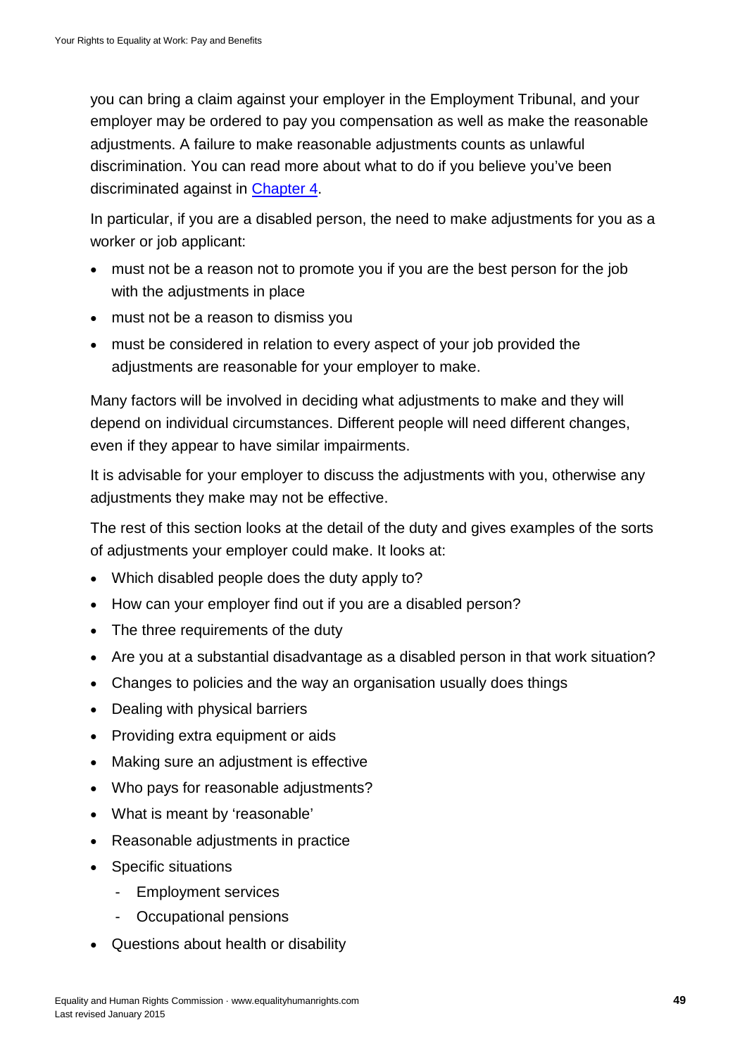you can bring a claim against your employer in the Employment Tribunal, and your employer may be ordered to pay you compensation as well as make the reasonable adjustments. A failure to make reasonable adjustments counts as unlawful discrimination. You can read more about what to do if you believe you've been discriminated against in [Chapter 4](#).

In particular, if you are a disabled person, the need to make adjustments for you as a worker or job applicant:

- must not be a reason not to promote you if you are the best person for the job with the adjustments in place
- must not be a reason to dismiss you
- must be considered in relation to every aspect of your job provided the adjustments are reasonable for your employer to make.

Many factors will be involved in deciding what adjustments to make and they will depend on individual circumstances. Different people will need different changes, even if they appear to have similar impairments.

It is advisable for your employer to discuss the adjustments with you, otherwise any adjustments they make may not be effective.

The rest of this section looks at the detail of the duty and gives examples of the sorts of adjustments your employer could make. It looks at:

- Which disabled people does the duty apply to?
- How can your employer find out if you are a disabled person?
- The three requirements of the duty
- Are you at a substantial disadvantage as a disabled person in that work situation?
- Changes to policies and the way an organisation usually does things
- Dealing with physical barriers
- Providing extra equipment or aids
- Making sure an adjustment is effective
- Who pays for reasonable adjustments?
- What is meant by 'reasonable'
- Reasonable adjustments in practice
- Specific situations
  - Employment services
  - Occupational pensions
- Questions about health or disability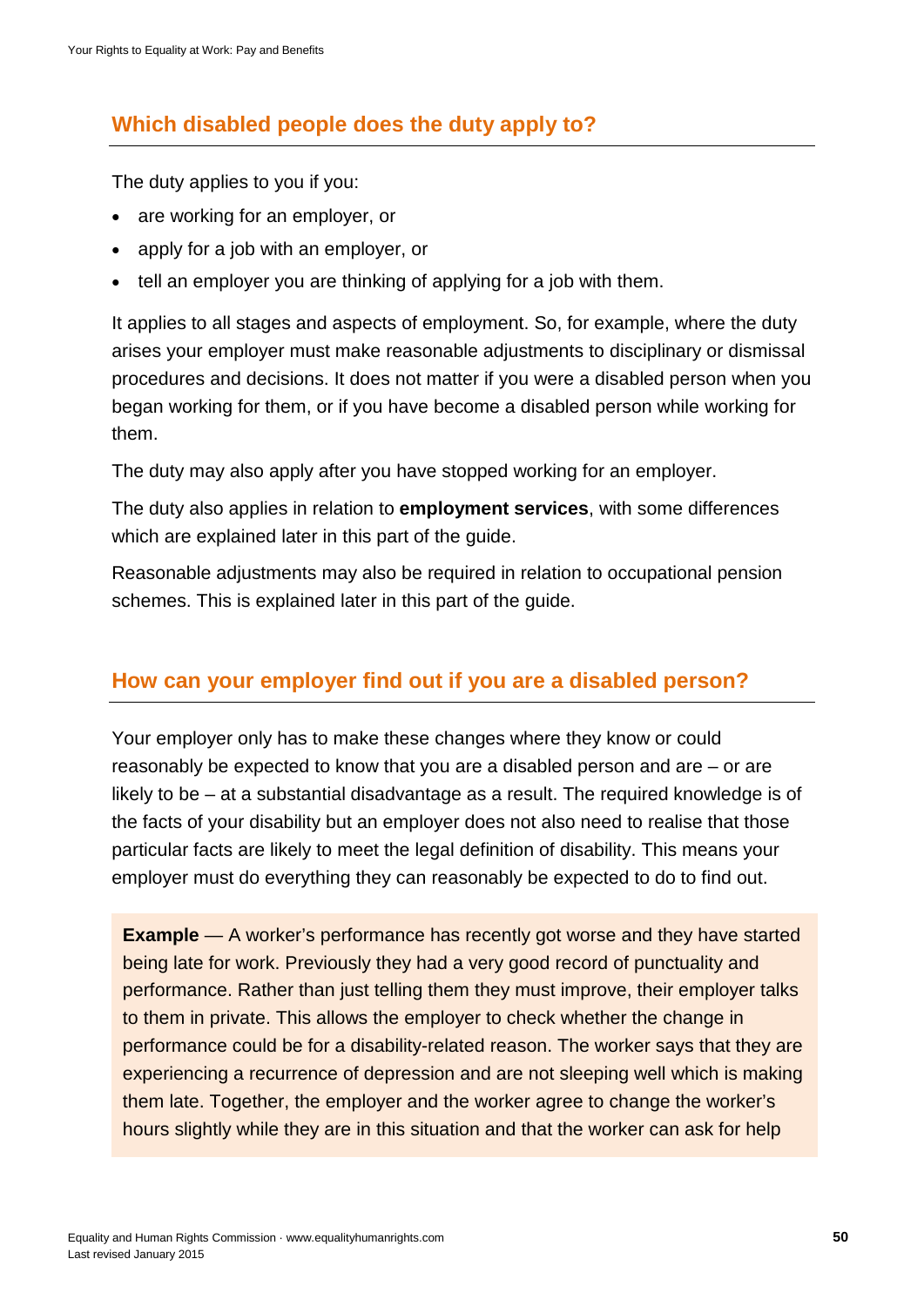## Which disabled people does the duty apply to?

The duty applies to you if you:

- are working for an employer, or
- apply for a job with an employer, or
- tell an employer you are thinking of applying for a job with them.

It applies to all stages and aspects of employment. So, for example, where the duty arises your employer must make reasonable adjustments to disciplinary or dismissal procedures and decisions. It does not matter if you were a disabled person when you began working for them, or if you have become a disabled person while working for them.

The duty may also apply after you have stopped working for an employer.

The duty also applies in relation to **employment services**, with some differences which are explained later in this part of the guide.

Reasonable adjustments may also be required in relation to occupational pension schemes. This is explained later in this part of the guide.

## How can your employer find out if you are a disabled person?

Your employer only has to make these changes where they know or could reasonably be expected to know that you are a disabled person and are – or are likely to be – at a substantial disadvantage as a result. The required knowledge is of the facts of your disability but an employer does not also need to realise that those particular facts are likely to meet the legal definition of disability. This means your employer must do everything they can reasonably be expected to do to find out.

**Example** — A worker's performance has recently got worse and they have started being late for work. Previously they had a very good record of punctuality and performance. Rather than just telling them they must improve, their employer talks to them in private. This allows the employer to check whether the change in performance could be for a disability-related reason. The worker says that they are experiencing a recurrence of depression and are not sleeping well which is making them late. Together, the employer and the worker agree to change the worker's hours slightly while they are in this situation and that the worker can ask for help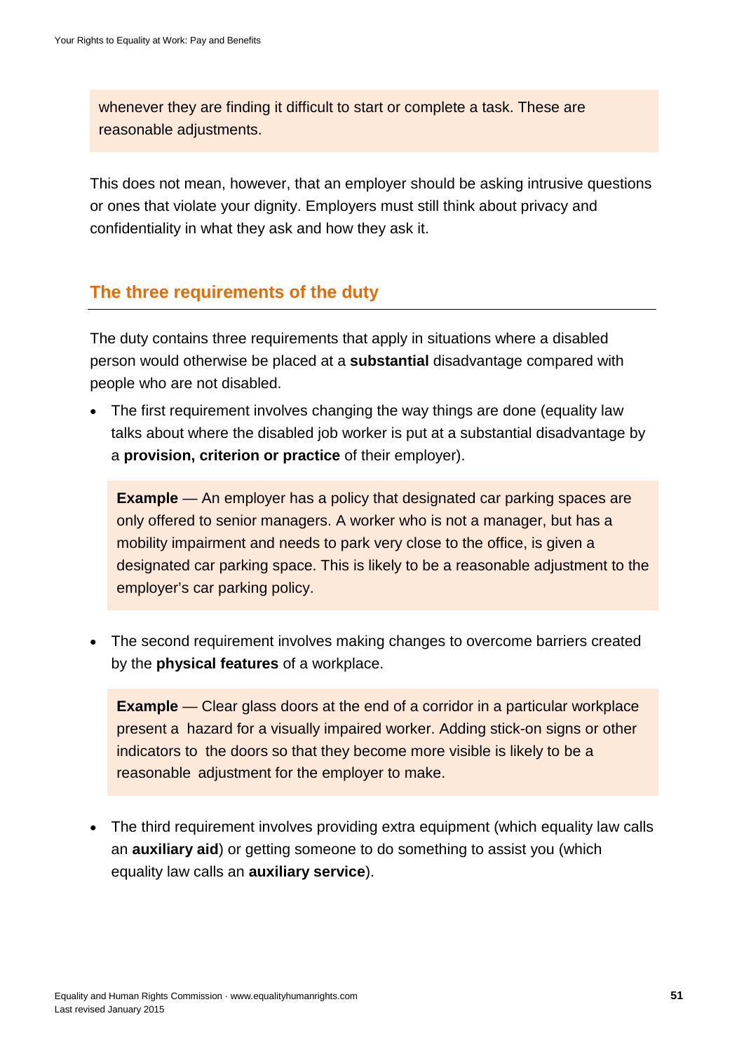whenever they are finding it difficult to start or complete a task. These are reasonable adjustments.

This does not mean, however, that an employer should be asking intrusive questions or ones that violate your dignity. Employers must still think about privacy and confidentiality in what they ask and how they ask it.

## The three requirements of the duty

The duty contains three requirements that apply in situations where a disabled person would otherwise be placed at a **substantial** disadvantage compared with people who are not disabled.

- The first requirement involves changing the way things are done (equality law talks about where the disabled job worker is put at a substantial disadvantage by a **provision, criterion or practice** of their employer).

> **Example** — An employer has a policy that designated car parking spaces are only offered to senior managers. A worker who is not a manager, but has a mobility impairment and needs to park very close to the office, is given a designated car parking space. This is likely to be a reasonable adjustment to the employer's car parking policy.

- The second requirement involves making changes to overcome barriers created by the **physical features** of a workplace.

> **Example** — Clear glass doors at the end of a corridor in a particular workplace present a hazard for a visually impaired worker. Adding stick-on signs or other indicators to the doors so that they become more visible is likely to be a reasonable adjustment for the employer to make.

- The third requirement involves providing extra equipment (which equality law calls an **auxiliary aid**) or getting someone to do something to assist you (which equality law calls an **auxiliary service**).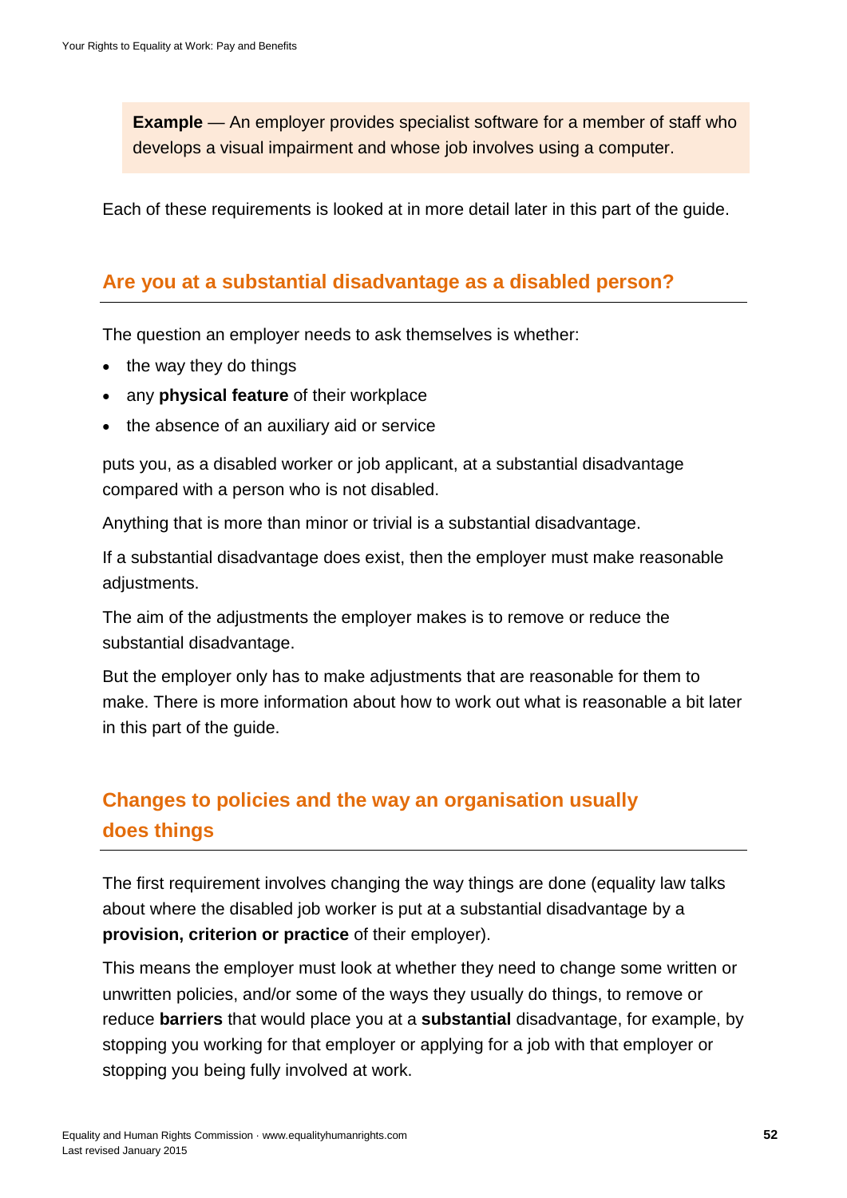> **Example** — An employer provides specialist software for a member of staff who develops a visual impairment and whose job involves using a computer.

Each of these requirements is looked at in more detail later in this part of the guide.

## Are you at a substantial disadvantage as a disabled person?

The question an employer needs to ask themselves is whether:

- the way they do things
- any **physical feature** of their workplace
- the absence of an auxiliary aid or service

puts you, as a disabled worker or job applicant, at a substantial disadvantage compared with a person who is not disabled.

Anything that is more than minor or trivial is a substantial disadvantage.

If a substantial disadvantage does exist, then the employer must make reasonable adjustments.

The aim of the adjustments the employer makes is to remove or reduce the substantial disadvantage.

But the employer only has to make adjustments that are reasonable for them to make. There is more information about how to work out what is reasonable a bit later in this part of the guide.

## Changes to policies and the way an organisation usually does things

The first requirement involves changing the way things are done (equality law talks about where the disabled job worker is put at a substantial disadvantage by a **provision, criterion or practice** of their employer).

This means the employer must look at whether they need to change some written or unwritten policies, and/or some of the ways they usually do things, to remove or reduce **barriers** that would place you at a **substantial** disadvantage, for example, by stopping you working for that employer or applying for a job with that employer or stopping you being fully involved at work.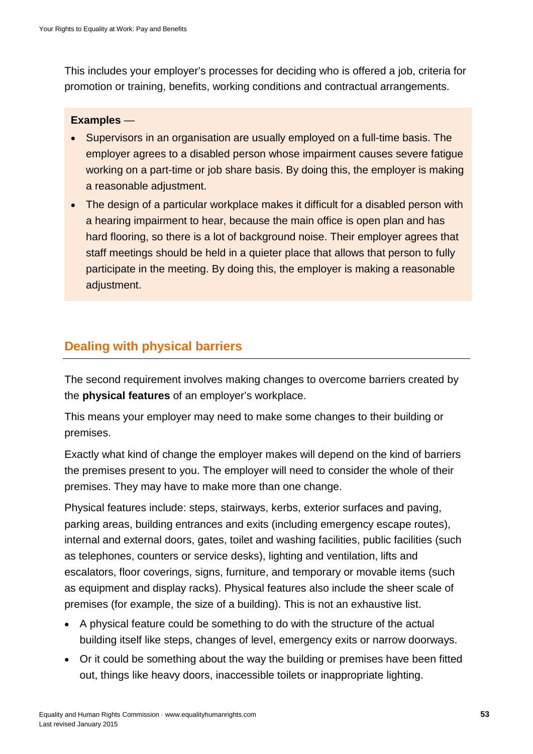This includes your employer's processes for deciding who is offered a job, criteria for promotion or training, benefits, working conditions and contractual arrangements.

**Examples** —

- Supervisors in an organisation are usually employed on a full-time basis. The employer agrees to a disabled person whose impairment causes severe fatigue working on a part-time or job share basis. By doing this, the employer is making a reasonable adjustment.
- The design of a particular workplace makes it difficult for a disabled person with a hearing impairment to hear, because the main office is open plan and has hard flooring, so there is a lot of background noise. Their employer agrees that staff meetings should be held in a quieter place that allows that person to fully participate in the meeting. By doing this, the employer is making a reasonable adjustment.

## Dealing with physical barriers

The second requirement involves making changes to overcome barriers created by the **physical features** of an employer's workplace.

This means your employer may need to make some changes to their building or premises.

Exactly what kind of change the employer makes will depend on the kind of barriers the premises present to you. The employer will need to consider the whole of their premises. They may have to make more than one change.

Physical features include: steps, stairways, kerbs, exterior surfaces and paving, parking areas, building entrances and exits (including emergency escape routes), internal and external doors, gates, toilet and washing facilities, public facilities (such as telephones, counters or service desks), lighting and ventilation, lifts and escalators, floor coverings, signs, furniture, and temporary or movable items (such as equipment and display racks). Physical features also include the sheer scale of premises (for example, the size of a building). This is not an exhaustive list.

- A physical feature could be something to do with the structure of the actual building itself like steps, changes of level, emergency exits or narrow doorways.
- Or it could be something about the way the building or premises have been fitted out, things like heavy doors, inaccessible toilets or inappropriate lighting.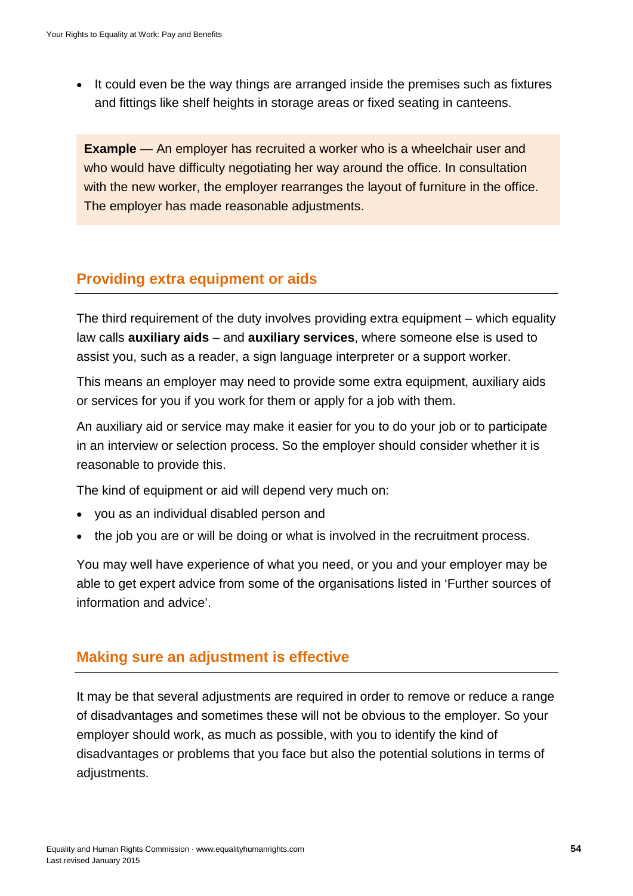- It could even be the way things are arranged inside the premises such as fixtures and fittings like shelf heights in storage areas or fixed seating in canteens.

> **Example** — An employer has recruited a worker who is a wheelchair user and who would have difficulty negotiating her way around the office. In consultation with the new worker, the employer rearranges the layout of furniture in the office. The employer has made reasonable adjustments.

## Providing extra equipment or aids

The third requirement of the duty involves providing extra equipment – which equality law calls **auxiliary aids** – and **auxiliary services**, where someone else is used to assist you, such as a reader, a sign language interpreter or a support worker.

This means an employer may need to provide some extra equipment, auxiliary aids or services for you if you work for them or apply for a job with them.

An auxiliary aid or service may make it easier for you to do your job or to participate in an interview or selection process. So the employer should consider whether it is reasonable to provide this.

The kind of equipment or aid will depend very much on:

- you as an individual disabled person and
- the job you are or will be doing or what is involved in the recruitment process.

You may well have experience of what you need, or you and your employer may be able to get expert advice from some of the organisations listed in 'Further sources of information and advice'.

## Making sure an adjustment is effective

It may be that several adjustments are required in order to remove or reduce a range of disadvantages and sometimes these will not be obvious to the employer. So your employer should work, as much as possible, with you to identify the kind of disadvantages or problems that you face but also the potential solutions in terms of adjustments.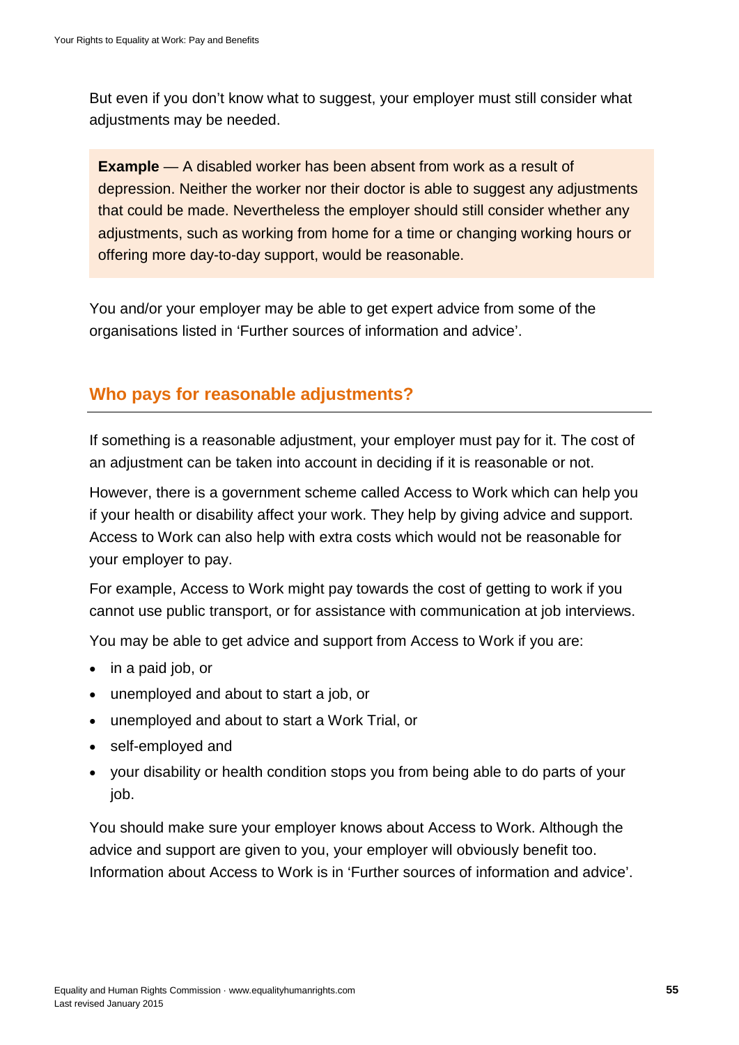But even if you don't know what to suggest, your employer must still consider what adjustments may be needed.

> **Example** — A disabled worker has been absent from work as a result of depression. Neither the worker nor their doctor is able to suggest any adjustments that could be made. Nevertheless the employer should still consider whether any adjustments, such as working from home for a time or changing working hours or offering more day-to-day support, would be reasonable.

You and/or your employer may be able to get expert advice from some of the organisations listed in 'Further sources of information and advice'.

## Who pays for reasonable adjustments?

If something is a reasonable adjustment, your employer must pay for it. The cost of an adjustment can be taken into account in deciding if it is reasonable or not.

However, there is a government scheme called Access to Work which can help you if your health or disability affect your work. They help by giving advice and support. Access to Work can also help with extra costs which would not be reasonable for your employer to pay.

For example, Access to Work might pay towards the cost of getting to work if you cannot use public transport, or for assistance with communication at job interviews.

You may be able to get advice and support from Access to Work if you are:

- in a paid job, or
- unemployed and about to start a job, or
- unemployed and about to start a Work Trial, or
- self-employed and
- your disability or health condition stops you from being able to do parts of your job.

You should make sure your employer knows about Access to Work. Although the advice and support are given to you, your employer will obviously benefit too. Information about Access to Work is in 'Further sources of information and advice'.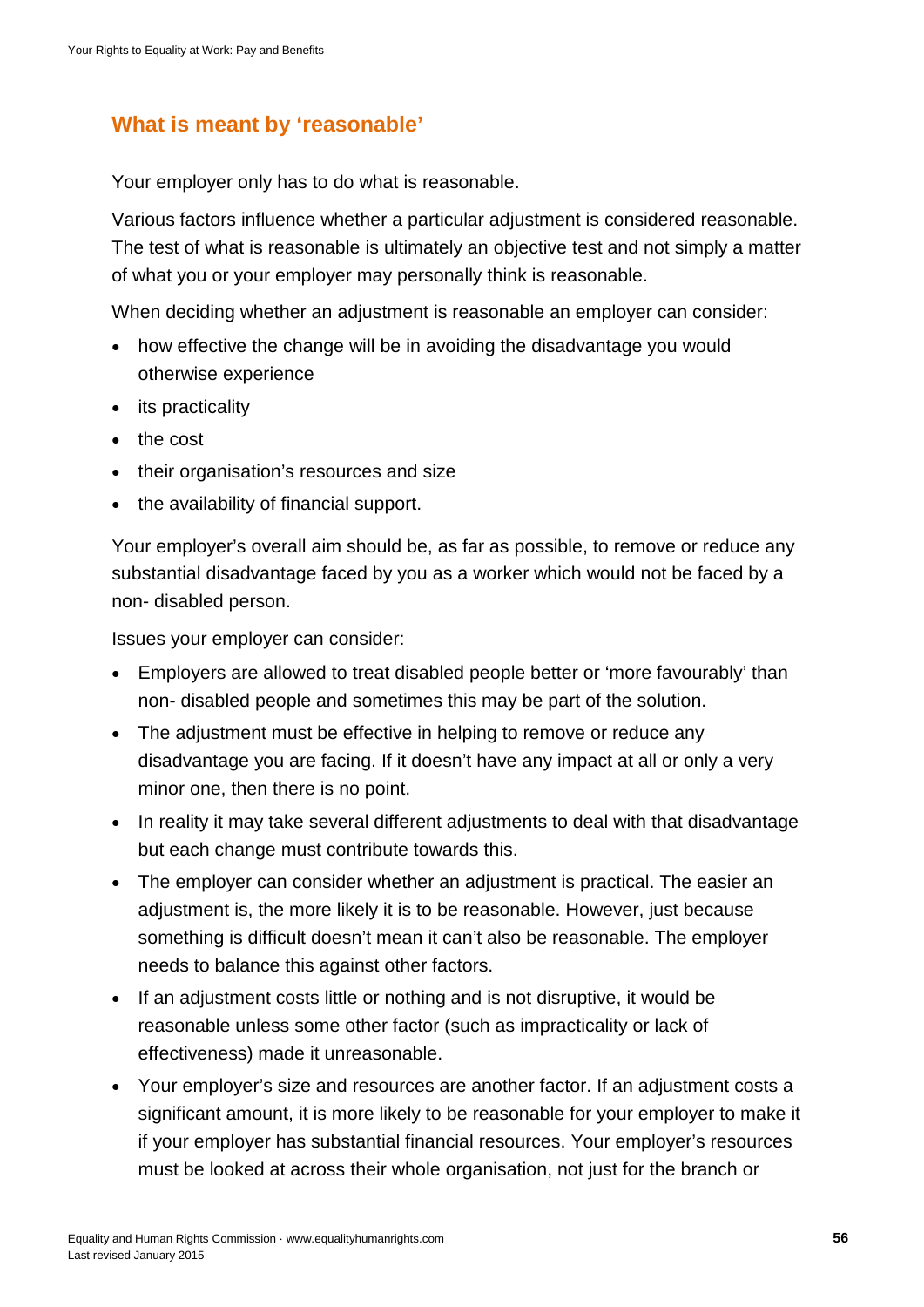## What is meant by 'reasonable'

Your employer only has to do what is reasonable.

Various factors influence whether a particular adjustment is considered reasonable. The test of what is reasonable is ultimately an objective test and not simply a matter of what you or your employer may personally think is reasonable.

When deciding whether an adjustment is reasonable an employer can consider:

- how effective the change will be in avoiding the disadvantage you would otherwise experience
- its practicality
- the cost
- their organisation's resources and size
- the availability of financial support.

Your employer's overall aim should be, as far as possible, to remove or reduce any substantial disadvantage faced by you as a worker which would not be faced by a non- disabled person.

Issues your employer can consider:

- Employers are allowed to treat disabled people better or 'more favourably' than non- disabled people and sometimes this may be part of the solution.
- The adjustment must be effective in helping to remove or reduce any disadvantage you are facing. If it doesn't have any impact at all or only a very minor one, then there is no point.
- In reality it may take several different adjustments to deal with that disadvantage but each change must contribute towards this.
- The employer can consider whether an adjustment is practical. The easier an adjustment is, the more likely it is to be reasonable. However, just because something is difficult doesn't mean it can't also be reasonable. The employer needs to balance this against other factors.
- If an adjustment costs little or nothing and is not disruptive, it would be reasonable unless some other factor (such as impracticality or lack of effectiveness) made it unreasonable.
- Your employer's size and resources are another factor. If an adjustment costs a significant amount, it is more likely to be reasonable for your employer to make it if your employer has substantial financial resources. Your employer's resources must be looked at across their whole organisation, not just for the branch or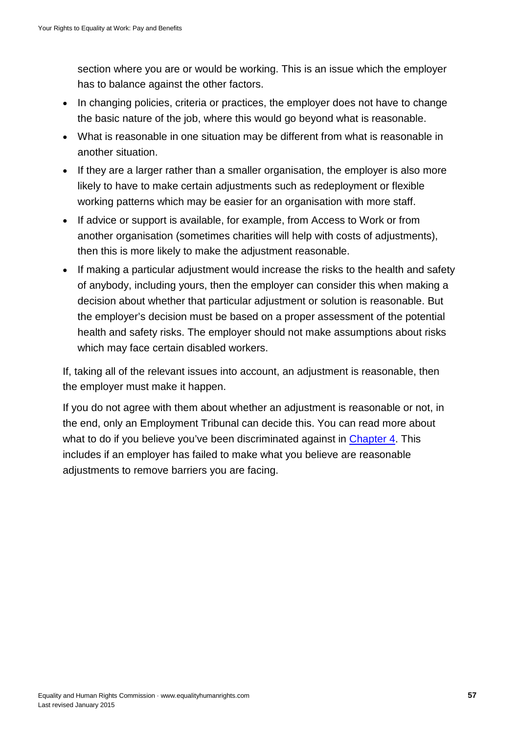section where you are or would be working. This is an issue which the employer has to balance against the other factors.

- In changing policies, criteria or practices, the employer does not have to change the basic nature of the job, where this would go beyond what is reasonable.
- What is reasonable in one situation may be different from what is reasonable in another situation.
- If they are a larger rather than a smaller organisation, the employer is also more likely to have to make certain adjustments such as redeployment or flexible working patterns which may be easier for an organisation with more staff.
- If advice or support is available, for example, from Access to Work or from another organisation (sometimes charities will help with costs of adjustments), then this is more likely to make the adjustment reasonable.
- If making a particular adjustment would increase the risks to the health and safety of anybody, including yours, then the employer can consider this when making a decision about whether that particular adjustment or solution is reasonable. But the employer's decision must be based on a proper assessment of the potential health and safety risks. The employer should not make assumptions about risks which may face certain disabled workers.

If, taking all of the relevant issues into account, an adjustment is reasonable, then the employer must make it happen.

If you do not agree with them about whether an adjustment is reasonable or not, in the end, only an Employment Tribunal can decide this. You can read more about what to do if you believe you've been discriminated against in Chapter 4. This includes if an employer has failed to make what you believe are reasonable adjustments to remove barriers you are facing.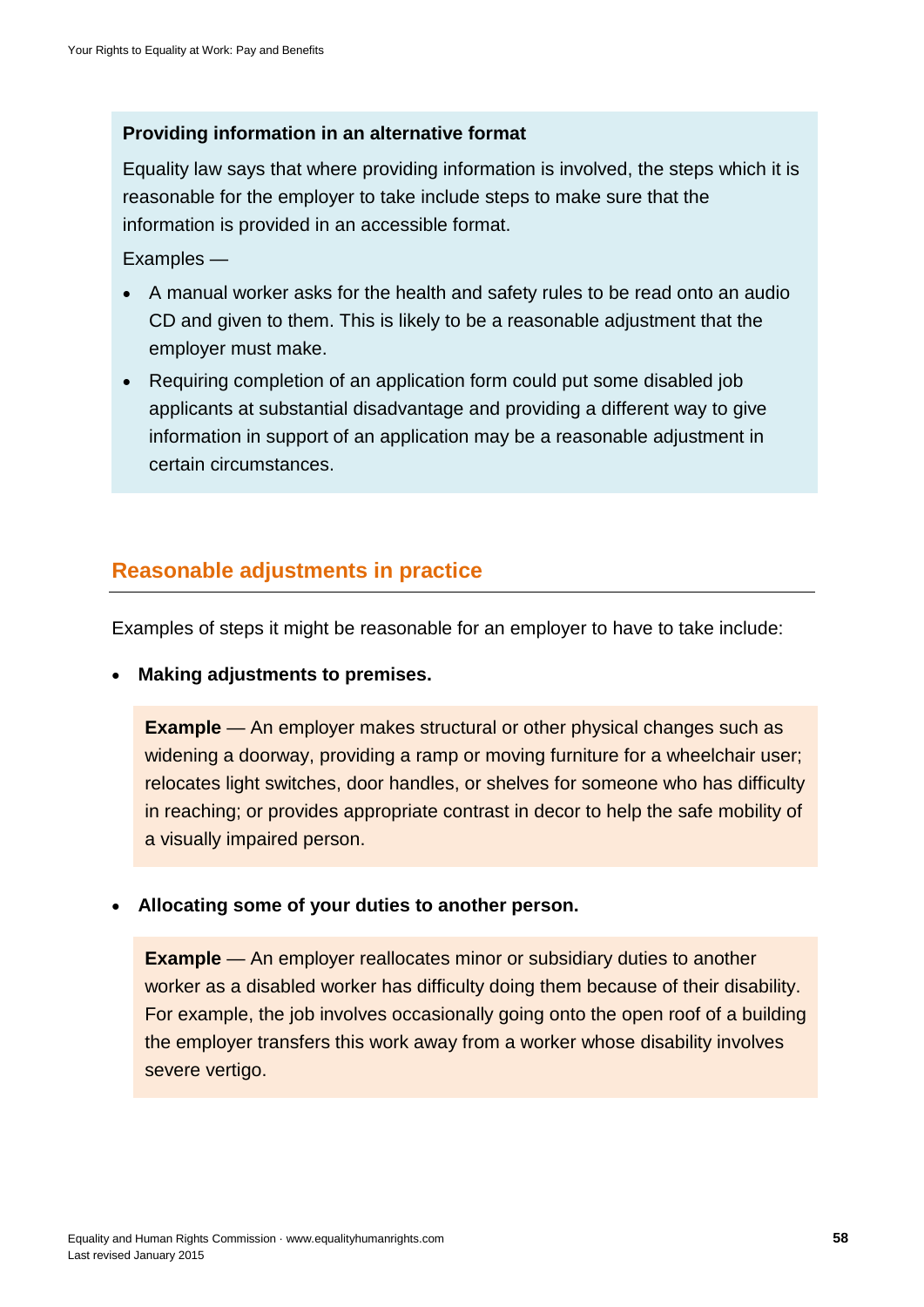**Providing information in an alternative format**

Equality law says that where providing information is involved, the steps which it is reasonable for the employer to take include steps to make sure that the information is provided in an accessible format.

Examples —

- A manual worker asks for the health and safety rules to be read onto an audio CD and given to them. This is likely to be a reasonable adjustment that the employer must make.
- Requiring completion of an application form could put some disabled job applicants at substantial disadvantage and providing a different way to give information in support of an application may be a reasonable adjustment in certain circumstances.

## Reasonable adjustments in practice

Examples of steps it might be reasonable for an employer to have to take include:

- **Making adjustments to premises.**

  **Example** — An employer makes structural or other physical changes such as widening a doorway, providing a ramp or moving furniture for a wheelchair user; relocates light switches, door handles, or shelves for someone who has difficulty in reaching; or provides appropriate contrast in decor to help the safe mobility of a visually impaired person.

- **Allocating some of your duties to another person.**

  **Example** — An employer reallocates minor or subsidiary duties to another worker as a disabled worker has difficulty doing them because of their disability. For example, the job involves occasionally going onto the open roof of a building the employer transfers this work away from a worker whose disability involves severe vertigo.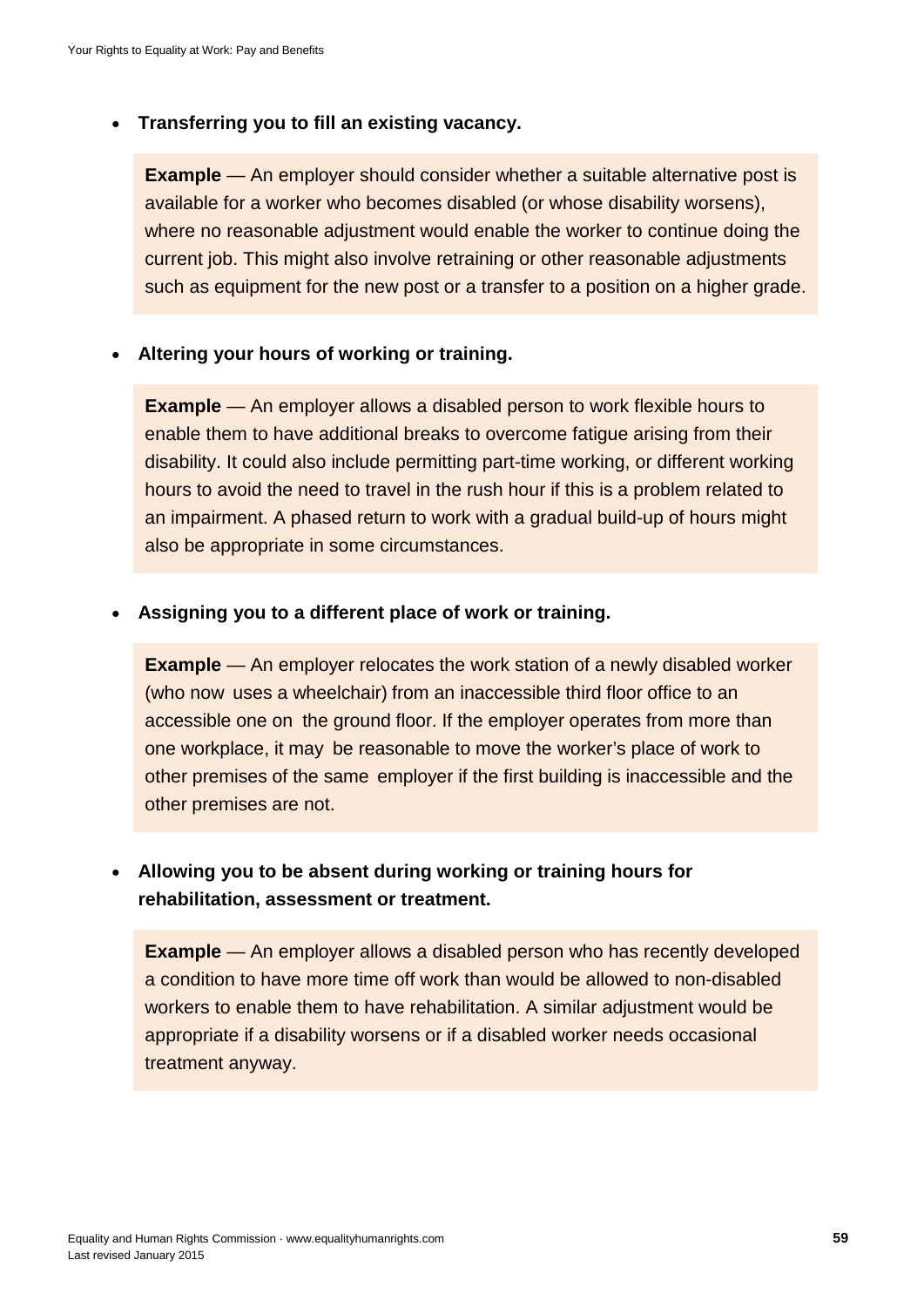- **Transferring you to fill an existing vacancy.**

  **Example** — An employer should consider whether a suitable alternative post is available for a worker who becomes disabled (or whose disability worsens), where no reasonable adjustment would enable the worker to continue doing the current job. This might also involve retraining or other reasonable adjustments such as equipment for the new post or a transfer to a position on a higher grade.

- **Altering your hours of working or training.**

  **Example** — An employer allows a disabled person to work flexible hours to enable them to have additional breaks to overcome fatigue arising from their disability. It could also include permitting part-time working, or different working hours to avoid the need to travel in the rush hour if this is a problem related to an impairment. A phased return to work with a gradual build-up of hours might also be appropriate in some circumstances.

- **Assigning you to a different place of work or training.**

  **Example** — An employer relocates the work station of a newly disabled worker (who now uses a wheelchair) from an inaccessible third floor office to an accessible one on the ground floor. If the employer operates from more than one workplace, it may be reasonable to move the worker's place of work to other premises of the same employer if the first building is inaccessible and the other premises are not.

- **Allowing you to be absent during working or training hours for rehabilitation, assessment or treatment.**

  **Example** — An employer allows a disabled person who has recently developed a condition to have more time off work than would be allowed to non-disabled workers to enable them to have rehabilitation. A similar adjustment would be appropriate if a disability worsens or if a disabled worker needs occasional treatment anyway.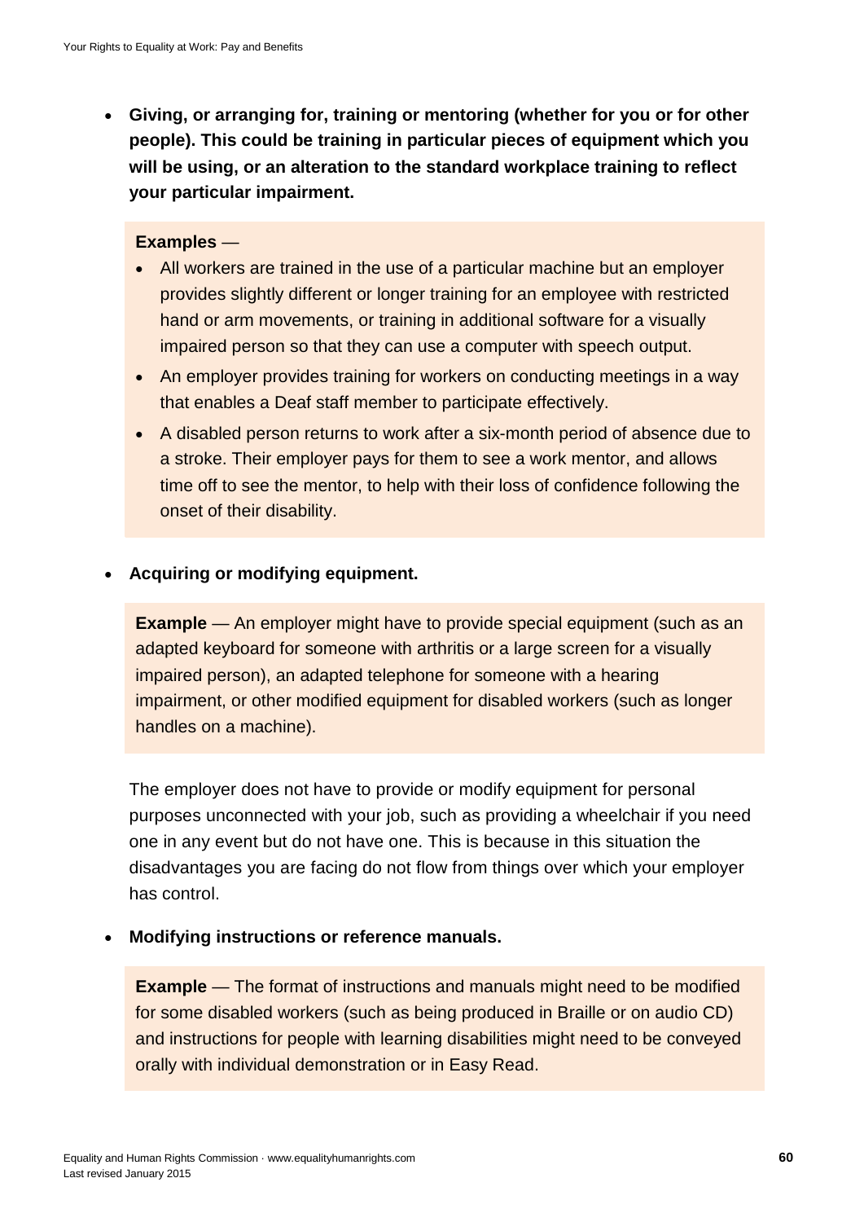- **Giving, or arranging for, training or mentoring (whether for you or for other people). This could be training in particular pieces of equipment which you will be using, or an alteration to the standard workplace training to reflect your particular impairment.**

  **Examples** —

  - All workers are trained in the use of a particular machine but an employer provides slightly different or longer training for an employee with restricted hand or arm movements, or training in additional software for a visually impaired person so that they can use a computer with speech output.
  - An employer provides training for workers on conducting meetings in a way that enables a Deaf staff member to participate effectively.
  - A disabled person returns to work after a six-month period of absence due to a stroke. Their employer pays for them to see a work mentor, and allows time off to see the mentor, to help with their loss of confidence following the onset of their disability.

- **Acquiring or modifying equipment.**

  **Example** — An employer might have to provide special equipment (such as an adapted keyboard for someone with arthritis or a large screen for a visually impaired person), an adapted telephone for someone with a hearing impairment, or other modified equipment for disabled workers (such as longer handles on a machine).

  The employer does not have to provide or modify equipment for personal purposes unconnected with your job, such as providing a wheelchair if you need one in any event but do not have one. This is because in this situation the disadvantages you are facing do not flow from things over which your employer has control.

- **Modifying instructions or reference manuals.**

  **Example** — The format of instructions and manuals might need to be modified for some disabled workers (such as being produced in Braille or on audio CD) and instructions for people with learning disabilities might need to be conveyed orally with individual demonstration or in Easy Read.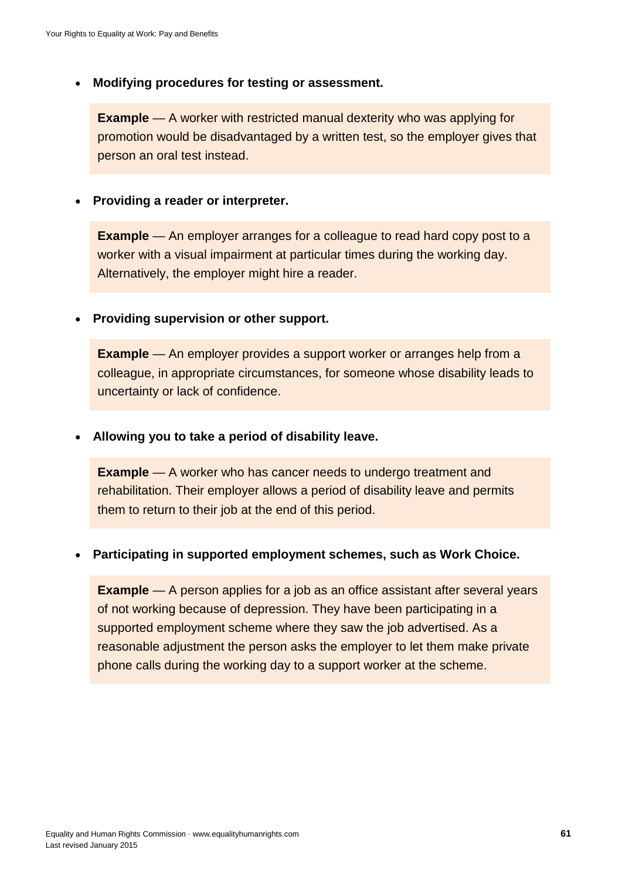- **Modifying procedures for testing or assessment.**

  > **Example** — A worker with restricted manual dexterity who was applying for promotion would be disadvantaged by a written test, so the employer gives that person an oral test instead.

- **Providing a reader or interpreter.**

  > **Example** — An employer arranges for a colleague to read hard copy post to a worker with a visual impairment at particular times during the working day. Alternatively, the employer might hire a reader.

- **Providing supervision or other support.**

  > **Example** — An employer provides a support worker or arranges help from a colleague, in appropriate circumstances, for someone whose disability leads to uncertainty or lack of confidence.

- **Allowing you to take a period of disability leave.**

  > **Example** — A worker who has cancer needs to undergo treatment and rehabilitation. Their employer allows a period of disability leave and permits them to return to their job at the end of this period.

- **Participating in supported employment schemes, such as Work Choice.**

  > **Example** — A person applies for a job as an office assistant after several years of not working because of depression. They have been participating in a supported employment scheme where they saw the job advertised. As a reasonable adjustment the person asks the employer to let them make private phone calls during the working day to a support worker at the scheme.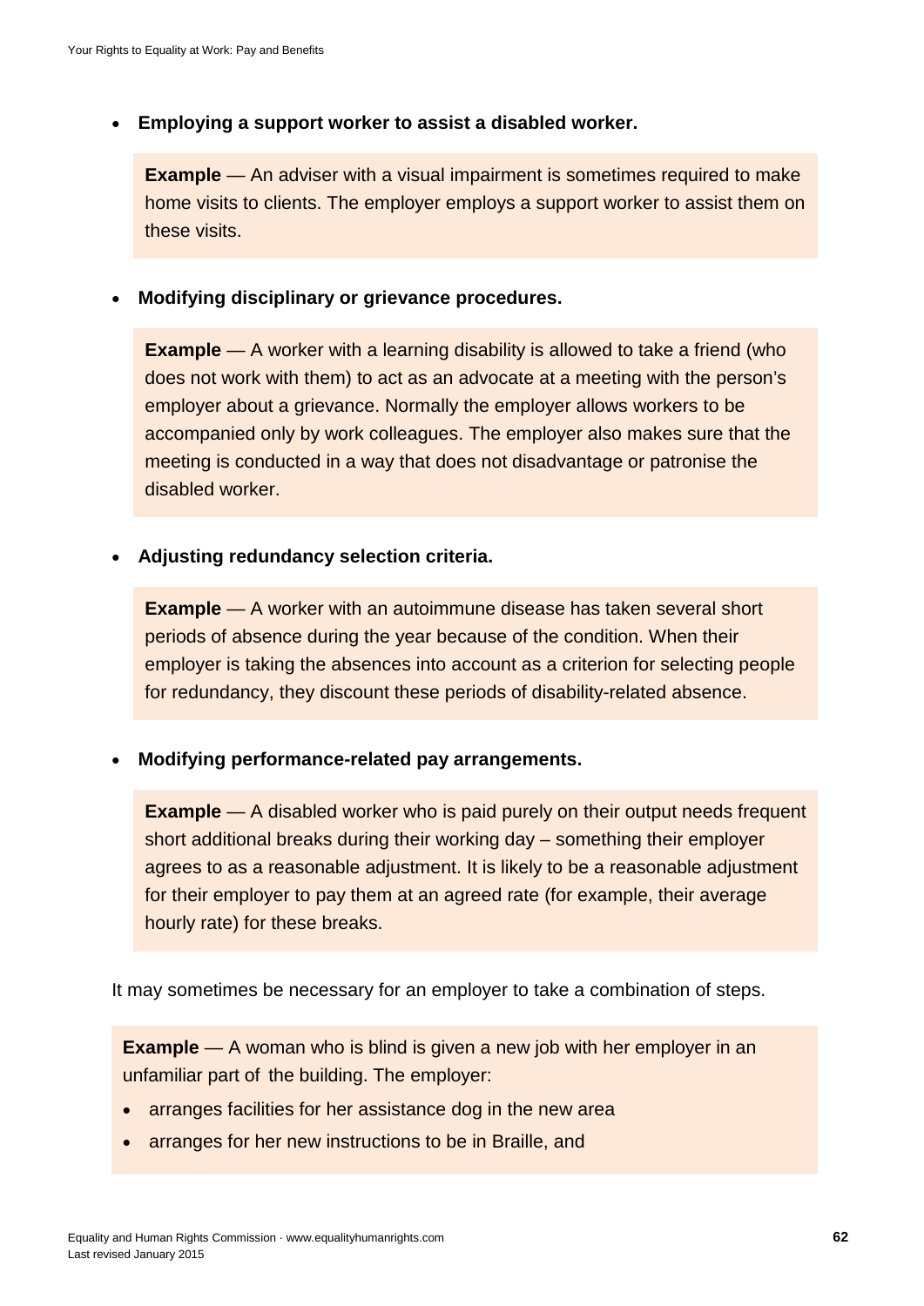- **Employing a support worker to assist a disabled worker.**

> **Example** — An adviser with a visual impairment is sometimes required to make home visits to clients. The employer employs a support worker to assist them on these visits.

- **Modifying disciplinary or grievance procedures.**

> **Example** — A worker with a learning disability is allowed to take a friend (who does not work with them) to act as an advocate at a meeting with the person's employer about a grievance. Normally the employer allows workers to be accompanied only by work colleagues. The employer also makes sure that the meeting is conducted in a way that does not disadvantage or patronise the disabled worker.

- **Adjusting redundancy selection criteria.**

> **Example** — A worker with an autoimmune disease has taken several short periods of absence during the year because of the condition. When their employer is taking the absences into account as a criterion for selecting people for redundancy, they discount these periods of disability-related absence.

- **Modifying performance-related pay arrangements.**

> **Example** — A disabled worker who is paid purely on their output needs frequent short additional breaks during their working day – something their employer agrees to as a reasonable adjustment. It is likely to be a reasonable adjustment for their employer to pay them at an agreed rate (for example, their average hourly rate) for these breaks.

It may sometimes be necessary for an employer to take a combination of steps.

> **Example** — A woman who is blind is given a new job with her employer in an unfamiliar part of the building. The employer:
>
> - arranges facilities for her assistance dog in the new area
> - arranges for her new instructions to be in Braille, and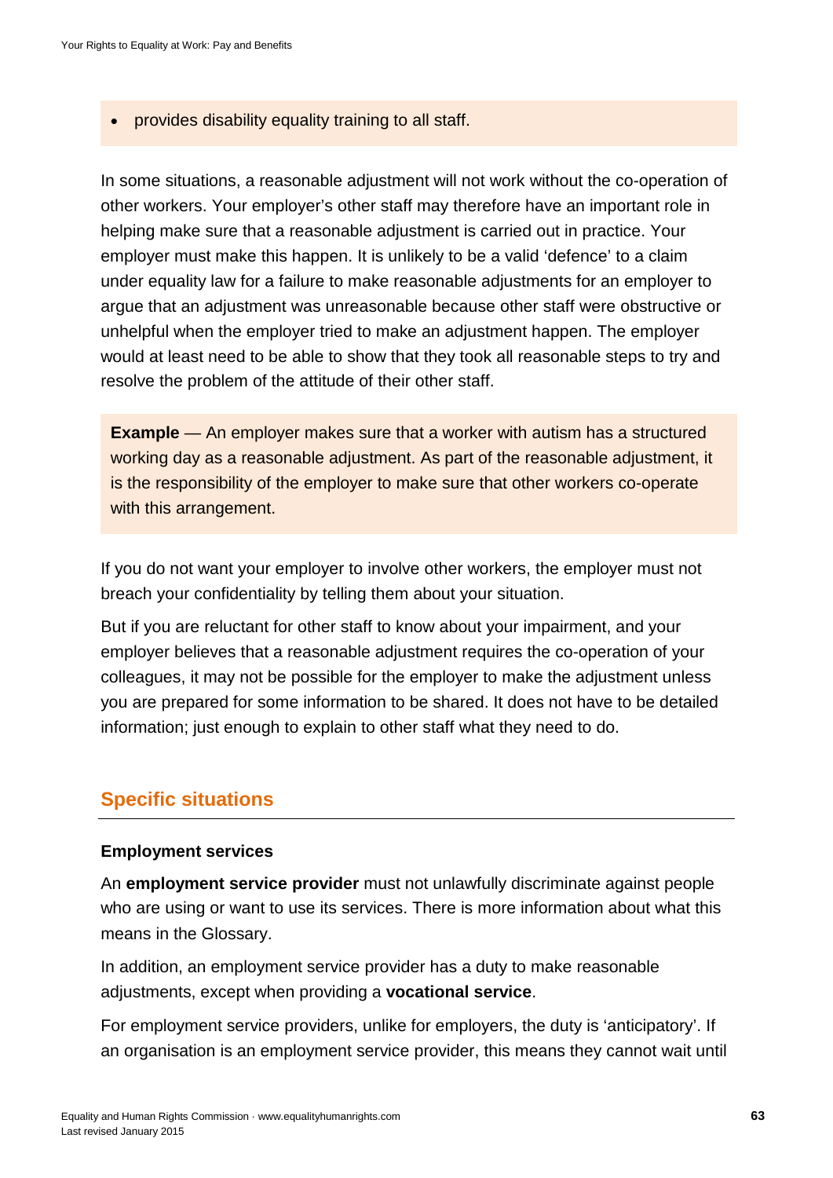- provides disability equality training to all staff.

In some situations, a reasonable adjustment will not work without the co-operation of other workers. Your employer's other staff may therefore have an important role in helping make sure that a reasonable adjustment is carried out in practice. Your employer must make this happen. It is unlikely to be a valid 'defence' to a claim under equality law for a failure to make reasonable adjustments for an employer to argue that an adjustment was unreasonable because other staff were obstructive or unhelpful when the employer tried to make an adjustment happen. The employer would at least need to be able to show that they took all reasonable steps to try and resolve the problem of the attitude of their other staff.

**Example** — An employer makes sure that a worker with autism has a structured working day as a reasonable adjustment. As part of the reasonable adjustment, it is the responsibility of the employer to make sure that other workers co-operate with this arrangement.

If you do not want your employer to involve other workers, the employer must not breach your confidentiality by telling them about your situation.

But if you are reluctant for other staff to know about your impairment, and your employer believes that a reasonable adjustment requires the co-operation of your colleagues, it may not be possible for the employer to make the adjustment unless you are prepared for some information to be shared. It does not have to be detailed information; just enough to explain to other staff what they need to do.

## Specific situations

### Employment services

An **employment service provider** must not unlawfully discriminate against people who are using or want to use its services. There is more information about what this means in the Glossary.

In addition, an employment service provider has a duty to make reasonable adjustments, except when providing a **vocational service**.

For employment service providers, unlike for employers, the duty is 'anticipatory'. If an organisation is an employment service provider, this means they cannot wait until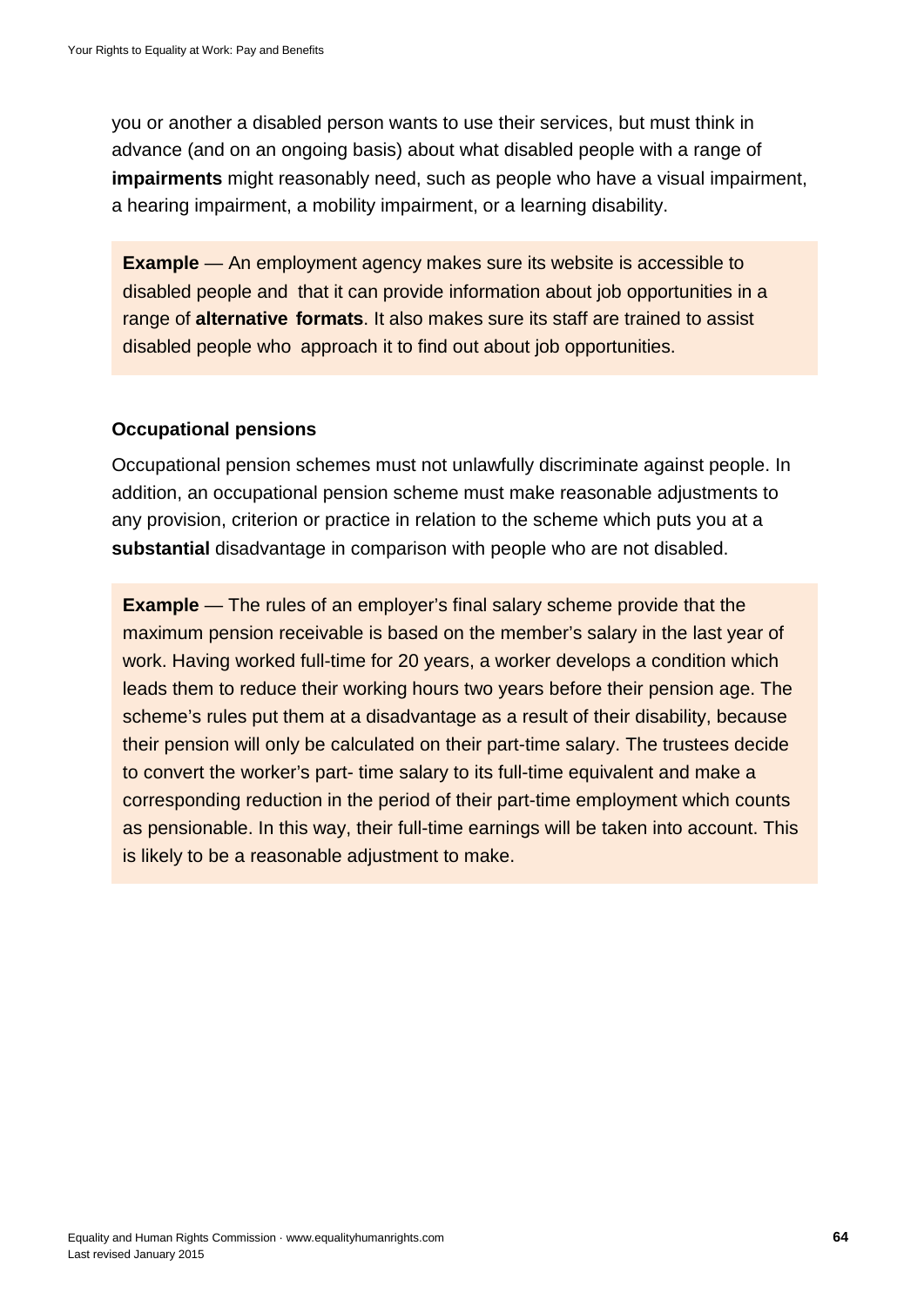you or another a disabled person wants to use their services, but must think in advance (and on an ongoing basis) about what disabled people with a range of **impairments** might reasonably need, such as people who have a visual impairment, a hearing impairment, a mobility impairment, or a learning disability.

> **Example** — An employment agency makes sure its website is accessible to disabled people and that it can provide information about job opportunities in a range of **alternative formats**. It also makes sure its staff are trained to assist disabled people who approach it to find out about job opportunities.

**Occupational pensions**

Occupational pension schemes must not unlawfully discriminate against people. In addition, an occupational pension scheme must make reasonable adjustments to any provision, criterion or practice in relation to the scheme which puts you at a **substantial** disadvantage in comparison with people who are not disabled.

> **Example** — The rules of an employer's final salary scheme provide that the maximum pension receivable is based on the member's salary in the last year of work. Having worked full-time for 20 years, a worker develops a condition which leads them to reduce their working hours two years before their pension age. The scheme's rules put them at a disadvantage as a result of their disability, because their pension will only be calculated on their part-time salary. The trustees decide to convert the worker's part- time salary to its full-time equivalent and make a corresponding reduction in the period of their part-time employment which counts as pensionable. In this way, their full-time earnings will be taken into account. This is likely to be a reasonable adjustment to make.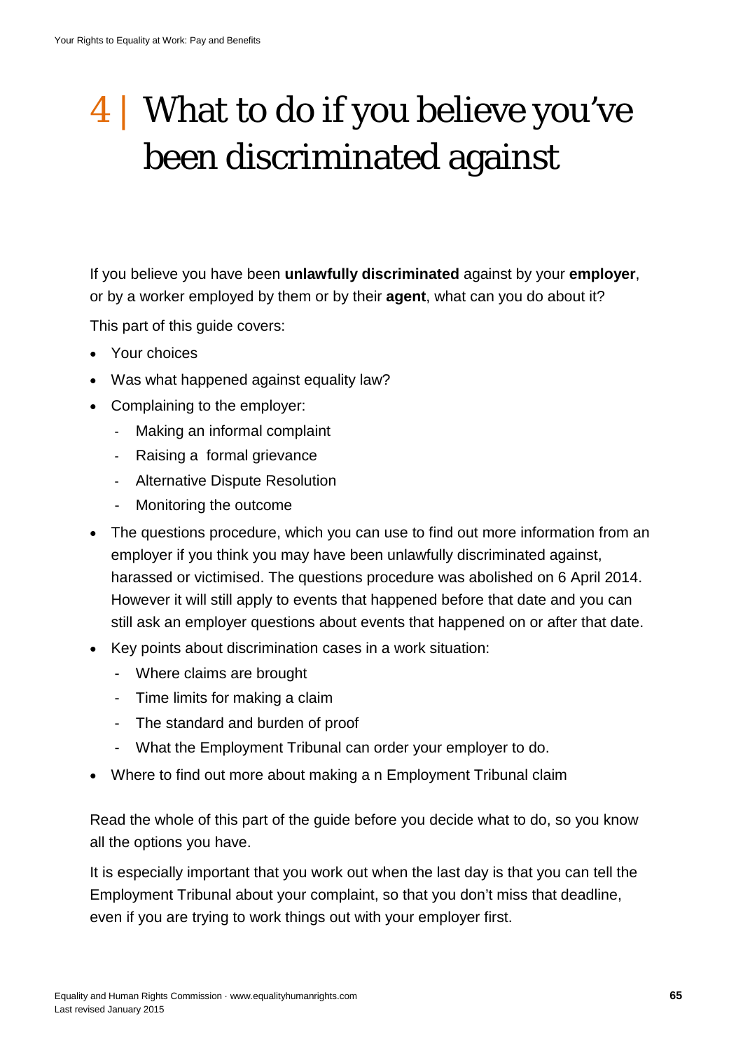# 4 | What to do if you believe you've been discriminated against

If you believe you have been **unlawfully discriminated** against by your **employer**, or by a worker employed by them or by their **agent**, what can you do about it?

This part of this guide covers:

- Your choices
- Was what happened against equality law?
- Complaining to the employer:
  - Making an informal complaint
  - Raising a formal grievance
  - Alternative Dispute Resolution
  - Monitoring the outcome
- The questions procedure, which you can use to find out more information from an employer if you think you may have been unlawfully discriminated against, harassed or victimised. The questions procedure was abolished on 6 April 2014. However it will still apply to events that happened before that date and you can still ask an employer questions about events that happened on or after that date.
- Key points about discrimination cases in a work situation:
  - Where claims are brought
  - Time limits for making a claim
  - The standard and burden of proof
  - What the Employment Tribunal can order your employer to do.
- Where to find out more about making a n Employment Tribunal claim

Read the whole of this part of the guide before you decide what to do, so you know all the options you have.

It is especially important that you work out when the last day is that you can tell the Employment Tribunal about your complaint, so that you don't miss that deadline, even if you are trying to work things out with your employer first.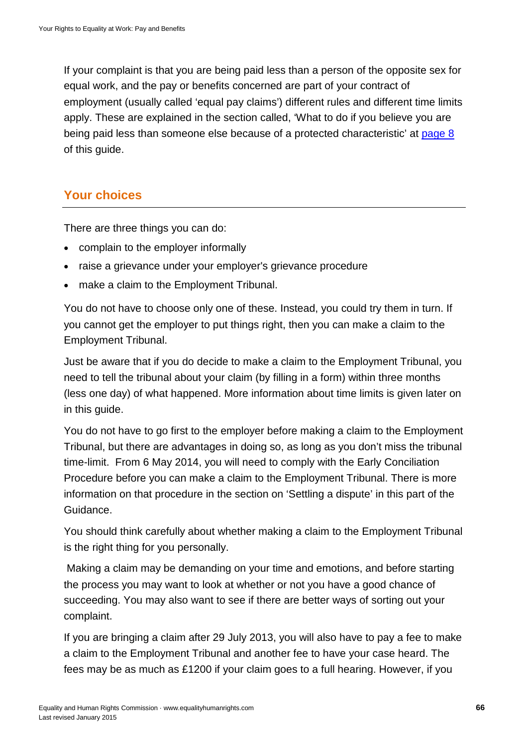If your complaint is that you are being paid less than a person of the opposite sex for equal work, and the pay or benefits concerned are part of your contract of employment (usually called 'equal pay claims') different rules and different time limits apply. These are explained in the section called, 'What to do if you believe you are being paid less than someone else because of a protected characteristic' at [page 8](#) of this guide.

## Your choices

There are three things you can do:

- complain to the employer informally
- raise a grievance under your employer's grievance procedure
- make a claim to the Employment Tribunal.

You do not have to choose only one of these. Instead, you could try them in turn. If you cannot get the employer to put things right, then you can make a claim to the Employment Tribunal.

Just be aware that if you do decide to make a claim to the Employment Tribunal, you need to tell the tribunal about your claim (by filling in a form) within three months (less one day) of what happened. More information about time limits is given later on in this guide.

You do not have to go first to the employer before making a claim to the Employment Tribunal, but there are advantages in doing so, as long as you don't miss the tribunal time-limit. From 6 May 2014, you will need to comply with the Early Conciliation Procedure before you can make a claim to the Employment Tribunal. There is more information on that procedure in the section on 'Settling a dispute' in this part of the Guidance.

You should think carefully about whether making a claim to the Employment Tribunal is the right thing for you personally.

Making a claim may be demanding on your time and emotions, and before starting the process you may want to look at whether or not you have a good chance of succeeding. You may also want to see if there are better ways of sorting out your complaint.

If you are bringing a claim after 29 July 2013, you will also have to pay a fee to make a claim to the Employment Tribunal and another fee to have your case heard. The fees may be as much as £1200 if your claim goes to a full hearing. However, if you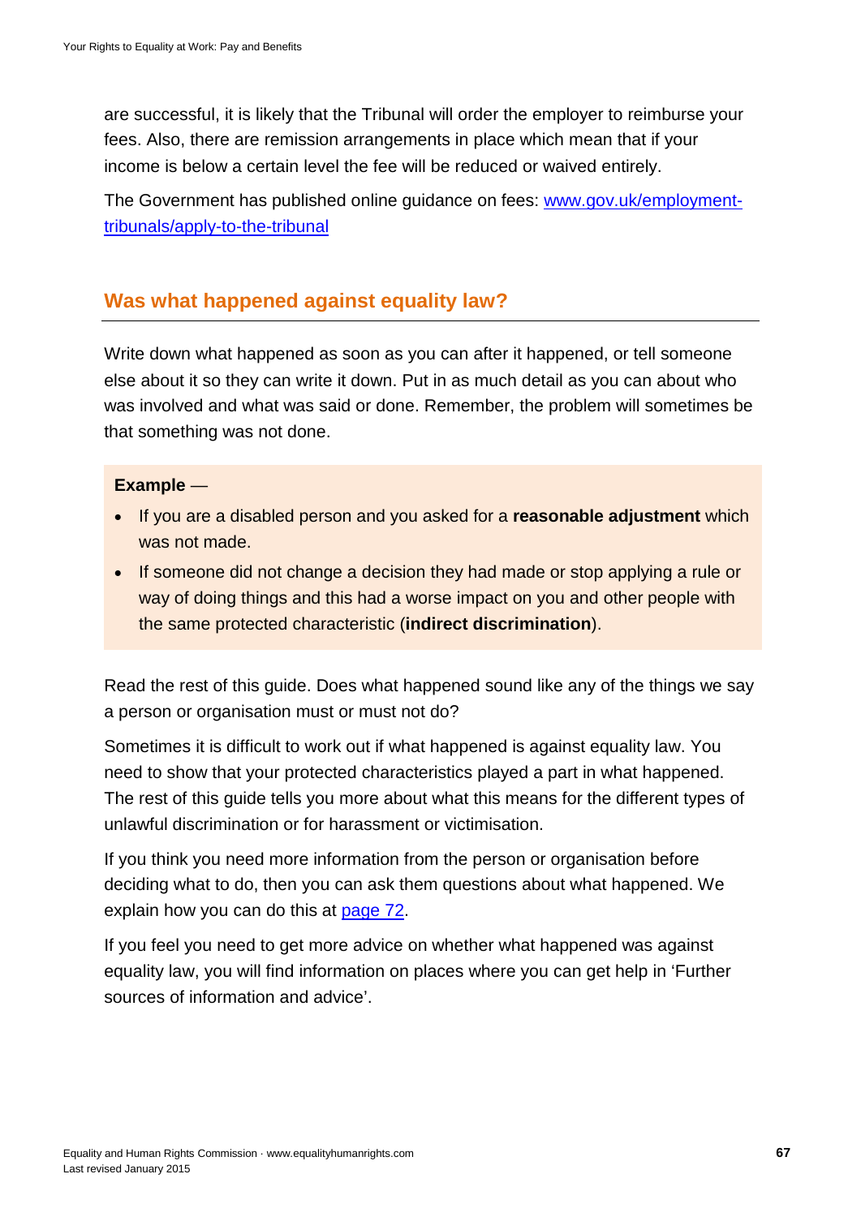are successful, it is likely that the Tribunal will order the employer to reimburse your fees. Also, there are remission arrangements in place which mean that if your income is below a certain level the fee will be reduced or waived entirely.

The Government has published online guidance on fees: [www.gov.uk/employment-tribunals/apply-to-the-tribunal](www.gov.uk/employment-tribunals/apply-to-the-tribunal)

## Was what happened against equality law?

Write down what happened as soon as you can after it happened, or tell someone else about it so they can write it down. Put in as much detail as you can about who was involved and what was said or done. Remember, the problem will sometimes be that something was not done.

**Example** —

- If you are a disabled person and you asked for a **reasonable adjustment** which was not made.
- If someone did not change a decision they had made or stop applying a rule or way of doing things and this had a worse impact on you and other people with the same protected characteristic (**indirect discrimination**).

Read the rest of this guide. Does what happened sound like any of the things we say a person or organisation must or must not do?

Sometimes it is difficult to work out if what happened is against equality law. You need to show that your protected characteristics played a part in what happened. The rest of this guide tells you more about what this means for the different types of unlawful discrimination or for harassment or victimisation.

If you think you need more information from the person or organisation before deciding what to do, then you can ask them questions about what happened. We explain how you can do this at page 72.

If you feel you need to get more advice on whether what happened was against equality law, you will find information on places where you can get help in 'Further sources of information and advice'.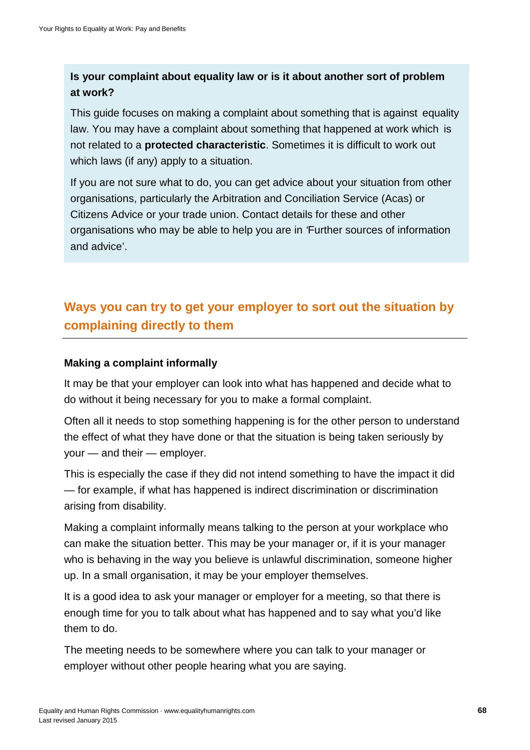**Is your complaint about equality law or is it about another sort of problem at work?**

This guide focuses on making a complaint about something that is against equality law. You may have a complaint about something that happened at work which is not related to a **protected characteristic**. Sometimes it is difficult to work out which laws (if any) apply to a situation.

If you are not sure what to do, you can get advice about your situation from other organisations, particularly the Arbitration and Conciliation Service (Acas) or Citizens Advice or your trade union. Contact details for these and other organisations who may be able to help you are in 'Further sources of information and advice'.

## Ways you can try to get your employer to sort out the situation by complaining directly to them

### Making a complaint informally

It may be that your employer can look into what has happened and decide what to do without it being necessary for you to make a formal complaint.

Often all it needs to stop something happening is for the other person to understand the effect of what they have done or that the situation is being taken seriously by your — and their — employer.

This is especially the case if they did not intend something to have the impact it did — for example, if what has happened is indirect discrimination or discrimination arising from disability.

Making a complaint informally means talking to the person at your workplace who can make the situation better. This may be your manager or, if it is your manager who is behaving in the way you believe is unlawful discrimination, someone higher up. In a small organisation, it may be your employer themselves.

It is a good idea to ask your manager or employer for a meeting, so that there is enough time for you to talk about what has happened and to say what you'd like them to do.

The meeting needs to be somewhere where you can talk to your manager or employer without other people hearing what you are saying.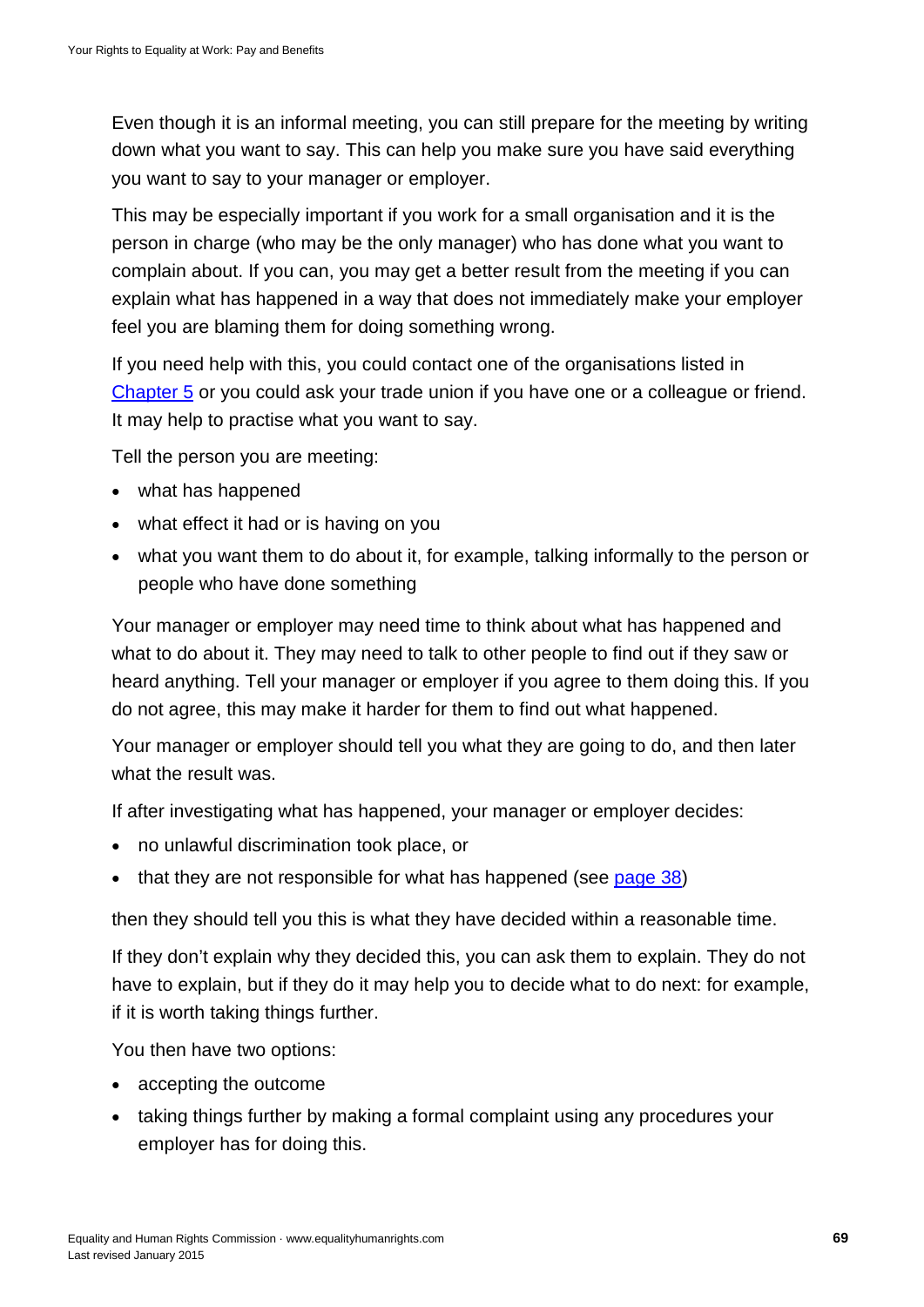Even though it is an informal meeting, you can still prepare for the meeting by writing down what you want to say. This can help you make sure you have said everything you want to say to your manager or employer.

This may be especially important if you work for a small organisation and it is the person in charge (who may be the only manager) who has done what you want to complain about. If you can, you may get a better result from the meeting if you can explain what has happened in a way that does not immediately make your employer feel you are blaming them for doing something wrong.

If you need help with this, you could contact one of the organisations listed in [Chapter 5](#) or you could ask your trade union if you have one or a colleague or friend. It may help to practise what you want to say.

Tell the person you are meeting:

- what has happened
- what effect it had or is having on you
- what you want them to do about it, for example, talking informally to the person or people who have done something

Your manager or employer may need time to think about what has happened and what to do about it. They may need to talk to other people to find out if they saw or heard anything. Tell your manager or employer if you agree to them doing this. If you do not agree, this may make it harder for them to find out what happened.

Your manager or employer should tell you what they are going to do, and then later what the result was.

If after investigating what has happened, your manager or employer decides:

- no unlawful discrimination took place, or
- that they are not responsible for what has happened (see [page 38](#))

then they should tell you this is what they have decided within a reasonable time.

If they don't explain why they decided this, you can ask them to explain. They do not have to explain, but if they do it may help you to decide what to do next: for example, if it is worth taking things further.

You then have two options:

- accepting the outcome
- taking things further by making a formal complaint using any procedures your employer has for doing this.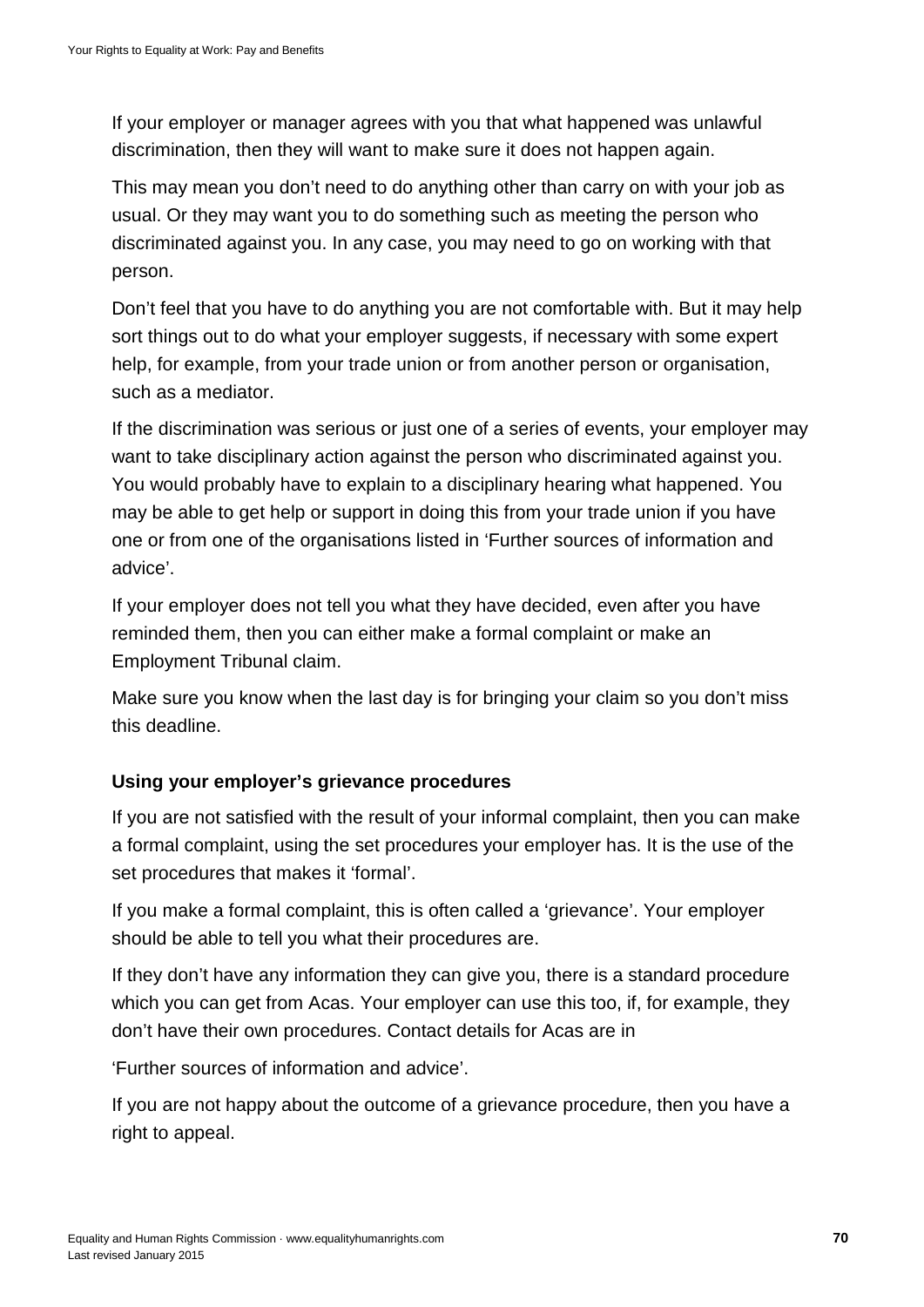If your employer or manager agrees with you that what happened was unlawful discrimination, then they will want to make sure it does not happen again.

This may mean you don't need to do anything other than carry on with your job as usual. Or they may want you to do something such as meeting the person who discriminated against you. In any case, you may need to go on working with that person.

Don't feel that you have to do anything you are not comfortable with. But it may help sort things out to do what your employer suggests, if necessary with some expert help, for example, from your trade union or from another person or organisation, such as a mediator.

If the discrimination was serious or just one of a series of events, your employer may want to take disciplinary action against the person who discriminated against you. You would probably have to explain to a disciplinary hearing what happened. You may be able to get help or support in doing this from your trade union if you have one or from one of the organisations listed in 'Further sources of information and advice'.

If your employer does not tell you what they have decided, even after you have reminded them, then you can either make a formal complaint or make an Employment Tribunal claim.

Make sure you know when the last day is for bringing your claim so you don't miss this deadline.

**Using your employer's grievance procedures**

If you are not satisfied with the result of your informal complaint, then you can make a formal complaint, using the set procedures your employer has. It is the use of the set procedures that makes it 'formal'.

If you make a formal complaint, this is often called a 'grievance'. Your employer should be able to tell you what their procedures are.

If they don't have any information they can give you, there is a standard procedure which you can get from Acas. Your employer can use this too, if, for example, they don't have their own procedures. Contact details for Acas are in

'Further sources of information and advice'.

If you are not happy about the outcome of a grievance procedure, then you have a right to appeal.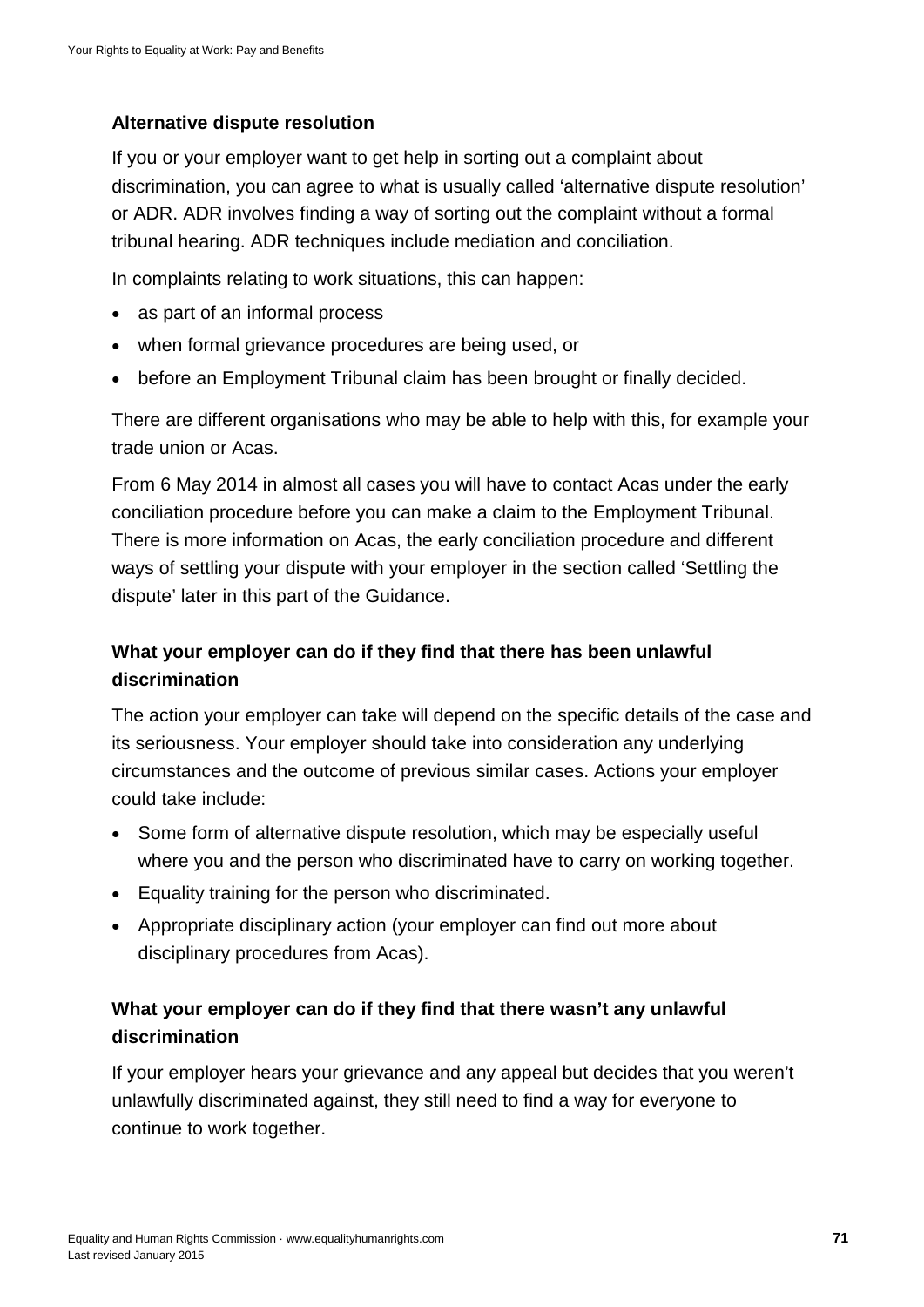### Alternative dispute resolution

If you or your employer want to get help in sorting out a complaint about discrimination, you can agree to what is usually called 'alternative dispute resolution' or ADR. ADR involves finding a way of sorting out the complaint without a formal tribunal hearing. ADR techniques include mediation and conciliation.

In complaints relating to work situations, this can happen:

- as part of an informal process
- when formal grievance procedures are being used, or
- before an Employment Tribunal claim has been brought or finally decided.

There are different organisations who may be able to help with this, for example your trade union or Acas.

From 6 May 2014 in almost all cases you will have to contact Acas under the early conciliation procedure before you can make a claim to the Employment Tribunal. There is more information on Acas, the early conciliation procedure and different ways of settling your dispute with your employer in the section called 'Settling the dispute' later in this part of the Guidance.

### What your employer can do if they find that there has been unlawful discrimination

The action your employer can take will depend on the specific details of the case and its seriousness. Your employer should take into consideration any underlying circumstances and the outcome of previous similar cases. Actions your employer could take include:

- Some form of alternative dispute resolution, which may be especially useful where you and the person who discriminated have to carry on working together.
- Equality training for the person who discriminated.
- Appropriate disciplinary action (your employer can find out more about disciplinary procedures from Acas).

### What your employer can do if they find that there wasn't any unlawful discrimination

If your employer hears your grievance and any appeal but decides that you weren't unlawfully discriminated against, they still need to find a way for everyone to continue to work together.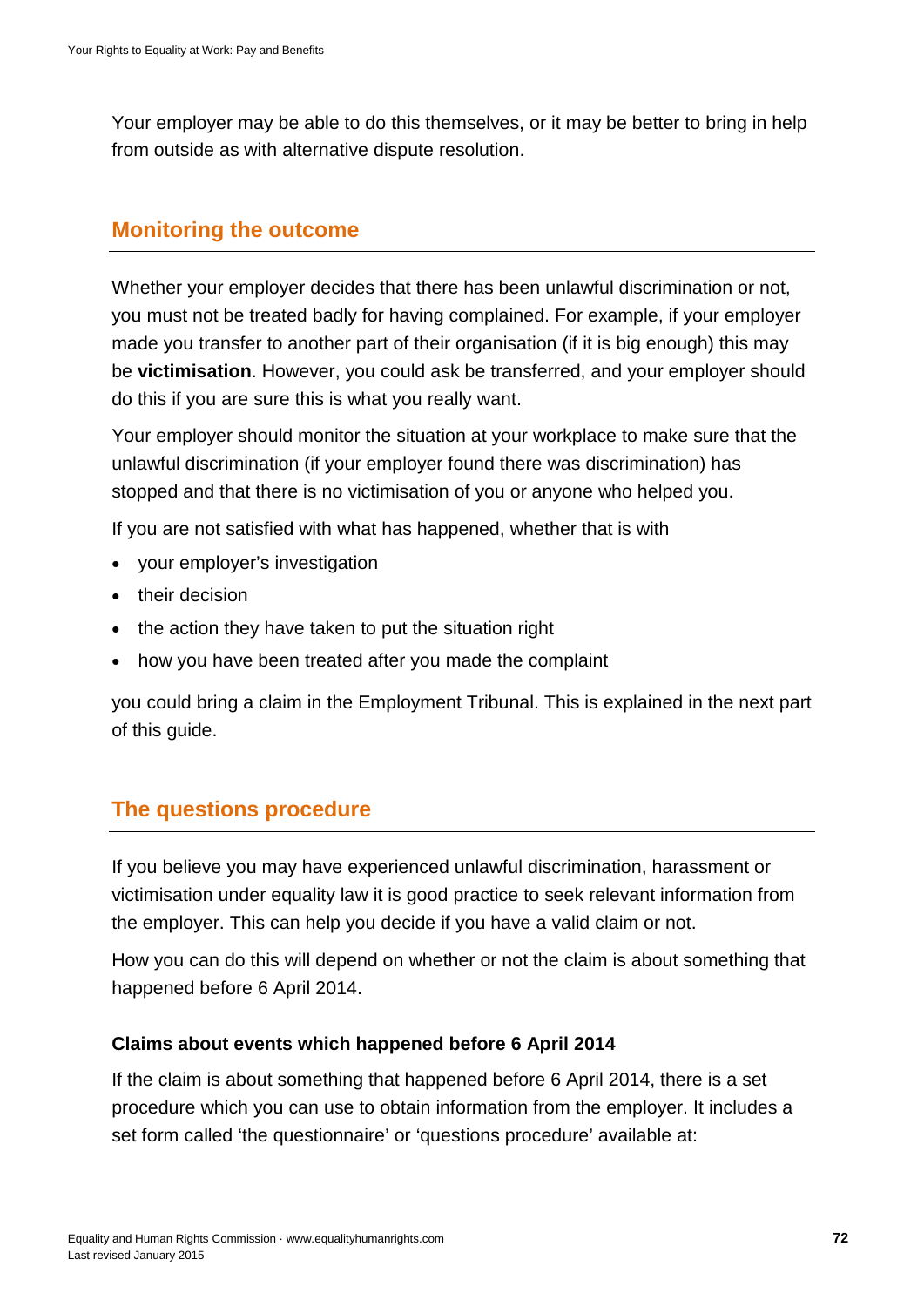Your employer may be able to do this themselves, or it may be better to bring in help from outside as with alternative dispute resolution.

## Monitoring the outcome

Whether your employer decides that there has been unlawful discrimination or not, you must not be treated badly for having complained. For example, if your employer made you transfer to another part of their organisation (if it is big enough) this may be **victimisation**. However, you could ask be transferred, and your employer should do this if you are sure this is what you really want.

Your employer should monitor the situation at your workplace to make sure that the unlawful discrimination (if your employer found there was discrimination) has stopped and that there is no victimisation of you or anyone who helped you.

If you are not satisfied with what has happened, whether that is with

- your employer's investigation
- their decision
- the action they have taken to put the situation right
- how you have been treated after you made the complaint

you could bring a claim in the Employment Tribunal. This is explained in the next part of this guide.

## The questions procedure

If you believe you may have experienced unlawful discrimination, harassment or victimisation under equality law it is good practice to seek relevant information from the employer. This can help you decide if you have a valid claim or not.

How you can do this will depend on whether or not the claim is about something that happened before 6 April 2014.

### Claims about events which happened before 6 April 2014

If the claim is about something that happened before 6 April 2014, there is a set procedure which you can use to obtain information from the employer. It includes a set form called 'the questionnaire' or 'questions procedure' available at: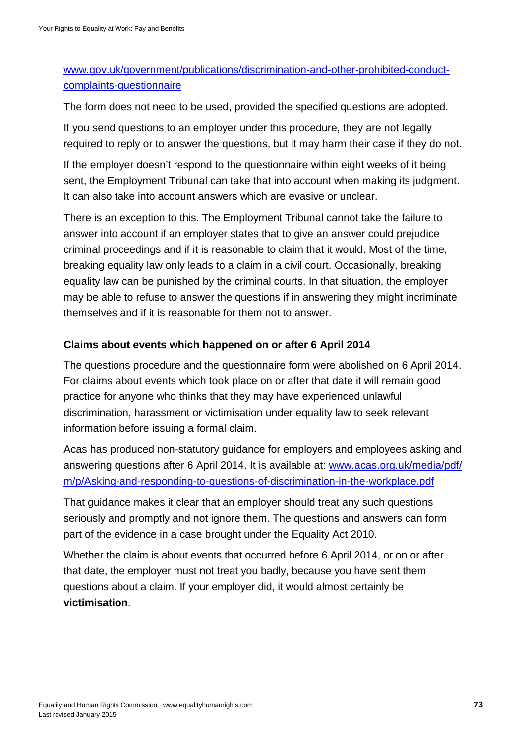[www.gov.uk/government/publications/discrimination-and-other-prohibited-conduct-complaints-questionnaire](http://www.gov.uk/government/publications/discrimination-and-other-prohibited-conduct-complaints-questionnaire)

The form does not need to be used, provided the specified questions are adopted.

If you send questions to an employer under this procedure, they are not legally required to reply or to answer the questions, but it may harm their case if they do not.

If the employer doesn't respond to the questionnaire within eight weeks of it being sent, the Employment Tribunal can take that into account when making its judgment. It can also take into account answers which are evasive or unclear.

There is an exception to this. The Employment Tribunal cannot take the failure to answer into account if an employer states that to give an answer could prejudice criminal proceedings and if it is reasonable to claim that it would. Most of the time, breaking equality law only leads to a claim in a civil court. Occasionally, breaking equality law can be punished by the criminal courts. In that situation, the employer may be able to refuse to answer the questions if in answering they might incriminate themselves and if it is reasonable for them not to answer.

**Claims about events which happened on or after 6 April 2014**

The questions procedure and the questionnaire form were abolished on 6 April 2014. For claims about events which took place on or after that date it will remain good practice for anyone who thinks that they may have experienced unlawful discrimination, harassment or victimisation under equality law to seek relevant information before issuing a formal claim.

Acas has produced non-statutory guidance for employers and employees asking and answering questions after 6 April 2014. It is available at: [www.acas.org.uk/media/pdf/m/p/Asking-and-responding-to-questions-of-discrimination-in-the-workplace.pdf](http://www.acas.org.uk/media/pdf/m/p/Asking-and-responding-to-questions-of-discrimination-in-the-workplace.pdf)

That guidance makes it clear that an employer should treat any such questions seriously and promptly and not ignore them. The questions and answers can form part of the evidence in a case brought under the Equality Act 2010.

Whether the claim is about events that occurred before 6 April 2014, or on or after that date, the employer must not treat you badly, because you have sent them questions about a claim. If your employer did, it would almost certainly be **victimisation**.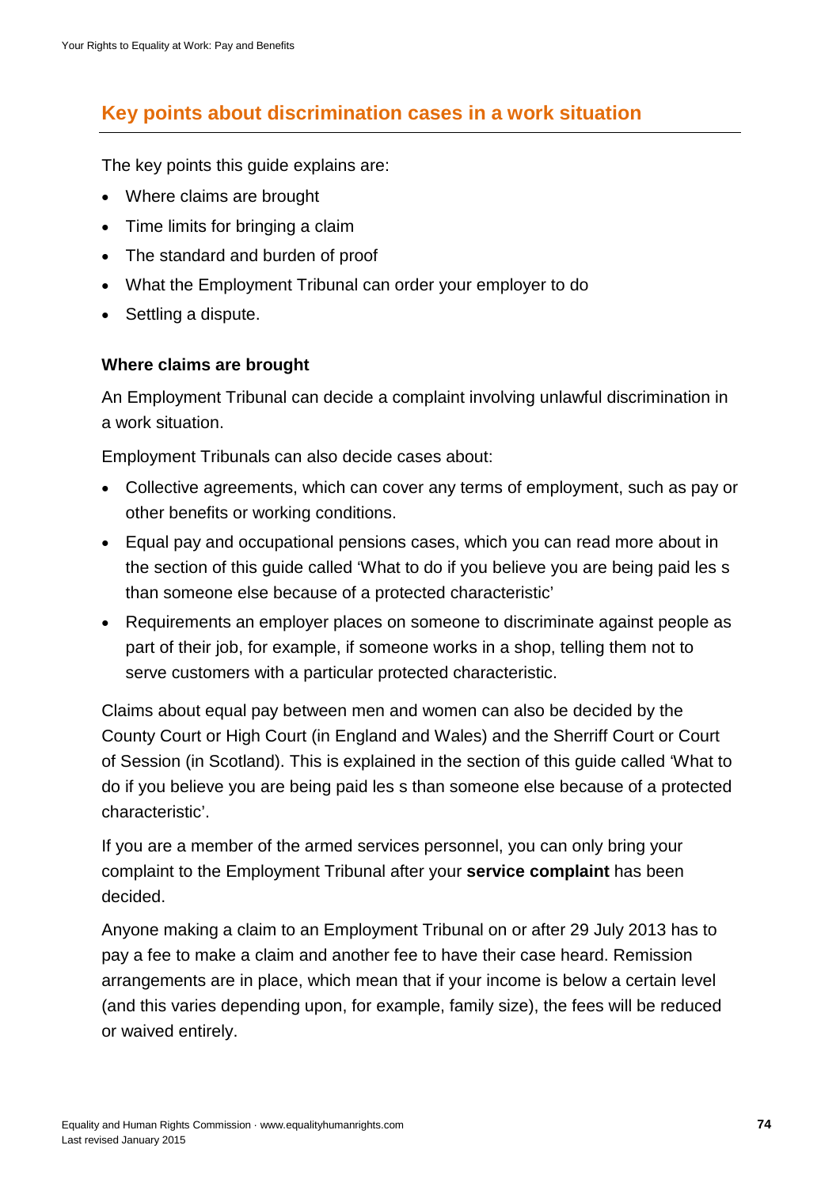## Key points about discrimination cases in a work situation

The key points this guide explains are:

- Where claims are brought
- Time limits for bringing a claim
- The standard and burden of proof
- What the Employment Tribunal can order your employer to do
- Settling a dispute.

**Where claims are brought**

An Employment Tribunal can decide a complaint involving unlawful discrimination in a work situation.

Employment Tribunals can also decide cases about:

- Collective agreements, which can cover any terms of employment, such as pay or other benefits or working conditions.
- Equal pay and occupational pensions cases, which you can read more about in the section of this guide called 'What to do if you believe you are being paid les s than someone else because of a protected characteristic'
- Requirements an employer places on someone to discriminate against people as part of their job, for example, if someone works in a shop, telling them not to serve customers with a particular protected characteristic.

Claims about equal pay between men and women can also be decided by the County Court or High Court (in England and Wales) and the Sherriff Court or Court of Session (in Scotland). This is explained in the section of this guide called 'What to do if you believe you are being paid les s than someone else because of a protected characteristic'.

If you are a member of the armed services personnel, you can only bring your complaint to the Employment Tribunal after your **service complaint** has been decided.

Anyone making a claim to an Employment Tribunal on or after 29 July 2013 has to pay a fee to make a claim and another fee to have their case heard. Remission arrangements are in place, which mean that if your income is below a certain level (and this varies depending upon, for example, family size), the fees will be reduced or waived entirely.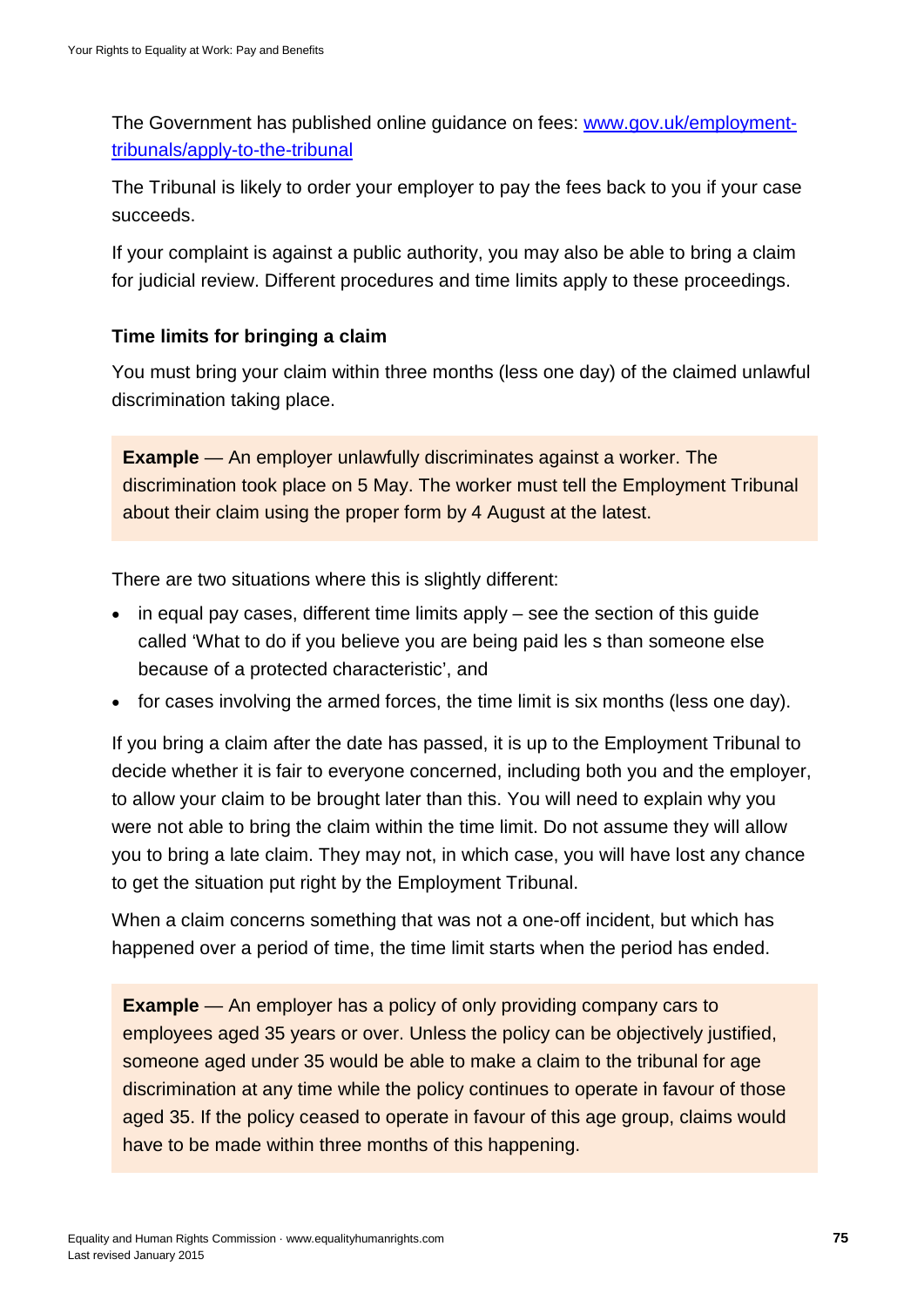The Government has published online guidance on fees: [www.gov.uk/employment-tribunals/apply-to-the-tribunal](www.gov.uk/employment-tribunals/apply-to-the-tribunal)

The Tribunal is likely to order your employer to pay the fees back to you if your case succeeds.

If your complaint is against a public authority, you may also be able to bring a claim for judicial review. Different procedures and time limits apply to these proceedings.

### Time limits for bringing a claim

You must bring your claim within three months (less one day) of the claimed unlawful discrimination taking place.

> **Example** — An employer unlawfully discriminates against a worker. The discrimination took place on 5 May. The worker must tell the Employment Tribunal about their claim using the proper form by 4 August at the latest.

There are two situations where this is slightly different:

- in equal pay cases, different time limits apply – see the section of this guide called 'What to do if you believe you are being paid les s than someone else because of a protected characteristic', and
- for cases involving the armed forces, the time limit is six months (less one day).

If you bring a claim after the date has passed, it is up to the Employment Tribunal to decide whether it is fair to everyone concerned, including both you and the employer, to allow your claim to be brought later than this. You will need to explain why you were not able to bring the claim within the time limit. Do not assume they will allow you to bring a late claim. They may not, in which case, you will have lost any chance to get the situation put right by the Employment Tribunal.

When a claim concerns something that was not a one-off incident, but which has happened over a period of time, the time limit starts when the period has ended.

> **Example** — An employer has a policy of only providing company cars to employees aged 35 years or over. Unless the policy can be objectively justified, someone aged under 35 would be able to make a claim to the tribunal for age discrimination at any time while the policy continues to operate in favour of those aged 35. If the policy ceased to operate in favour of this age group, claims would have to be made within three months of this happening.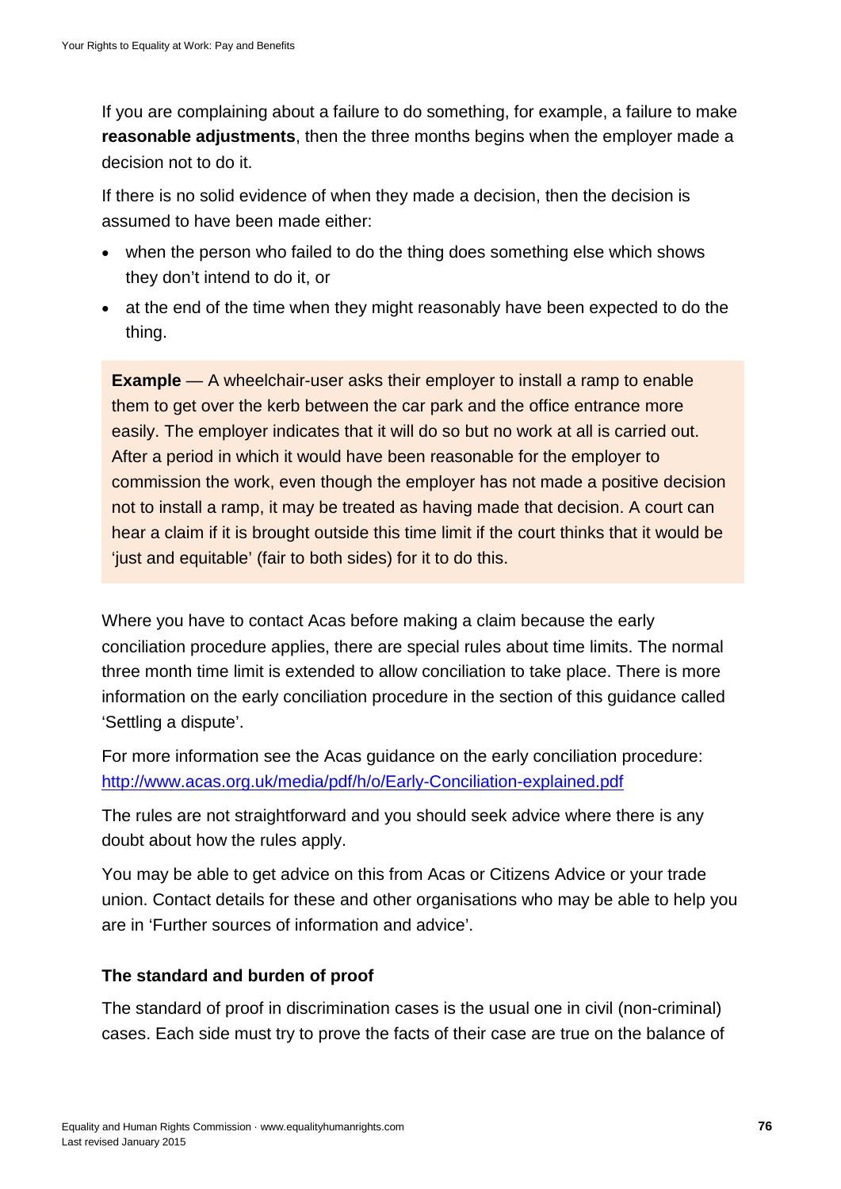If you are complaining about a failure to do something, for example, a failure to make **reasonable adjustments**, then the three months begins when the employer made a decision not to do it.

If there is no solid evidence of when they made a decision, then the decision is assumed to have been made either:

- when the person who failed to do the thing does something else which shows they don't intend to do it, or
- at the end of the time when they might reasonably have been expected to do the thing.

> **Example** — A wheelchair-user asks their employer to install a ramp to enable them to get over the kerb between the car park and the office entrance more easily. The employer indicates that it will do so but no work at all is carried out. After a period in which it would have been reasonable for the employer to commission the work, even though the employer has not made a positive decision not to install a ramp, it may be treated as having made that decision. A court can hear a claim if it is brought outside this time limit if the court thinks that it would be 'just and equitable' (fair to both sides) for it to do this.

Where you have to contact Acas before making a claim because the early conciliation procedure applies, there are special rules about time limits. The normal three month time limit is extended to allow conciliation to take place. There is more information on the early conciliation procedure in the section of this guidance called 'Settling a dispute'.

For more information see the Acas guidance on the early conciliation procedure: http://www.acas.org.uk/media/pdf/h/o/Early-Conciliation-explained.pdf

The rules are not straightforward and you should seek advice where there is any doubt about how the rules apply.

You may be able to get advice on this from Acas or Citizens Advice or your trade union. Contact details for these and other organisations who may be able to help you are in 'Further sources of information and advice'.

### The standard and burden of proof

The standard of proof in discrimination cases is the usual one in civil (non-criminal) cases. Each side must try to prove the facts of their case are true on the balance of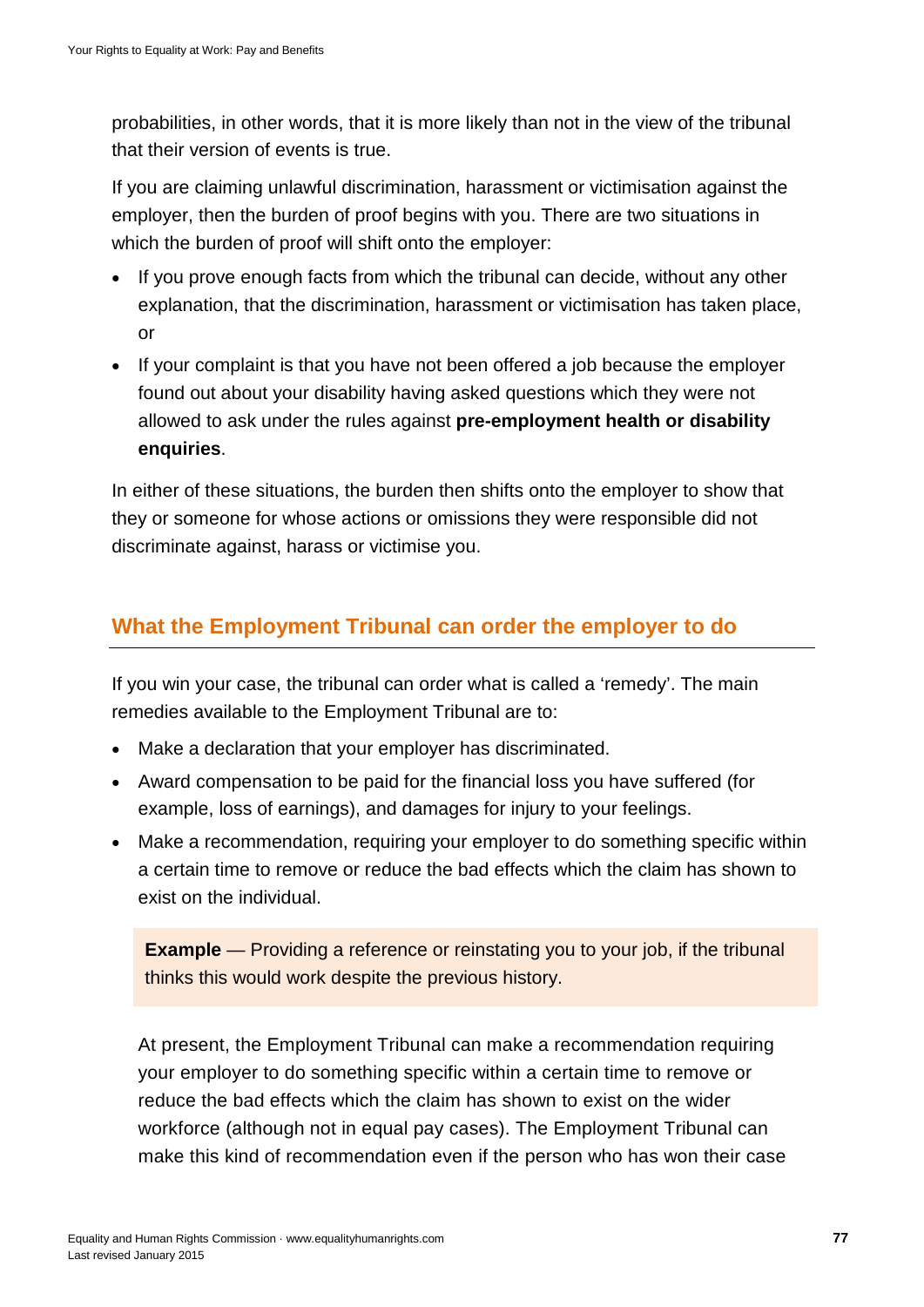probabilities, in other words, that it is more likely than not in the view of the tribunal that their version of events is true.

If you are claiming unlawful discrimination, harassment or victimisation against the employer, then the burden of proof begins with you. There are two situations in which the burden of proof will shift onto the employer:

- If you prove enough facts from which the tribunal can decide, without any other explanation, that the discrimination, harassment or victimisation has taken place, or
- If your complaint is that you have not been offered a job because the employer found out about your disability having asked questions which they were not allowed to ask under the rules against **pre-employment health or disability enquiries**.

In either of these situations, the burden then shifts onto the employer to show that they or someone for whose actions or omissions they were responsible did not discriminate against, harass or victimise you.

## What the Employment Tribunal can order the employer to do

If you win your case, the tribunal can order what is called a 'remedy'. The main remedies available to the Employment Tribunal are to:

- Make a declaration that your employer has discriminated.
- Award compensation to be paid for the financial loss you have suffered (for example, loss of earnings), and damages for injury to your feelings.
- Make a recommendation, requiring your employer to do something specific within a certain time to remove or reduce the bad effects which the claim has shown to exist on the individual.

**Example** — Providing a reference or reinstating you to your job, if the tribunal thinks this would work despite the previous history.

At present, the Employment Tribunal can make a recommendation requiring your employer to do something specific within a certain time to remove or reduce the bad effects which the claim has shown to exist on the wider workforce (although not in equal pay cases). The Employment Tribunal can make this kind of recommendation even if the person who has won their case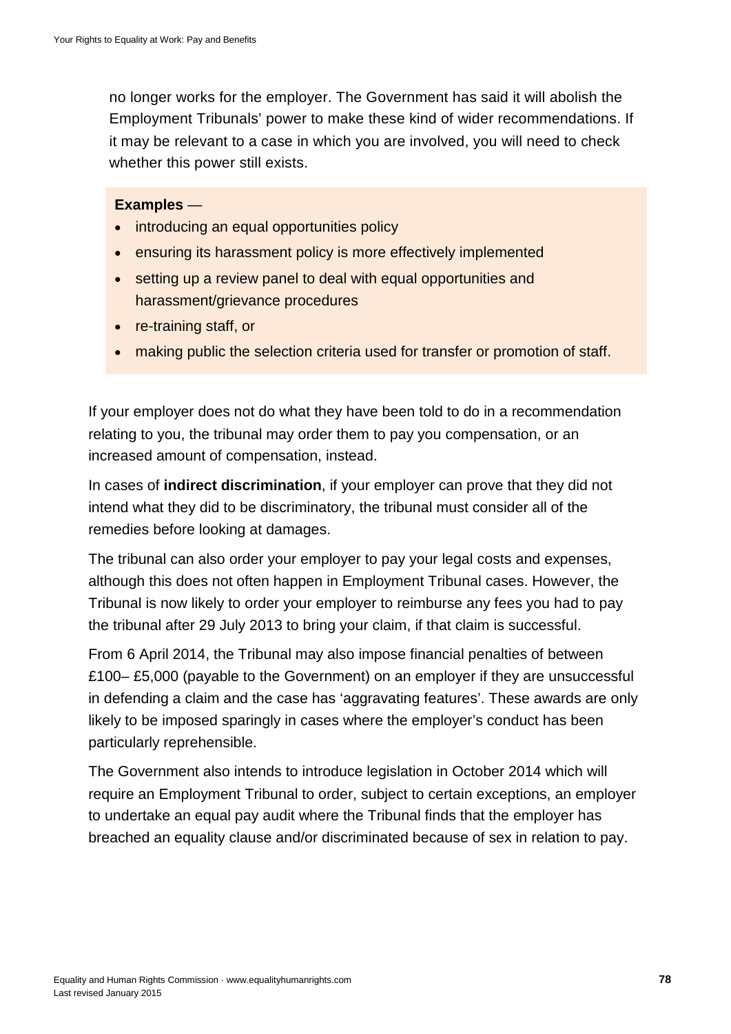no longer works for the employer. The Government has said it will abolish the Employment Tribunals' power to make these kind of wider recommendations. If it may be relevant to a case in which you are involved, you will need to check whether this power still exists.

**Examples** —

- introducing an equal opportunities policy
- ensuring its harassment policy is more effectively implemented
- setting up a review panel to deal with equal opportunities and harassment/grievance procedures
- re-training staff, or
- making public the selection criteria used for transfer or promotion of staff.

If your employer does not do what they have been told to do in a recommendation relating to you, the tribunal may order them to pay you compensation, or an increased amount of compensation, instead.

In cases of **indirect discrimination**, if your employer can prove that they did not intend what they did to be discriminatory, the tribunal must consider all of the remedies before looking at damages.

The tribunal can also order your employer to pay your legal costs and expenses, although this does not often happen in Employment Tribunal cases. However, the Tribunal is now likely to order your employer to reimburse any fees you had to pay the tribunal after 29 July 2013 to bring your claim, if that claim is successful.

From 6 April 2014, the Tribunal may also impose financial penalties of between £100– £5,000 (payable to the Government) on an employer if they are unsuccessful in defending a claim and the case has 'aggravating features'. These awards are only likely to be imposed sparingly in cases where the employer's conduct has been particularly reprehensible.

The Government also intends to introduce legislation in October 2014 which will require an Employment Tribunal to order, subject to certain exceptions, an employer to undertake an equal pay audit where the Tribunal finds that the employer has breached an equality clause and/or discriminated because of sex in relation to pay.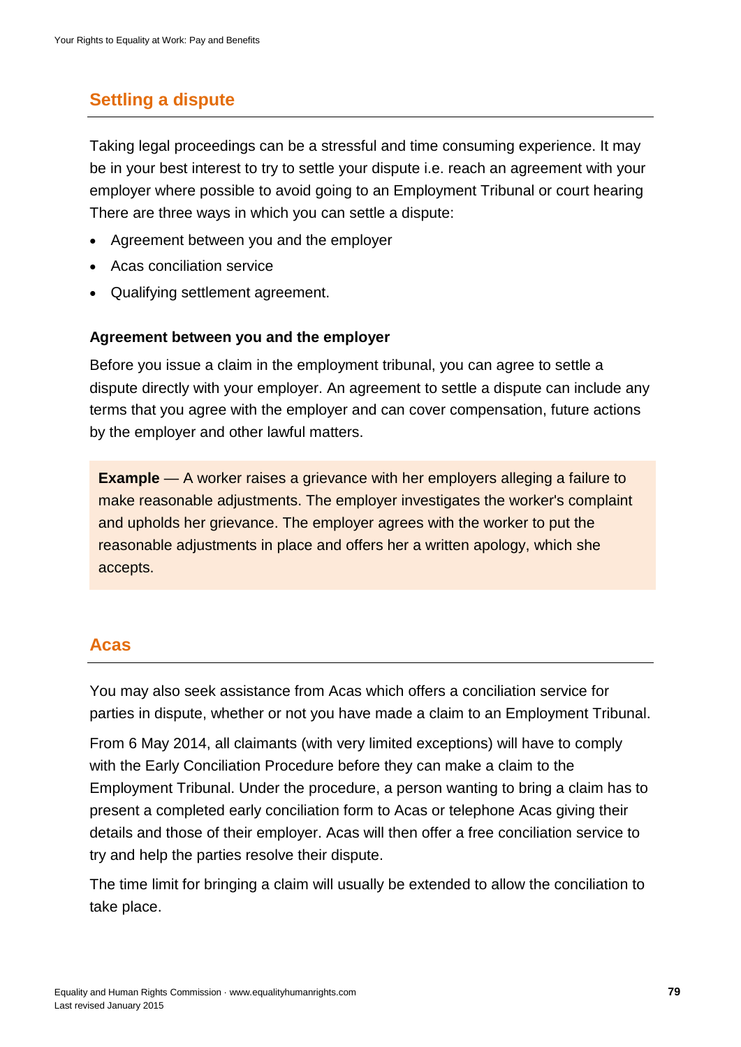## Settling a dispute

Taking legal proceedings can be a stressful and time consuming experience. It may be in your best interest to try to settle your dispute i.e. reach an agreement with your employer where possible to avoid going to an Employment Tribunal or court hearing There are three ways in which you can settle a dispute:

- Agreement between you and the employer
- Acas conciliation service
- Qualifying settlement agreement.

### Agreement between you and the employer

Before you issue a claim in the employment tribunal, you can agree to settle a dispute directly with your employer. An agreement to settle a dispute can include any terms that you agree with the employer and can cover compensation, future actions by the employer and other lawful matters.

**Example** — A worker raises a grievance with her employers alleging a failure to make reasonable adjustments. The employer investigates the worker's complaint and upholds her grievance. The employer agrees with the worker to put the reasonable adjustments in place and offers her a written apology, which she accepts.

## Acas

You may also seek assistance from Acas which offers a conciliation service for parties in dispute, whether or not you have made a claim to an Employment Tribunal.

From 6 May 2014, all claimants (with very limited exceptions) will have to comply with the Early Conciliation Procedure before they can make a claim to the Employment Tribunal. Under the procedure, a person wanting to bring a claim has to present a completed early conciliation form to Acas or telephone Acas giving their details and those of their employer. Acas will then offer a free conciliation service to try and help the parties resolve their dispute.

The time limit for bringing a claim will usually be extended to allow the conciliation to take place.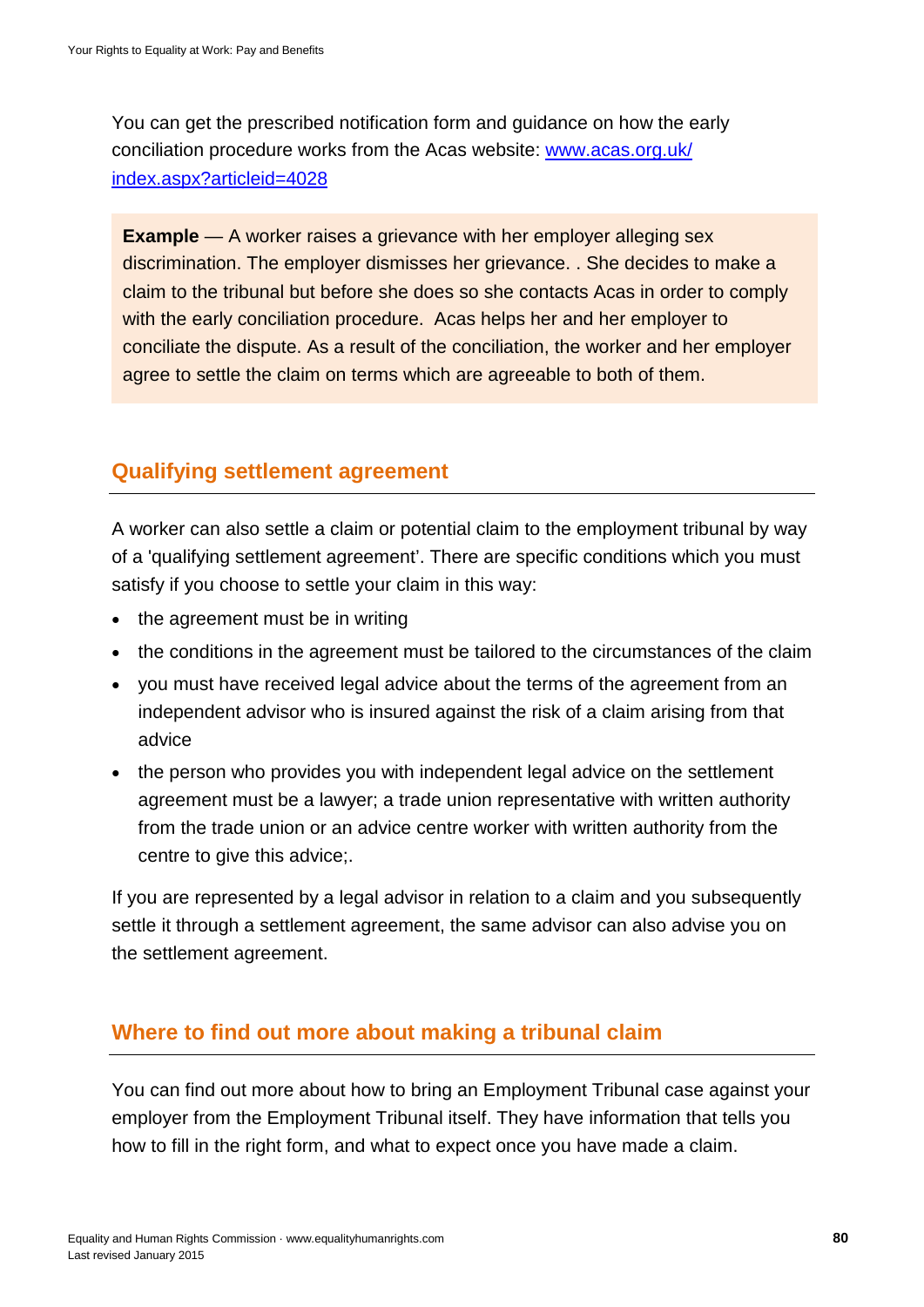You can get the prescribed notification form and guidance on how the early conciliation procedure works from the Acas website: [www.acas.org.uk/index.aspx?articleid=4028](www.acas.org.uk/index.aspx?articleid=4028)

> **Example** — A worker raises a grievance with her employer alleging sex discrimination. The employer dismisses her grievance. . She decides to make a claim to the tribunal but before she does so she contacts Acas in order to comply with the early conciliation procedure. Acas helps her and her employer to conciliate the dispute. As a result of the conciliation, the worker and her employer agree to settle the claim on terms which are agreeable to both of them.

## Qualifying settlement agreement

A worker can also settle a claim or potential claim to the employment tribunal by way of a 'qualifying settlement agreement'. There are specific conditions which you must satisfy if you choose to settle your claim in this way:

- the agreement must be in writing
- the conditions in the agreement must be tailored to the circumstances of the claim
- you must have received legal advice about the terms of the agreement from an independent advisor who is insured against the risk of a claim arising from that advice
- the person who provides you with independent legal advice on the settlement agreement must be a lawyer; a trade union representative with written authority from the trade union or an advice centre worker with written authority from the centre to give this advice;.

If you are represented by a legal advisor in relation to a claim and you subsequently settle it through a settlement agreement, the same advisor can also advise you on the settlement agreement.

## Where to find out more about making a tribunal claim

You can find out more about how to bring an Employment Tribunal case against your employer from the Employment Tribunal itself. They have information that tells you how to fill in the right form, and what to expect once you have made a claim.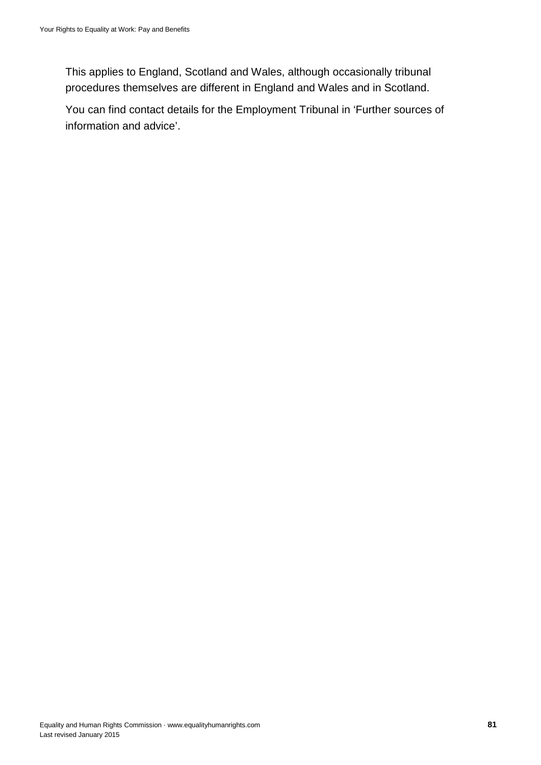This applies to England, Scotland and Wales, although occasionally tribunal procedures themselves are different in England and Wales and in Scotland.

You can find contact details for the Employment Tribunal in 'Further sources of information and advice'.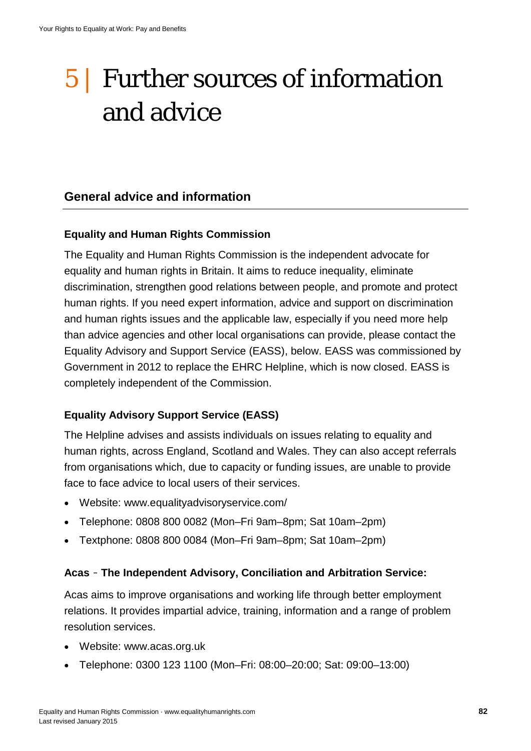# 5 | Further sources of information and advice

## General advice and information

### Equality and Human Rights Commission

The Equality and Human Rights Commission is the independent advocate for equality and human rights in Britain. It aims to reduce inequality, eliminate discrimination, strengthen good relations between people, and promote and protect human rights. If you need expert information, advice and support on discrimination and human rights issues and the applicable law, especially if you need more help than advice agencies and other local organisations can provide, please contact the Equality Advisory and Support Service (EASS), below. EASS was commissioned by Government in 2012 to replace the EHRC Helpline, which is now closed. EASS is completely independent of the Commission.

### Equality Advisory Support Service (EASS)

The Helpline advises and assists individuals on issues relating to equality and human rights, across England, Scotland and Wales. They can also accept referrals from organisations which, due to capacity or funding issues, are unable to provide face to face advice to local users of their services.

- Website: www.equalityadvisoryservice.com/
- Telephone: 0808 800 0082 (Mon–Fri 9am–8pm; Sat 10am–2pm)
- Textphone: 0808 800 0084 (Mon–Fri 9am–8pm; Sat 10am–2pm)

### Acas – The Independent Advisory, Conciliation and Arbitration Service:

Acas aims to improve organisations and working life through better employment relations. It provides impartial advice, training, information and a range of problem resolution services.

- Website: www.acas.org.uk
- Telephone: 0300 123 1100 (Mon–Fri: 08:00–20:00; Sat: 09:00–13:00)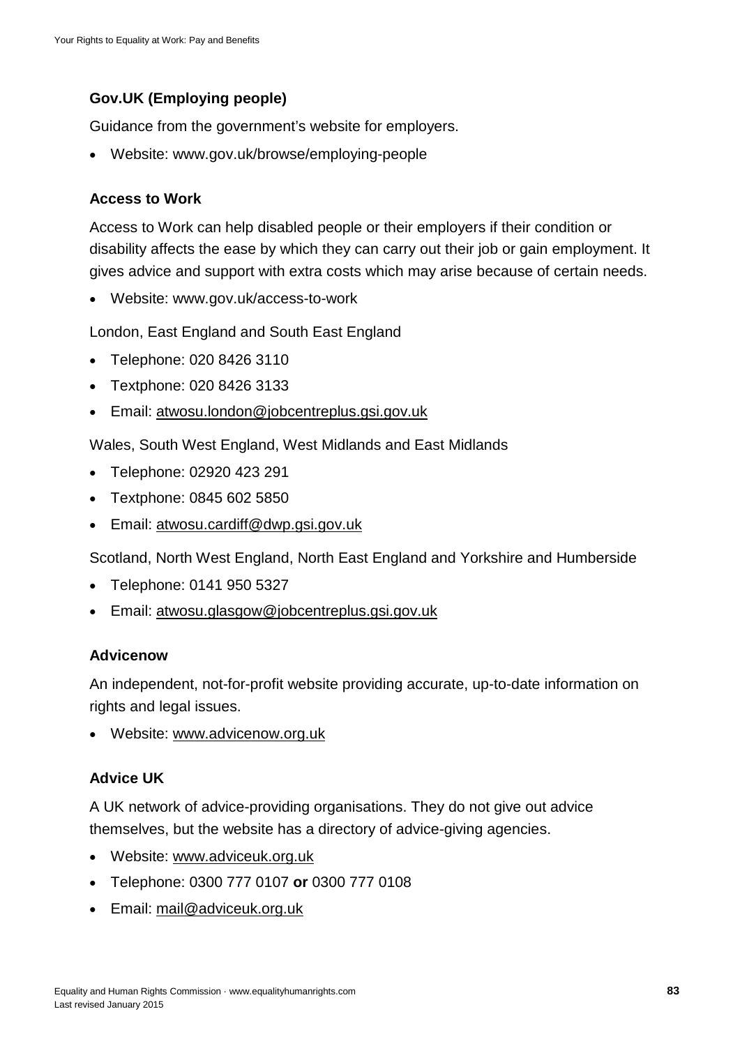### Gov.UK (Employing people)

Guidance from the government's website for employers.

- Website: www.gov.uk/browse/employing-people

### Access to Work

Access to Work can help disabled people or their employers if their condition or disability affects the ease by which they can carry out their job or gain employment. It gives advice and support with extra costs which may arise because of certain needs.

- Website: www.gov.uk/access-to-work

London, East England and South East England

- Telephone: 020 8426 3110
- Textphone: 020 8426 3133
- Email: atwosu.london@jobcentreplus.gsi.gov.uk

Wales, South West England, West Midlands and East Midlands

- Telephone: 02920 423 291
- Textphone: 0845 602 5850
- Email: atwosu.cardiff@dwp.gsi.gov.uk

Scotland, North West England, North East England and Yorkshire and Humberside

- Telephone: 0141 950 5327
- Email: atwosu.glasgow@jobcentreplus.gsi.gov.uk

### Advicenow

An independent, not-for-profit website providing accurate, up-to-date information on rights and legal issues.

- Website: www.advicenow.org.uk

### Advice UK

A UK network of advice-providing organisations. They do not give out advice themselves, but the website has a directory of advice-giving agencies.

- Website: www.adviceuk.org.uk
- Telephone: 0300 777 0107 **or** 0300 777 0108
- Email: mail@adviceuk.org.uk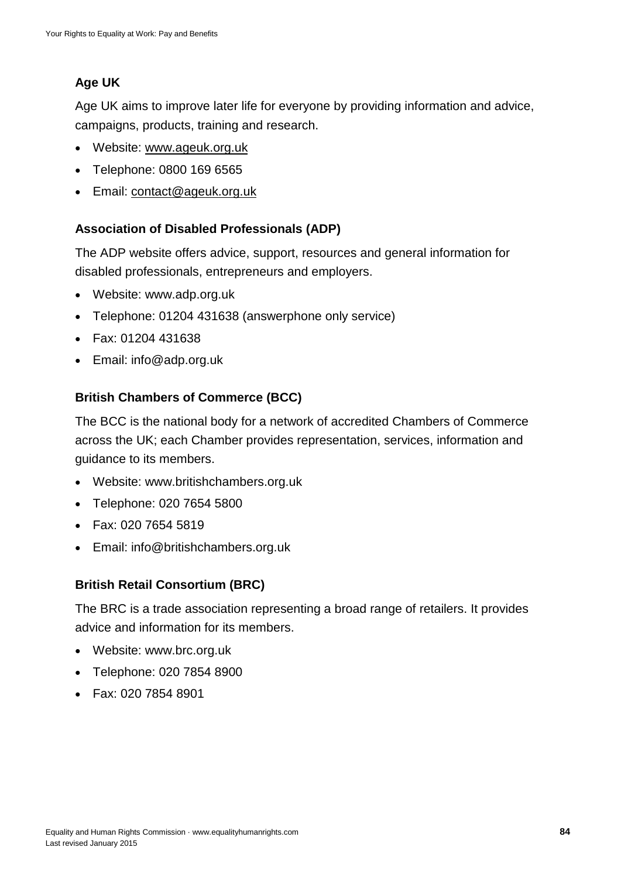### Age UK

Age UK aims to improve later life for everyone by providing information and advice, campaigns, products, training and research.

- Website: www.ageuk.org.uk
- Telephone: 0800 169 6565
- Email: contact@ageuk.org.uk

### Association of Disabled Professionals (ADP)

The ADP website offers advice, support, resources and general information for disabled professionals, entrepreneurs and employers.

- Website: www.adp.org.uk
- Telephone: 01204 431638 (answerphone only service)
- Fax: 01204 431638
- Email: info@adp.org.uk

### British Chambers of Commerce (BCC)

The BCC is the national body for a network of accredited Chambers of Commerce across the UK; each Chamber provides representation, services, information and guidance to its members.

- Website: www.britishchambers.org.uk
- Telephone: 020 7654 5800
- Fax: 020 7654 5819
- Email: info@britishchambers.org.uk

### British Retail Consortium (BRC)

The BRC is a trade association representing a broad range of retailers. It provides advice and information for its members.

- Website: www.brc.org.uk
- Telephone: 020 7854 8900
- Fax: 020 7854 8901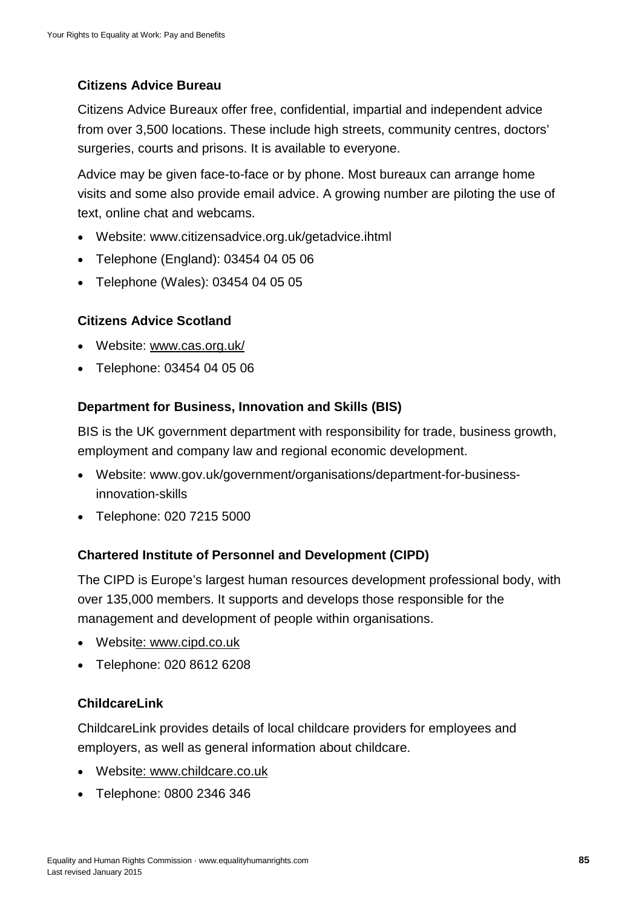### Citizens Advice Bureau

Citizens Advice Bureaux offer free, confidential, impartial and independent advice from over 3,500 locations. These include high streets, community centres, doctors' surgeries, courts and prisons. It is available to everyone.

Advice may be given face-to-face or by phone. Most bureaux can arrange home visits and some also provide email advice. A growing number are piloting the use of text, online chat and webcams.

- Website: www.citizensadvice.org.uk/getadvice.ihtml
- Telephone (England): 03454 04 05 06
- Telephone (Wales): 03454 04 05 05

### Citizens Advice Scotland

- Website: www.cas.org.uk/
- Telephone: 03454 04 05 06

### Department for Business, Innovation and Skills (BIS)

BIS is the UK government department with responsibility for trade, business growth, employment and company law and regional economic development.

- Website: www.gov.uk/government/organisations/department-for-business-innovation-skills
- Telephone: 020 7215 5000

### Chartered Institute of Personnel and Development (CIPD)

The CIPD is Europe's largest human resources development professional body, with over 135,000 members. It supports and develops those responsible for the management and development of people within organisations.

- Website: www.cipd.co.uk
- Telephone: 020 8612 6208

### ChildcareLink

ChildcareLink provides details of local childcare providers for employees and employers, as well as general information about childcare.

- Website: www.childcare.co.uk
- Telephone: 0800 2346 346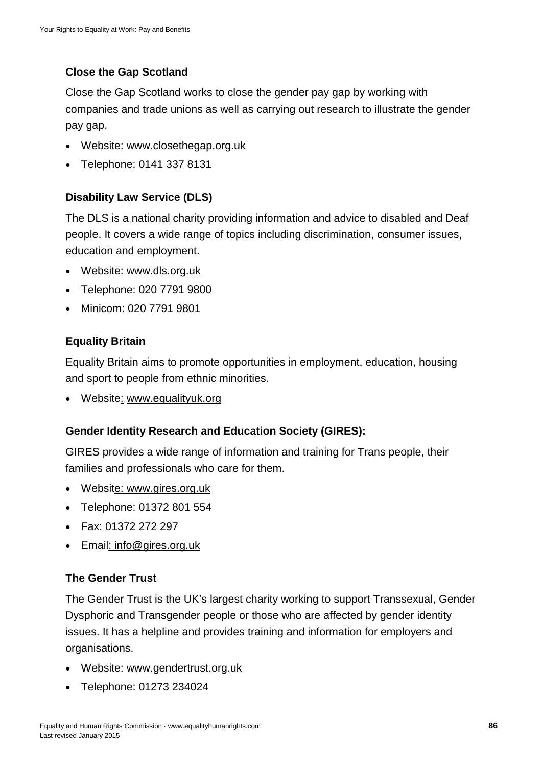### Close the Gap Scotland

Close the Gap Scotland works to close the gender pay gap by working with companies and trade unions as well as carrying out research to illustrate the gender pay gap.

- Website: www.closethegap.org.uk
- Telephone: 0141 337 8131

### Disability Law Service (DLS)

The DLS is a national charity providing information and advice to disabled and Deaf people. It covers a wide range of topics including discrimination, consumer issues, education and employment.

- Website: www.dls.org.uk
- Telephone: 020 7791 9800
- Minicom: 020 7791 9801

### Equality Britain

Equality Britain aims to promote opportunities in employment, education, housing and sport to people from ethnic minorities.

- Website: www.equalityuk.org

### Gender Identity Research and Education Society (GIRES):

GIRES provides a wide range of information and training for Trans people, their families and professionals who care for them.

- Website: www.gires.org.uk
- Telephone: 01372 801 554
- Fax: 01372 272 297
- Email: info@gires.org.uk

### The Gender Trust

The Gender Trust is the UK's largest charity working to support Transsexual, Gender Dysphoric and Transgender people or those who are affected by gender identity issues. It has a helpline and provides training and information for employers and organisations.

- Website: www.gendertrust.org.uk
- Telephone: 01273 234024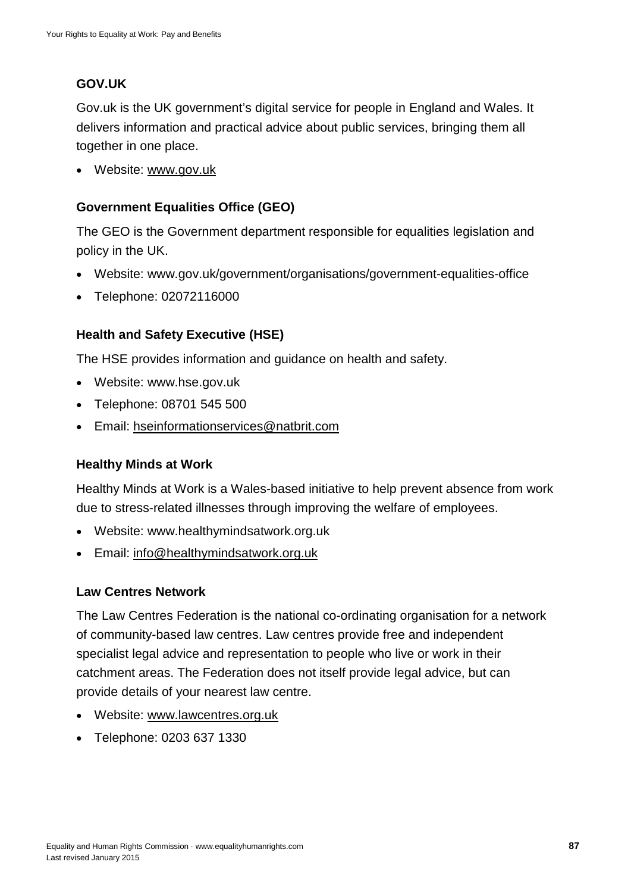### GOV.UK

Gov.uk is the UK government's digital service for people in England and Wales. It delivers information and practical advice about public services, bringing them all together in one place.

- Website: www.gov.uk

### Government Equalities Office (GEO)

The GEO is the Government department responsible for equalities legislation and policy in the UK.

- Website: www.gov.uk/government/organisations/government-equalities-office
- Telephone: 02072116000

### Health and Safety Executive (HSE)

The HSE provides information and guidance on health and safety.

- Website: www.hse.gov.uk
- Telephone: 08701 545 500
- Email: hseinformationservices@natbrit.com

### Healthy Minds at Work

Healthy Minds at Work is a Wales-based initiative to help prevent absence from work due to stress-related illnesses through improving the welfare of employees.

- Website: www.healthymindsatwork.org.uk
- Email: info@healthymindsatwork.org.uk

### Law Centres Network

The Law Centres Federation is the national co-ordinating organisation for a network of community-based law centres. Law centres provide free and independent specialist legal advice and representation to people who live or work in their catchment areas. The Federation does not itself provide legal advice, but can provide details of your nearest law centre.

- Website: www.lawcentres.org.uk
- Telephone: 0203 637 1330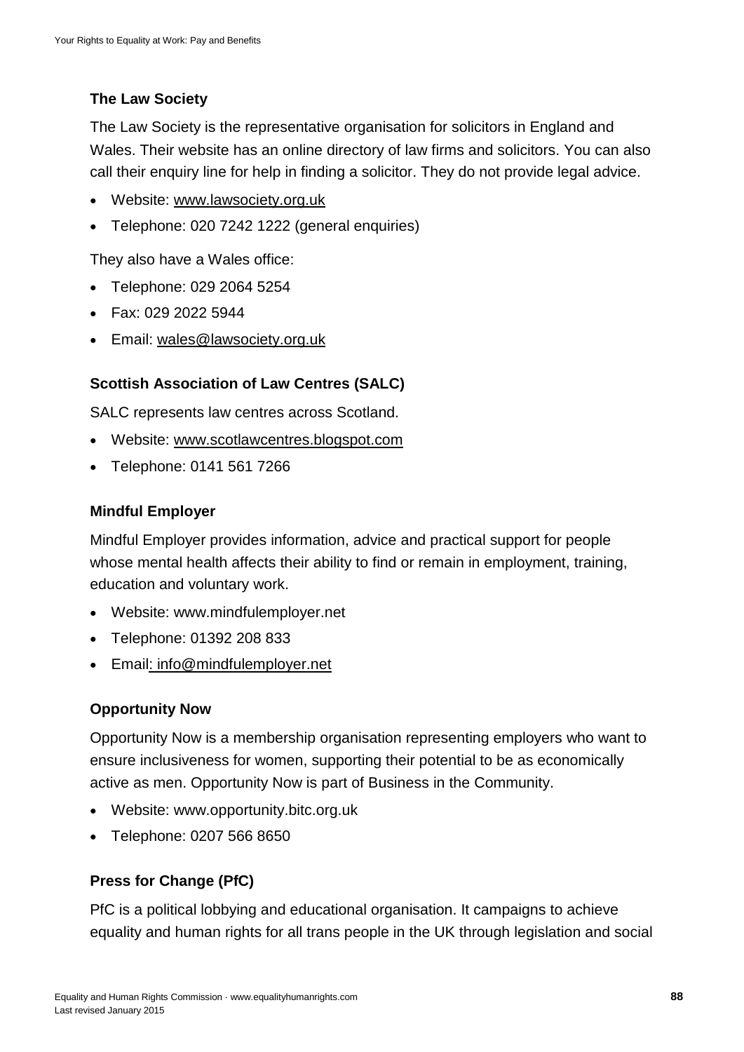### The Law Society

The Law Society is the representative organisation for solicitors in England and Wales. Their website has an online directory of law firms and solicitors. You can also call their enquiry line for help in finding a solicitor. They do not provide legal advice.

- Website: www.lawsociety.org.uk
- Telephone: 020 7242 1222 (general enquiries)

They also have a Wales office:

- Telephone: 029 2064 5254
- Fax: 029 2022 5944
- Email: wales@lawsociety.org.uk

### Scottish Association of Law Centres (SALC)

SALC represents law centres across Scotland.

- Website: www.scotlawcentres.blogspot.com
- Telephone: 0141 561 7266

### Mindful Employer

Mindful Employer provides information, advice and practical support for people whose mental health affects their ability to find or remain in employment, training, education and voluntary work.

- Website: www.mindfulemployer.net
- Telephone: 01392 208 833
- Email: info@mindfulemployer.net

### Opportunity Now

Opportunity Now is a membership organisation representing employers who want to ensure inclusiveness for women, supporting their potential to be as economically active as men. Opportunity Now is part of Business in the Community.

- Website: www.opportunity.bitc.org.uk
- Telephone: 0207 566 8650

### Press for Change (PfC)

PfC is a political lobbying and educational organisation. It campaigns to achieve equality and human rights for all trans people in the UK through legislation and social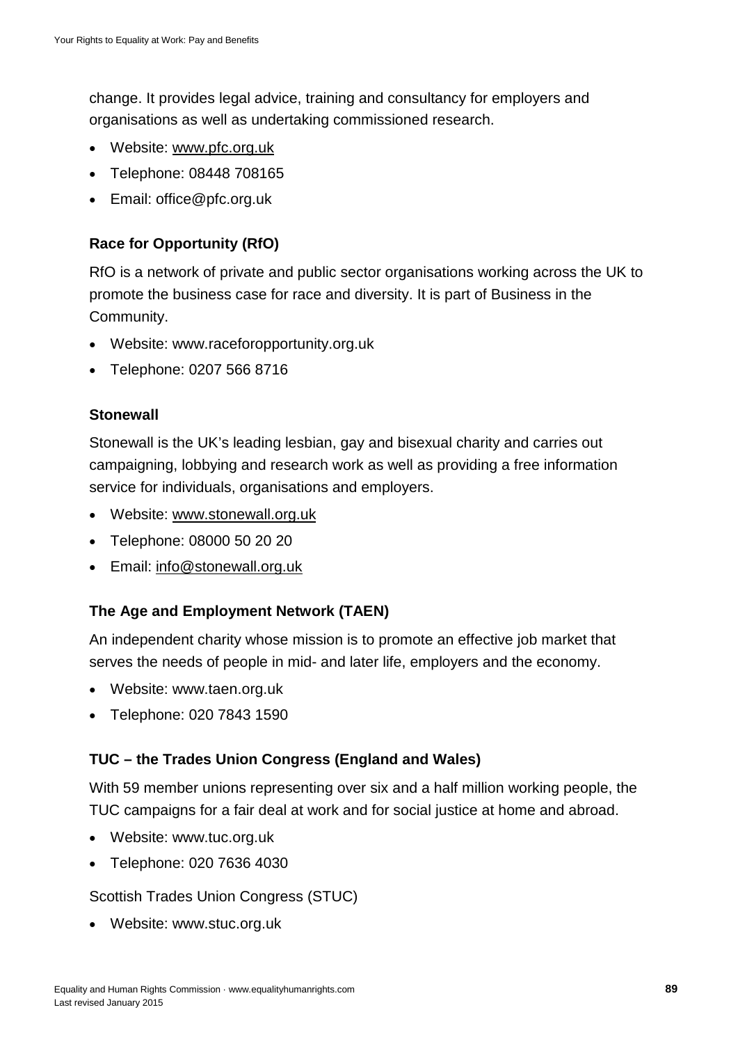change. It provides legal advice, training and consultancy for employers and organisations as well as undertaking commissioned research.

- Website: www.pfc.org.uk
- Telephone: 08448 708165
- Email: office@pfc.org.uk

### Race for Opportunity (RfO)

RfO is a network of private and public sector organisations working across the UK to promote the business case for race and diversity. It is part of Business in the Community.

- Website: www.raceforopportunity.org.uk
- Telephone: 0207 566 8716

### Stonewall

Stonewall is the UK's leading lesbian, gay and bisexual charity and carries out campaigning, lobbying and research work as well as providing a free information service for individuals, organisations and employers.

- Website: www.stonewall.org.uk
- Telephone: 08000 50 20 20
- Email: info@stonewall.org.uk

### The Age and Employment Network (TAEN)

An independent charity whose mission is to promote an effective job market that serves the needs of people in mid- and later life, employers and the economy.

- Website: www.taen.org.uk
- Telephone: 020 7843 1590

### TUC – the Trades Union Congress (England and Wales)

With 59 member unions representing over six and a half million working people, the TUC campaigns for a fair deal at work and for social justice at home and abroad.

- Website: www.tuc.org.uk
- Telephone: 020 7636 4030

Scottish Trades Union Congress (STUC)

- Website: www.stuc.org.uk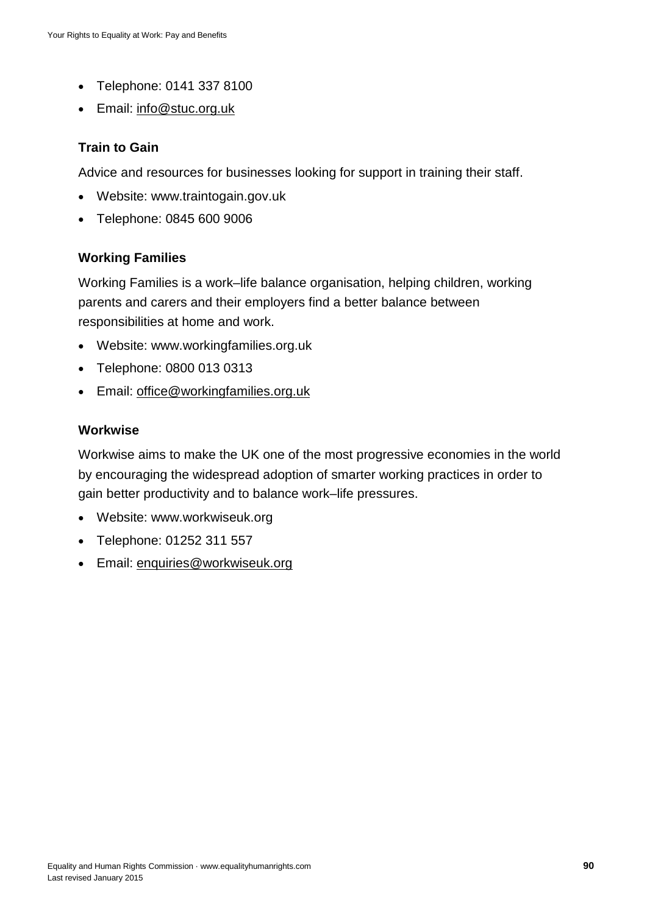- Telephone: 0141 337 8100
- Email: info@stuc.org.uk

### Train to Gain

Advice and resources for businesses looking for support in training their staff.

- Website: www.traintogain.gov.uk
- Telephone: 0845 600 9006

### Working Families

Working Families is a work–life balance organisation, helping children, working parents and carers and their employers find a better balance between responsibilities at home and work.

- Website: www.workingfamilies.org.uk
- Telephone: 0800 013 0313
- Email: office@workingfamilies.org.uk

### Workwise

Workwise aims to make the UK one of the most progressive economies in the world by encouraging the widespread adoption of smarter working practices in order to gain better productivity and to balance work–life pressures.

- Website: www.workwiseuk.org
- Telephone: 01252 311 557
- Email: enquiries@workwiseuk.org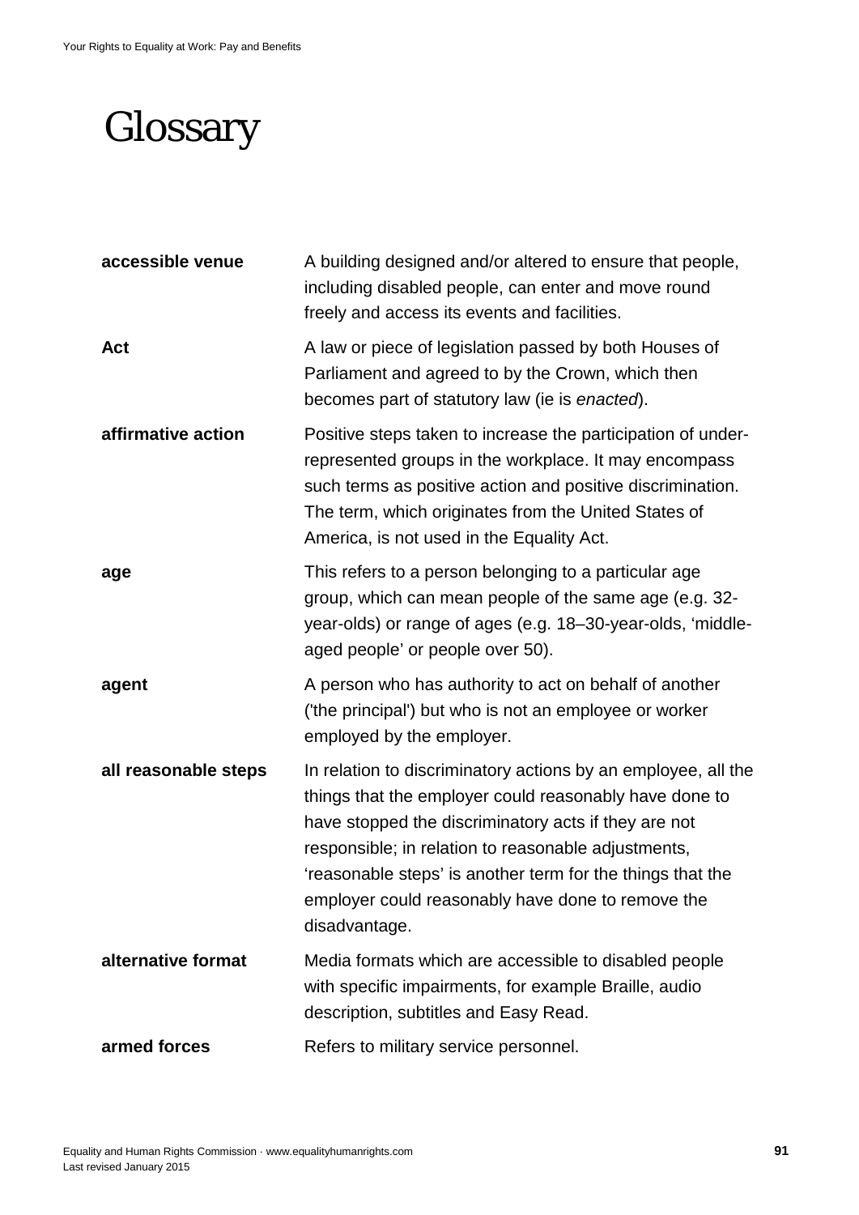# Glossary

| | |
|---|---|
| **accessible venue** | A building designed and/or altered to ensure that people, including disabled people, can enter and move round freely and access its events and facilities. |
| **Act** | A law or piece of legislation passed by both Houses of Parliament and agreed to by the Crown, which then becomes part of statutory law (ie is *enacted*). |
| **affirmative action** | Positive steps taken to increase the participation of under-represented groups in the workplace. It may encompass such terms as positive action and positive discrimination. The term, which originates from the United States of America, is not used in the Equality Act. |
| **age** | This refers to a person belonging to a particular age group, which can mean people of the same age (e.g. 32-year-olds) or range of ages (e.g. 18–30-year-olds, 'middle-aged people' or people over 50). |
| **agent** | A person who has authority to act on behalf of another ('the principal') but who is not an employee or worker employed by the employer. |
| **all reasonable steps** | In relation to discriminatory actions by an employee, all the things that the employer could reasonably have done to have stopped the discriminatory acts if they are not responsible; in relation to reasonable adjustments, 'reasonable steps' is another term for the things that the employer could reasonably have done to remove the disadvantage. |
| **alternative format** | Media formats which are accessible to disabled people with specific impairments, for example Braille, audio description, subtitles and Easy Read. |
| **armed forces** | Refers to military service personnel. |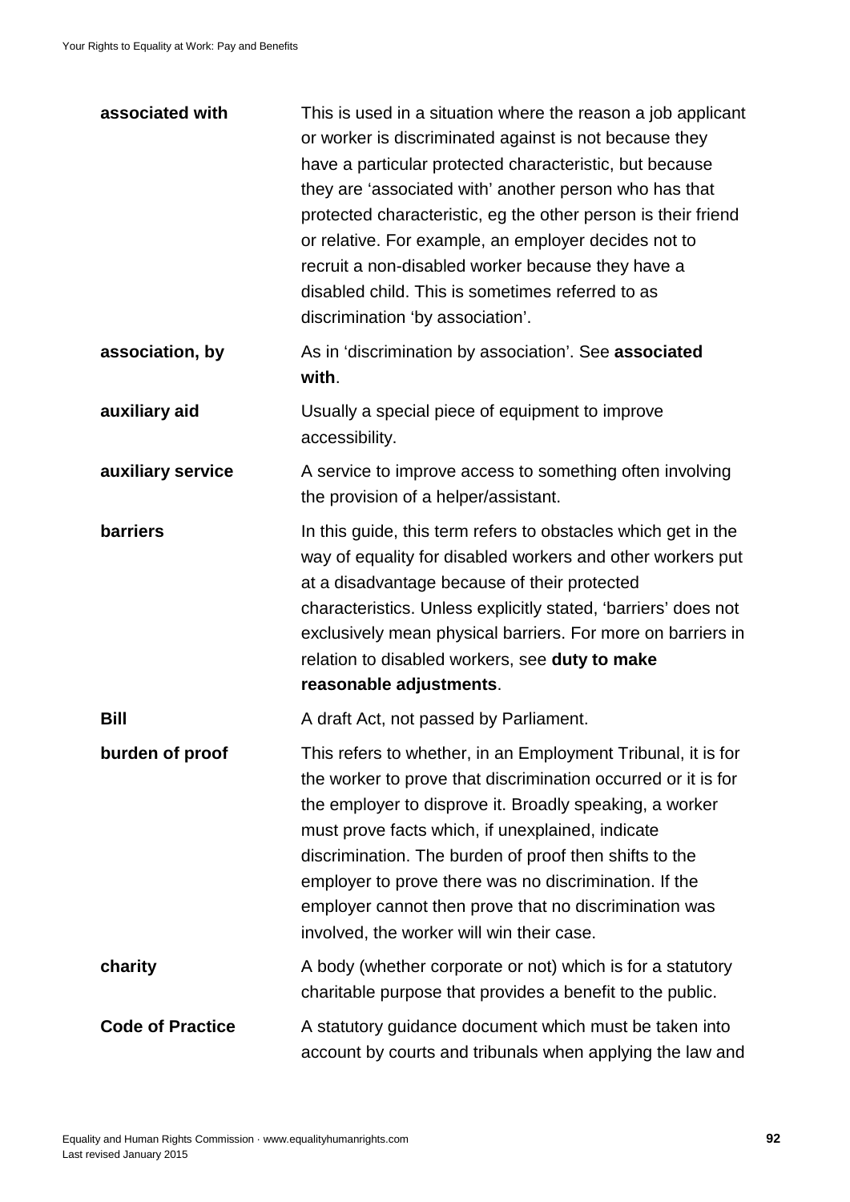**associated with** This is used in a situation where the reason a job applicant or worker is discriminated against is not because they have a particular protected characteristic, but because they are 'associated with' another person who has that protected characteristic, eg the other person is their friend or relative. For example, an employer decides not to recruit a non-disabled worker because they have a disabled child. This is sometimes referred to as discrimination 'by association'.

**association, by** As in 'discrimination by association'. See **associated with**.

**auxiliary aid** Usually a special piece of equipment to improve accessibility.

**auxiliary service** A service to improve access to something often involving the provision of a helper/assistant.

**barriers** In this guide, this term refers to obstacles which get in the way of equality for disabled workers and other workers put at a disadvantage because of their protected characteristics. Unless explicitly stated, 'barriers' does not exclusively mean physical barriers. For more on barriers in relation to disabled workers, see **duty to make reasonable adjustments**.

**Bill** A draft Act, not passed by Parliament.

**burden of proof** This refers to whether, in an Employment Tribunal, it is for the worker to prove that discrimination occurred or it is for the employer to disprove it. Broadly speaking, a worker must prove facts which, if unexplained, indicate discrimination. The burden of proof then shifts to the employer to prove there was no discrimination. If the employer cannot then prove that no discrimination was involved, the worker will win their case.

**charity** A body (whether corporate or not) which is for a statutory charitable purpose that provides a benefit to the public.

**Code of Practice** A statutory guidance document which must be taken into account by courts and tribunals when applying the law and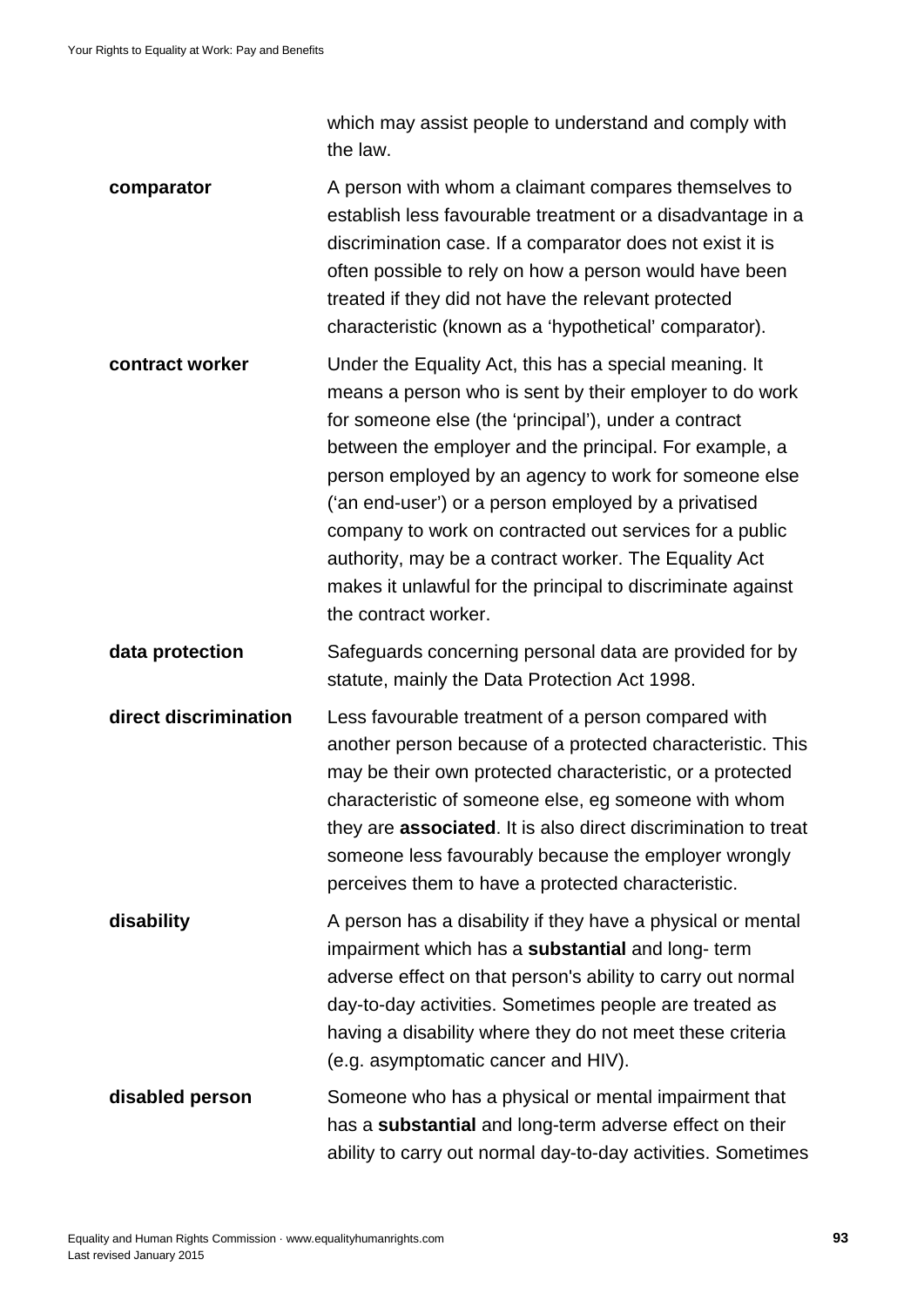which may assist people to understand and comply with the law.

**comparator** A person with whom a claimant compares themselves to establish less favourable treatment or a disadvantage in a discrimination case. If a comparator does not exist it is often possible to rely on how a person would have been treated if they did not have the relevant protected characteristic (known as a 'hypothetical' comparator).

**contract worker** Under the Equality Act, this has a special meaning. It means a person who is sent by their employer to do work for someone else (the 'principal'), under a contract between the employer and the principal. For example, a person employed by an agency to work for someone else ('an end-user') or a person employed by a privatised company to work on contracted out services for a public authority, may be a contract worker. The Equality Act makes it unlawful for the principal to discriminate against the contract worker.

**data protection** Safeguards concerning personal data are provided for by statute, mainly the Data Protection Act 1998.

**direct discrimination** Less favourable treatment of a person compared with another person because of a protected characteristic. This may be their own protected characteristic, or a protected characteristic of someone else, eg someone with whom they are **associated**. It is also direct discrimination to treat someone less favourably because the employer wrongly perceives them to have a protected characteristic.

**disability** A person has a disability if they have a physical or mental impairment which has a **substantial** and long- term adverse effect on that person's ability to carry out normal day-to-day activities. Sometimes people are treated as having a disability where they do not meet these criteria (e.g. asymptomatic cancer and HIV).

**disabled person** Someone who has a physical or mental impairment that has a **substantial** and long-term adverse effect on their ability to carry out normal day-to-day activities. Sometimes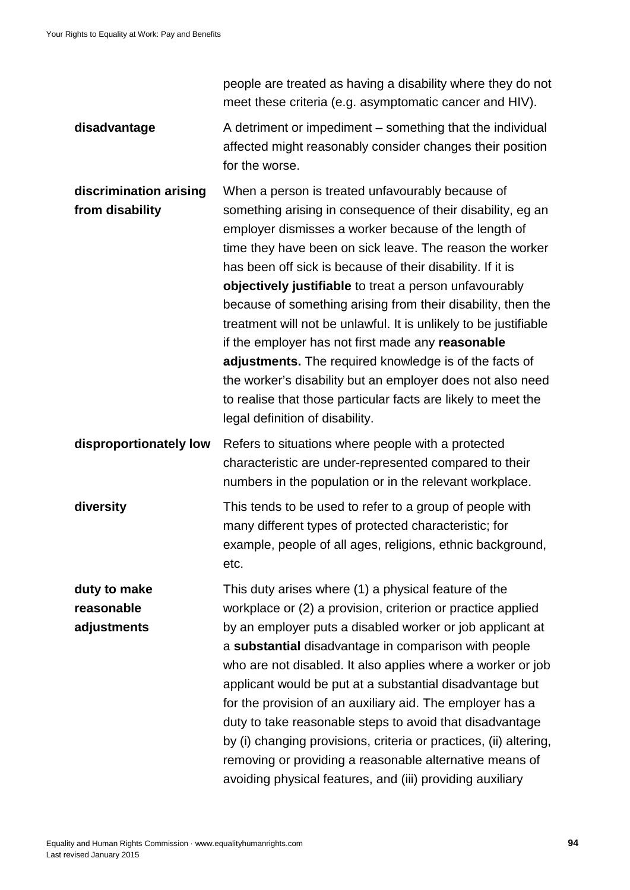people are treated as having a disability where they do not meet these criteria (e.g. asymptomatic cancer and HIV).

**disadvantage**

A detriment or impediment – something that the individual affected might reasonably consider changes their position for the worse.

**discrimination arising from disability**

When a person is treated unfavourably because of something arising in consequence of their disability, eg an employer dismisses a worker because of the length of time they have been on sick leave. The reason the worker has been off sick is because of their disability. If it is **objectively justifiable** to treat a person unfavourably because of something arising from their disability, then the treatment will not be unlawful. It is unlikely to be justifiable if the employer has not first made any **reasonable adjustments.** The required knowledge is of the facts of the worker's disability but an employer does not also need to realise that those particular facts are likely to meet the legal definition of disability.

**disproportionately low**

Refers to situations where people with a protected characteristic are under-represented compared to their numbers in the population or in the relevant workplace.

**diversity**

This tends to be used to refer to a group of people with many different types of protected characteristic; for example, people of all ages, religions, ethnic background, etc.

**duty to make reasonable adjustments**

This duty arises where (1) a physical feature of the workplace or (2) a provision, criterion or practice applied by an employer puts a disabled worker or job applicant at a **substantial** disadvantage in comparison with people who are not disabled. It also applies where a worker or job applicant would be put at a substantial disadvantage but for the provision of an auxiliary aid. The employer has a duty to take reasonable steps to avoid that disadvantage by (i) changing provisions, criteria or practices, (ii) altering, removing or providing a reasonable alternative means of avoiding physical features, and (iii) providing auxiliary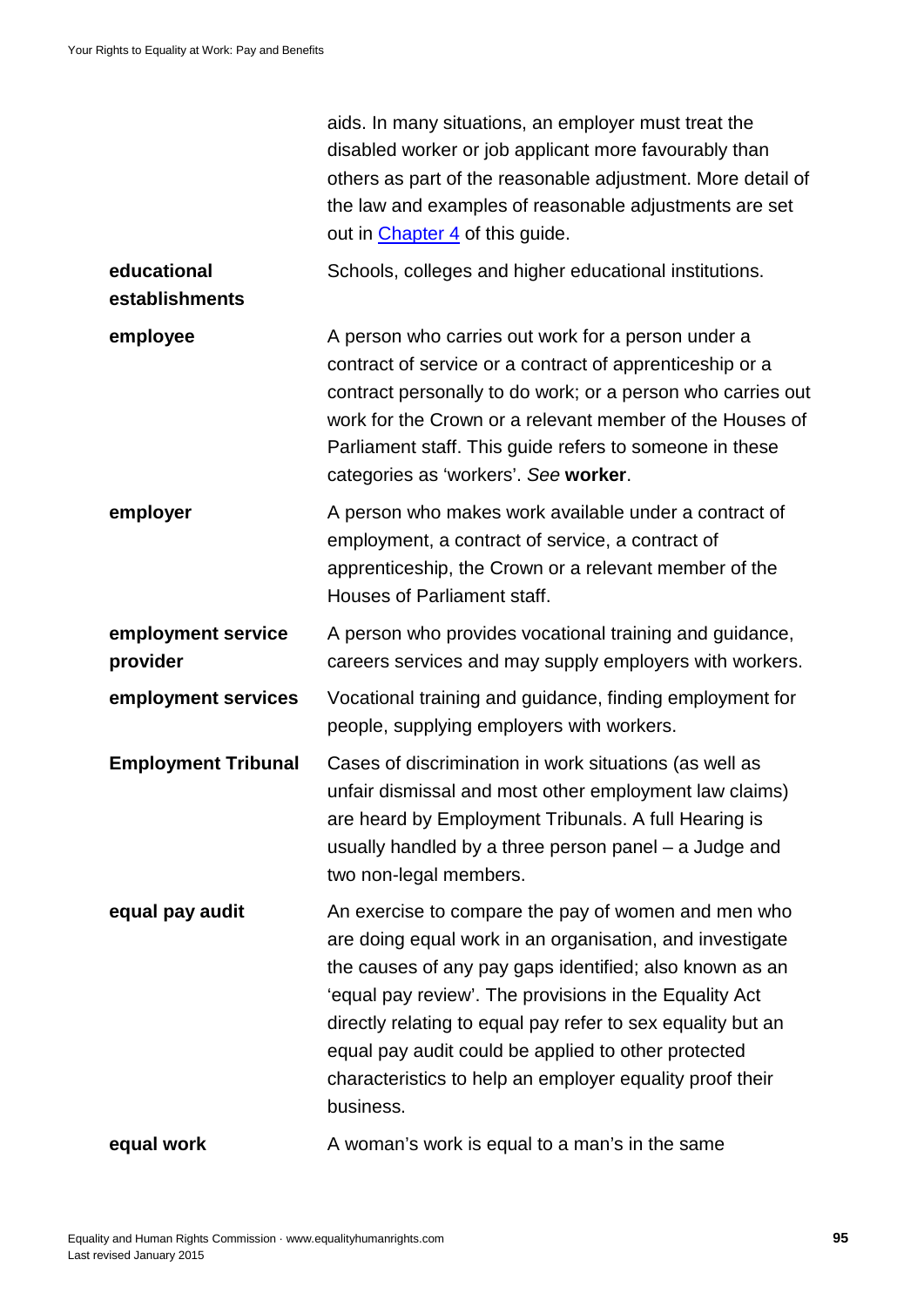aids. In many situations, an employer must treat the disabled worker or job applicant more favourably than others as part of the reasonable adjustment. More detail of the law and examples of reasonable adjustments are set out in [Chapter 4](#) of this guide.

**educational establishments** Schools, colleges and higher educational institutions.

**employee** A person who carries out work for a person under a contract of service or a contract of apprenticeship or a contract personally to do work; or a person who carries out work for the Crown or a relevant member of the Houses of Parliament staff. This guide refers to someone in these categories as 'workers'. *See* **worker**.

**employer** A person who makes work available under a contract of employment, a contract of service, a contract of apprenticeship, the Crown or a relevant member of the Houses of Parliament staff.

**employment service provider** A person who provides vocational training and guidance, careers services and may supply employers with workers.

**employment services** Vocational training and guidance, finding employment for people, supplying employers with workers.

**Employment Tribunal** Cases of discrimination in work situations (as well as unfair dismissal and most other employment law claims) are heard by Employment Tribunals. A full Hearing is usually handled by a three person panel – a Judge and two non-legal members.

**equal pay audit** An exercise to compare the pay of women and men who are doing equal work in an organisation, and investigate the causes of any pay gaps identified; also known as an 'equal pay review'. The provisions in the Equality Act directly relating to equal pay refer to sex equality but an equal pay audit could be applied to other protected characteristics to help an employer equality proof their business.

**equal work** A woman's work is equal to a man's in the same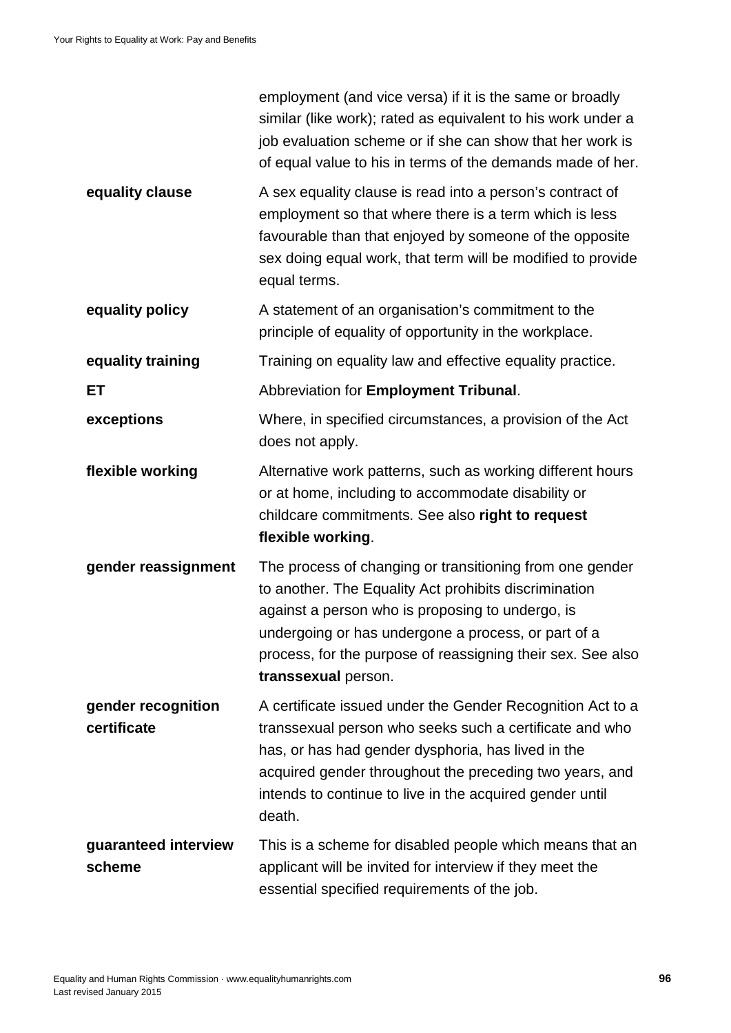employment (and vice versa) if it is the same or broadly similar (like work); rated as equivalent to his work under a job evaluation scheme or if she can show that her work is of equal value to his in terms of the demands made of her.

**equality clause** A sex equality clause is read into a person's contract of employment so that where there is a term which is less favourable than that enjoyed by someone of the opposite sex doing equal work, that term will be modified to provide equal terms.

**equality policy** A statement of an organisation's commitment to the principle of equality of opportunity in the workplace.

**equality training** Training on equality law and effective equality practice.

**ET** Abbreviation for **Employment Tribunal**.

**exceptions** Where, in specified circumstances, a provision of the Act does not apply.

**flexible working** Alternative work patterns, such as working different hours or at home, including to accommodate disability or childcare commitments. See also **right to request flexible working**.

**gender reassignment** The process of changing or transitioning from one gender to another. The Equality Act prohibits discrimination against a person who is proposing to undergo, is undergoing or has undergone a process, or part of a process, for the purpose of reassigning their sex. See also **transsexual** person.

**gender recognition certificate** A certificate issued under the Gender Recognition Act to a transsexual person who seeks such a certificate and who has, or has had gender dysphoria, has lived in the acquired gender throughout the preceding two years, and intends to continue to live in the acquired gender until death.

**guaranteed interview scheme** This is a scheme for disabled people which means that an applicant will be invited for interview if they meet the essential specified requirements of the job.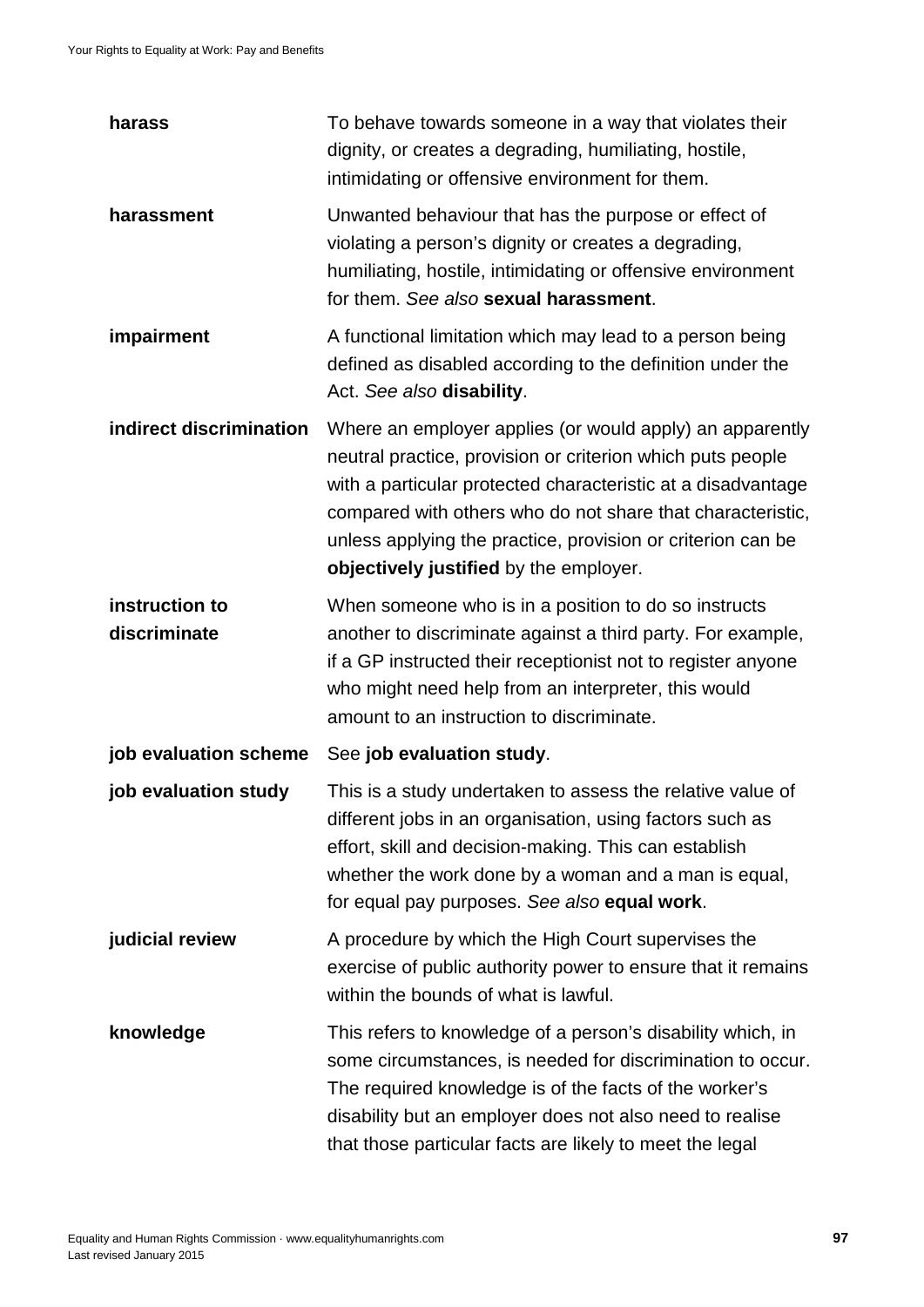| | |
|---|---|
| **harass** | To behave towards someone in a way that violates their dignity, or creates a degrading, humiliating, hostile, intimidating or offensive environment for them. |
| **harassment** | Unwanted behaviour that has the purpose or effect of violating a person's dignity or creates a degrading, humiliating, hostile, intimidating or offensive environment for them. *See also* **sexual harassment**. |
| **impairment** | A functional limitation which may lead to a person being defined as disabled according to the definition under the Act. *See also* **disability**. |
| **indirect discrimination** | Where an employer applies (or would apply) an apparently neutral practice, provision or criterion which puts people with a particular protected characteristic at a disadvantage compared with others who do not share that characteristic, unless applying the practice, provision or criterion can be **objectively justified** by the employer. |
| **instruction to discriminate** | When someone who is in a position to do so instructs another to discriminate against a third party. For example, if a GP instructed their receptionist not to register anyone who might need help from an interpreter, this would amount to an instruction to discriminate. |
| **job evaluation scheme** | See **job evaluation study**. |
| **job evaluation study** | This is a study undertaken to assess the relative value of different jobs in an organisation, using factors such as effort, skill and decision-making. This can establish whether the work done by a woman and a man is equal, for equal pay purposes. *See also* **equal work**. |
| **judicial review** | A procedure by which the High Court supervises the exercise of public authority power to ensure that it remains within the bounds of what is lawful. |
| **knowledge** | This refers to knowledge of a person's disability which, in some circumstances, is needed for discrimination to occur. The required knowledge is of the facts of the worker's disability but an employer does not also need to realise that those particular facts are likely to meet the legal |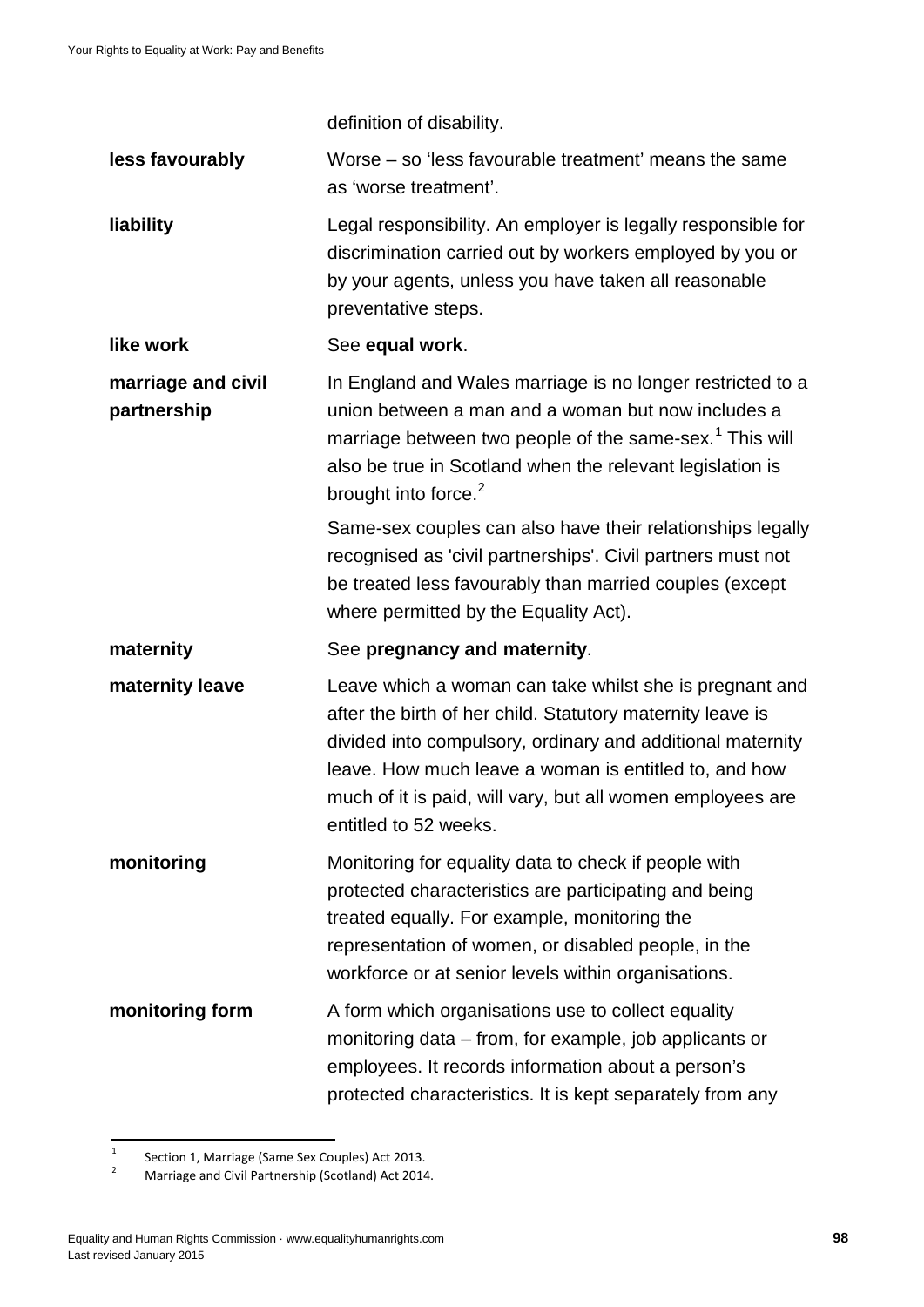definition of disability.

**less favourably** Worse – so 'less favourable treatment' means the same as 'worse treatment'.

**liability** Legal responsibility. An employer is legally responsible for discrimination carried out by workers employed by you or by your agents, unless you have taken all reasonable preventative steps.

**like work** See **equal work**.

**marriage and civil partnership** In England and Wales marriage is no longer restricted to a union between a man and a woman but now includes a marriage between two people of the same-sex.[1] This will also be true in Scotland when the relevant legislation is brought into force.[2]

Same-sex couples can also have their relationships legally recognised as 'civil partnerships'. Civil partners must not be treated less favourably than married couples (except where permitted by the Equality Act).

**maternity** See **pregnancy and maternity**.

**maternity leave** Leave which a woman can take whilst she is pregnant and after the birth of her child. Statutory maternity leave is divided into compulsory, ordinary and additional maternity leave. How much leave a woman is entitled to, and how much of it is paid, will vary, but all women employees are entitled to 52 weeks.

**monitoring** Monitoring for equality data to check if people with protected characteristics are participating and being treated equally. For example, monitoring the representation of women, or disabled people, in the workforce or at senior levels within organisations.

**monitoring form** A form which organisations use to collect equality monitoring data – from, for example, job applicants or employees. It records information about a person's protected characteristics. It is kept separately from any

[1] Section 1, Marriage (Same Sex Couples) Act 2013.

[2] Marriage and Civil Partnership (Scotland) Act 2014.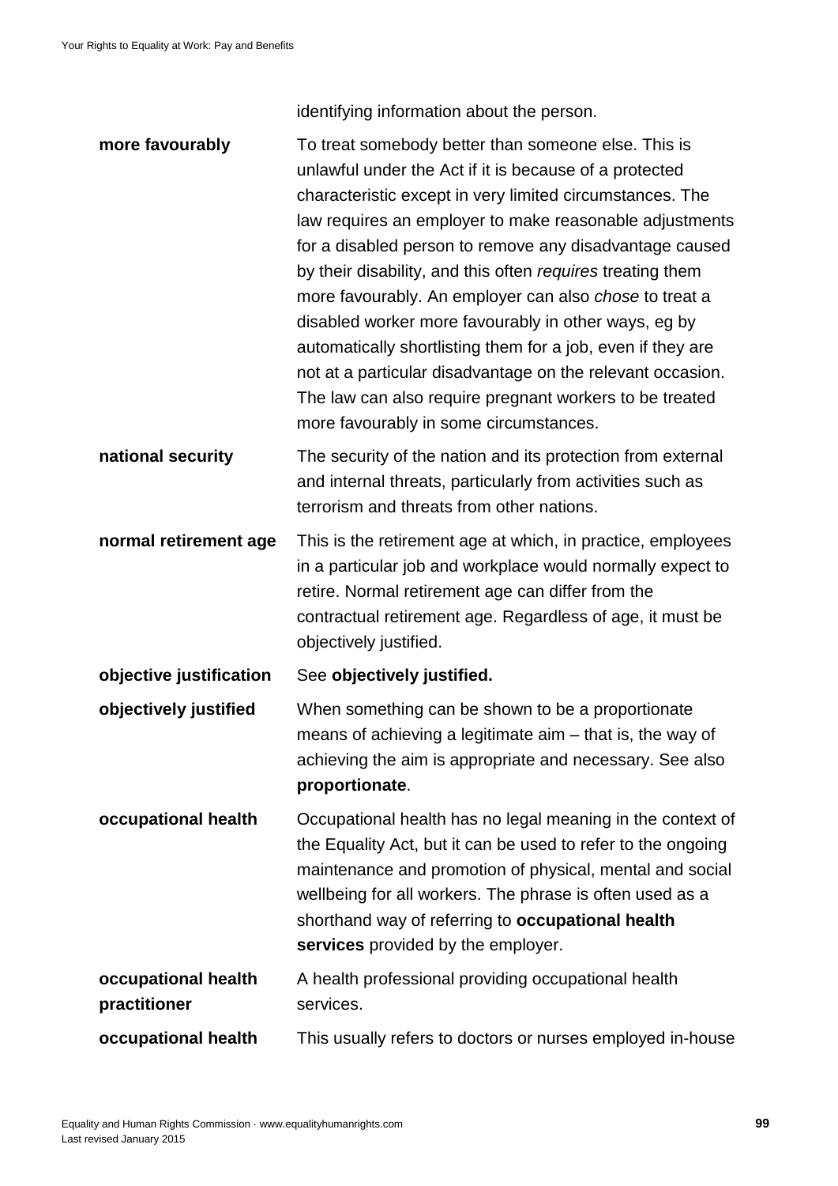identifying information about the person.

**more favourably** To treat somebody better than someone else. This is unlawful under the Act if it is because of a protected characteristic except in very limited circumstances. The law requires an employer to make reasonable adjustments for a disabled person to remove any disadvantage caused by their disability, and this often *requires* treating them more favourably. An employer can also *chose* to treat a disabled worker more favourably in other ways, eg by automatically shortlisting them for a job, even if they are not at a particular disadvantage on the relevant occasion. The law can also require pregnant workers to be treated more favourably in some circumstances.

**national security** The security of the nation and its protection from external and internal threats, particularly from activities such as terrorism and threats from other nations.

**normal retirement age** This is the retirement age at which, in practice, employees in a particular job and workplace would normally expect to retire. Normal retirement age can differ from the contractual retirement age. Regardless of age, it must be objectively justified.

**objective justification** See **objectively justified.**

**objectively justified** When something can be shown to be a proportionate means of achieving a legitimate aim – that is, the way of achieving the aim is appropriate and necessary. See also **proportionate**.

**occupational health** Occupational health has no legal meaning in the context of the Equality Act, but it can be used to refer to the ongoing maintenance and promotion of physical, mental and social wellbeing for all workers. The phrase is often used as a shorthand way of referring to **occupational health services** provided by the employer.

**occupational health practitioner** A health professional providing occupational health services.

**occupational health** This usually refers to doctors or nurses employed in-house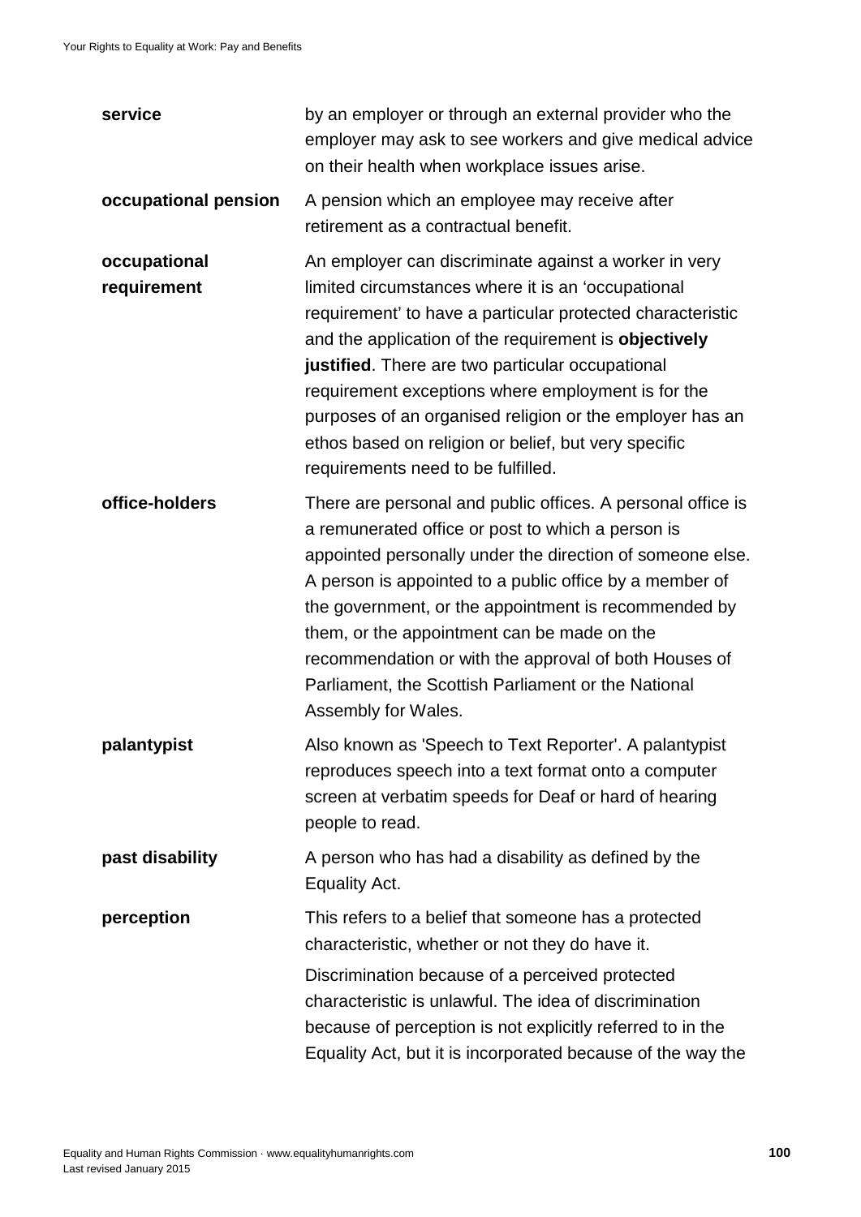| | |
|---|---|
| **service** | by an employer or through an external provider who the employer may ask to see workers and give medical advice on their health when workplace issues arise. |
| **occupational pension** | A pension which an employee may receive after retirement as a contractual benefit. |
| **occupational requirement** | An employer can discriminate against a worker in very limited circumstances where it is an 'occupational requirement' to have a particular protected characteristic and the application of the requirement is **objectively justified**. There are two particular occupational requirement exceptions where employment is for the purposes of an organised religion or the employer has an ethos based on religion or belief, but very specific requirements need to be fulfilled. |
| **office-holders** | There are personal and public offices. A personal office is a remunerated office or post to which a person is appointed personally under the direction of someone else. A person is appointed to a public office by a member of the government, or the appointment is recommended by them, or the appointment can be made on the recommendation or with the approval of both Houses of Parliament, the Scottish Parliament or the National Assembly for Wales. |
| **palantypist** | Also known as 'Speech to Text Reporter'. A palantypist reproduces speech into a text format onto a computer screen at verbatim speeds for Deaf or hard of hearing people to read. |
| **past disability** | A person who has had a disability as defined by the Equality Act. |
| **perception** | This refers to a belief that someone has a protected characteristic, whether or not they do have it. Discrimination because of a perceived protected characteristic is unlawful. The idea of discrimination because of perception is not explicitly referred to in the Equality Act, but it is incorporated because of the way the |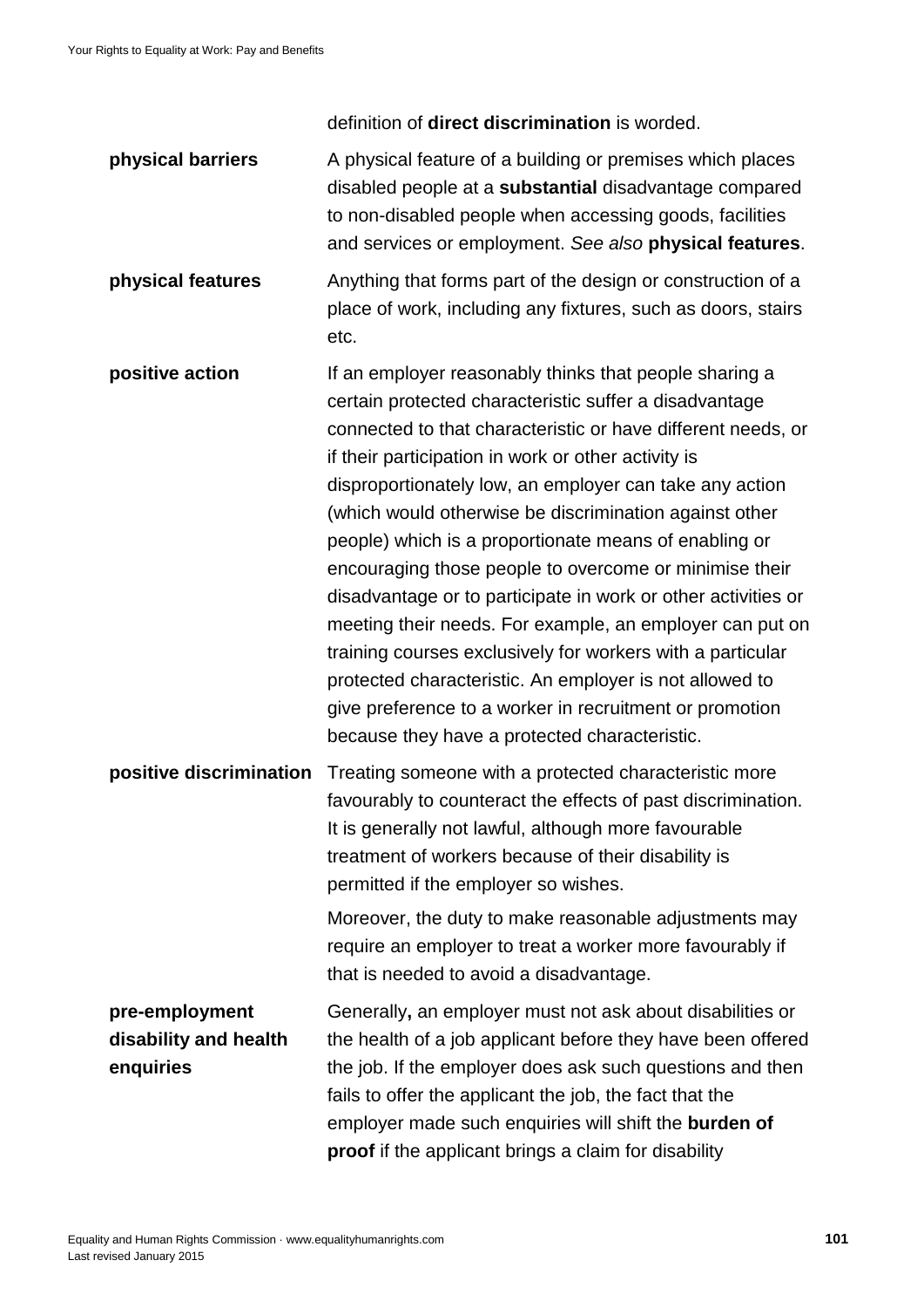definition of **direct discrimination** is worded.

**physical barriers** A physical feature of a building or premises which places disabled people at a **substantial** disadvantage compared to non-disabled people when accessing goods, facilities and services or employment. *See also* **physical features**.

**physical features** Anything that forms part of the design or construction of a place of work, including any fixtures, such as doors, stairs etc.

**positive action** If an employer reasonably thinks that people sharing a certain protected characteristic suffer a disadvantage connected to that characteristic or have different needs, or if their participation in work or other activity is disproportionately low, an employer can take any action (which would otherwise be discrimination against other people) which is a proportionate means of enabling or encouraging those people to overcome or minimise their disadvantage or to participate in work or other activities or meeting their needs. For example, an employer can put on training courses exclusively for workers with a particular protected characteristic. An employer is not allowed to give preference to a worker in recruitment or promotion because they have a protected characteristic.

**positive discrimination** Treating someone with a protected characteristic more favourably to counteract the effects of past discrimination. It is generally not lawful, although more favourable treatment of workers because of their disability is permitted if the employer so wishes.

Moreover, the duty to make reasonable adjustments may require an employer to treat a worker more favourably if that is needed to avoid a disadvantage.

**pre-employment disability and health enquiries** Generally**,** an employer must not ask about disabilities or the health of a job applicant before they have been offered the job. If the employer does ask such questions and then fails to offer the applicant the job, the fact that the employer made such enquiries will shift the **burden of proof** if the applicant brings a claim for disability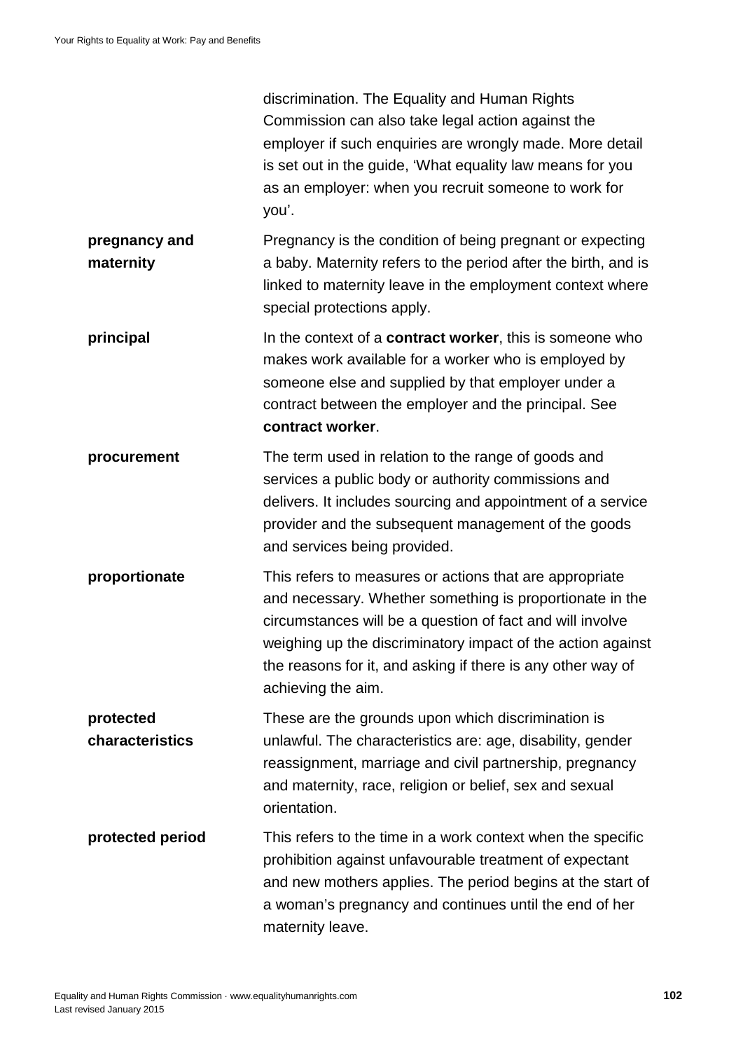discrimination. The Equality and Human Rights Commission can also take legal action against the employer if such enquiries are wrongly made. More detail is set out in the guide, 'What equality law means for you as an employer: when you recruit someone to work for you'.

**pregnancy and maternity** Pregnancy is the condition of being pregnant or expecting a baby. Maternity refers to the period after the birth, and is linked to maternity leave in the employment context where special protections apply.

**principal** In the context of a **contract worker**, this is someone who makes work available for a worker who is employed by someone else and supplied by that employer under a contract between the employer and the principal. See **contract worker**.

**procurement** The term used in relation to the range of goods and services a public body or authority commissions and delivers. It includes sourcing and appointment of a service provider and the subsequent management of the goods and services being provided.

**proportionate** This refers to measures or actions that are appropriate and necessary. Whether something is proportionate in the circumstances will be a question of fact and will involve weighing up the discriminatory impact of the action against the reasons for it, and asking if there is any other way of achieving the aim.

**protected characteristics** These are the grounds upon which discrimination is unlawful. The characteristics are: age, disability, gender reassignment, marriage and civil partnership, pregnancy and maternity, race, religion or belief, sex and sexual orientation.

**protected period** This refers to the time in a work context when the specific prohibition against unfavourable treatment of expectant and new mothers applies. The period begins at the start of a woman's pregnancy and continues until the end of her maternity leave.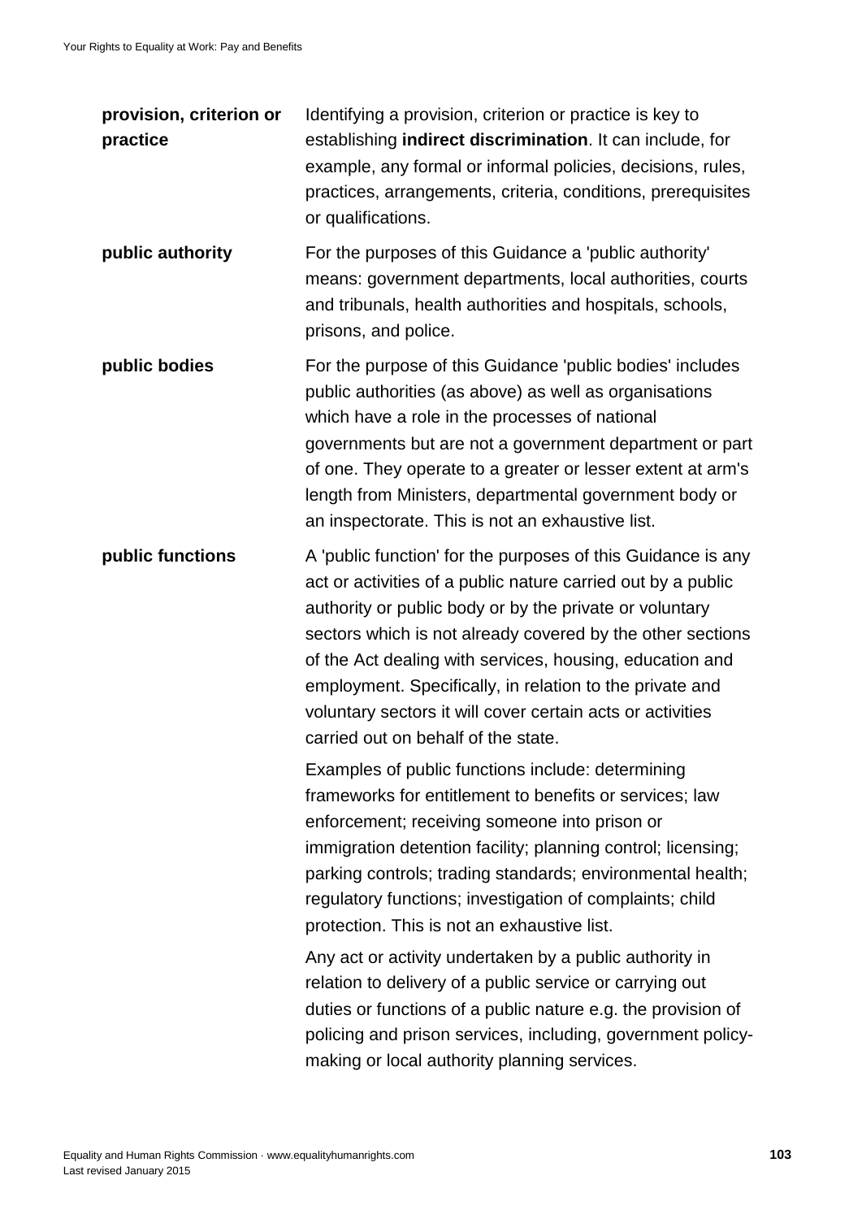**provision, criterion or practice**

Identifying a provision, criterion or practice is key to establishing **indirect discrimination**. It can include, for example, any formal or informal policies, decisions, rules, practices, arrangements, criteria, conditions, prerequisites or qualifications.

**public authority**

For the purposes of this Guidance a 'public authority' means: government departments, local authorities, courts and tribunals, health authorities and hospitals, schools, prisons, and police.

**public bodies**

For the purpose of this Guidance 'public bodies' includes public authorities (as above) as well as organisations which have a role in the processes of national governments but are not a government department or part of one. They operate to a greater or lesser extent at arm's length from Ministers, departmental government body or an inspectorate. This is not an exhaustive list.

**public functions**

A 'public function' for the purposes of this Guidance is any act or activities of a public nature carried out by a public authority or public body or by the private or voluntary sectors which is not already covered by the other sections of the Act dealing with services, housing, education and employment. Specifically, in relation to the private and voluntary sectors it will cover certain acts or activities carried out on behalf of the state.

Examples of public functions include: determining frameworks for entitlement to benefits or services; law enforcement; receiving someone into prison or immigration detention facility; planning control; licensing; parking controls; trading standards; environmental health; regulatory functions; investigation of complaints; child protection. This is not an exhaustive list.

Any act or activity undertaken by a public authority in relation to delivery of a public service or carrying out duties or functions of a public nature e.g. the provision of policing and prison services, including, government policy-making or local authority planning services.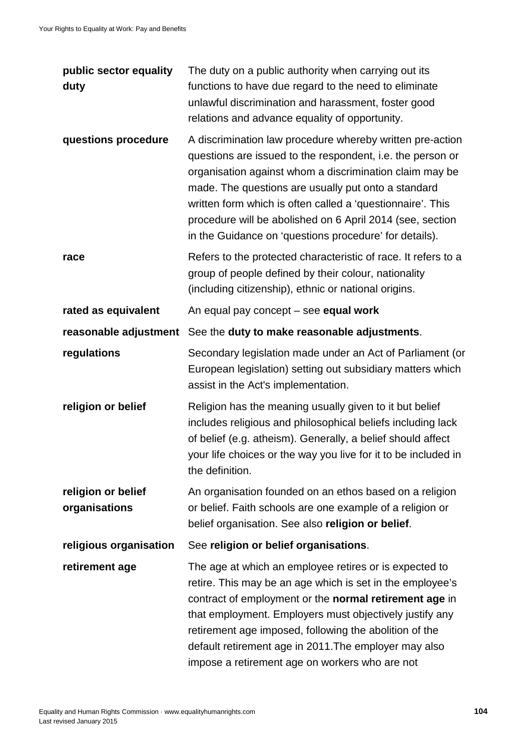| | |
|---|---|
| **public sector equality duty** | The duty on a public authority when carrying out its functions to have due regard to the need to eliminate unlawful discrimination and harassment, foster good relations and advance equality of opportunity. |
| **questions procedure** | A discrimination law procedure whereby written pre-action questions are issued to the respondent, i.e. the person or organisation against whom a discrimination claim may be made. The questions are usually put onto a standard written form which is often called a 'questionnaire'. This procedure will be abolished on 6 April 2014 (see, section in the Guidance on 'questions procedure' for details). |
| **race** | Refers to the protected characteristic of race. It refers to a group of people defined by their colour, nationality (including citizenship), ethnic or national origins. |
| **rated as equivalent** | An equal pay concept – see **equal work** |
| **reasonable adjustment** | See the **duty to make reasonable adjustments**. |
| **regulations** | Secondary legislation made under an Act of Parliament (or European legislation) setting out subsidiary matters which assist in the Act's implementation. |
| **religion or belief** | Religion has the meaning usually given to it but belief includes religious and philosophical beliefs including lack of belief (e.g. atheism). Generally, a belief should affect your life choices or the way you live for it to be included in the definition. |
| **religion or belief organisations** | An organisation founded on an ethos based on a religion or belief. Faith schools are one example of a religion or belief organisation. See also **religion or belief**. |
| **religious organisation** | See **religion or belief organisations**. |
| **retirement age** | The age at which an employee retires or is expected to retire. This may be an age which is set in the employee's contract of employment or the **normal retirement age** in that employment. Employers must objectively justify any retirement age imposed, following the abolition of the default retirement age in 2011.The employer may also impose a retirement age on workers who are not |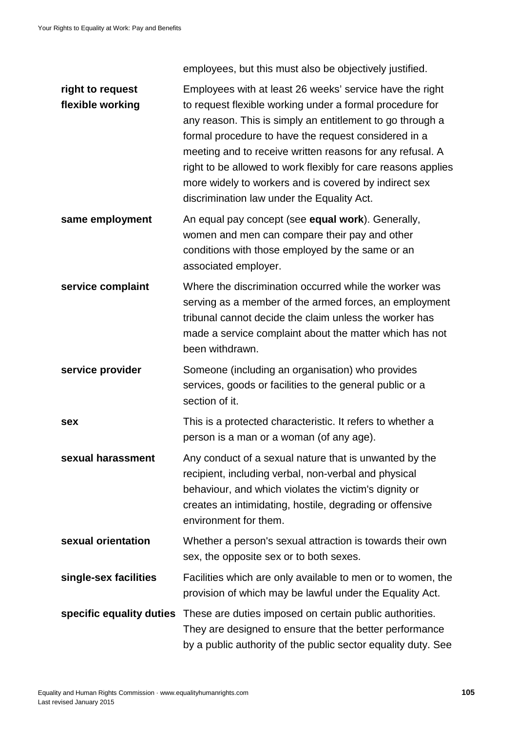employees, but this must also be objectively justified.

**right to request flexible working** Employees with at least 26 weeks' service have the right to request flexible working under a formal procedure for any reason. This is simply an entitlement to go through a formal procedure to have the request considered in a meeting and to receive written reasons for any refusal. A right to be allowed to work flexibly for care reasons applies more widely to workers and is covered by indirect sex discrimination law under the Equality Act.

**same employment** An equal pay concept (see **equal work**). Generally, women and men can compare their pay and other conditions with those employed by the same or an associated employer.

**service complaint** Where the discrimination occurred while the worker was serving as a member of the armed forces, an employment tribunal cannot decide the claim unless the worker has made a service complaint about the matter which has not been withdrawn.

**service provider** Someone (including an organisation) who provides services, goods or facilities to the general public or a section of it.

**sex** This is a protected characteristic. It refers to whether a person is a man or a woman (of any age).

**sexual harassment** Any conduct of a sexual nature that is unwanted by the recipient, including verbal, non-verbal and physical behaviour, and which violates the victim's dignity or creates an intimidating, hostile, degrading or offensive environment for them.

**sexual orientation** Whether a person's sexual attraction is towards their own sex, the opposite sex or to both sexes.

**single-sex facilities** Facilities which are only available to men or to women, the provision of which may be lawful under the Equality Act.

**specific equality duties** These are duties imposed on certain public authorities. They are designed to ensure that the better performance by a public authority of the public sector equality duty. See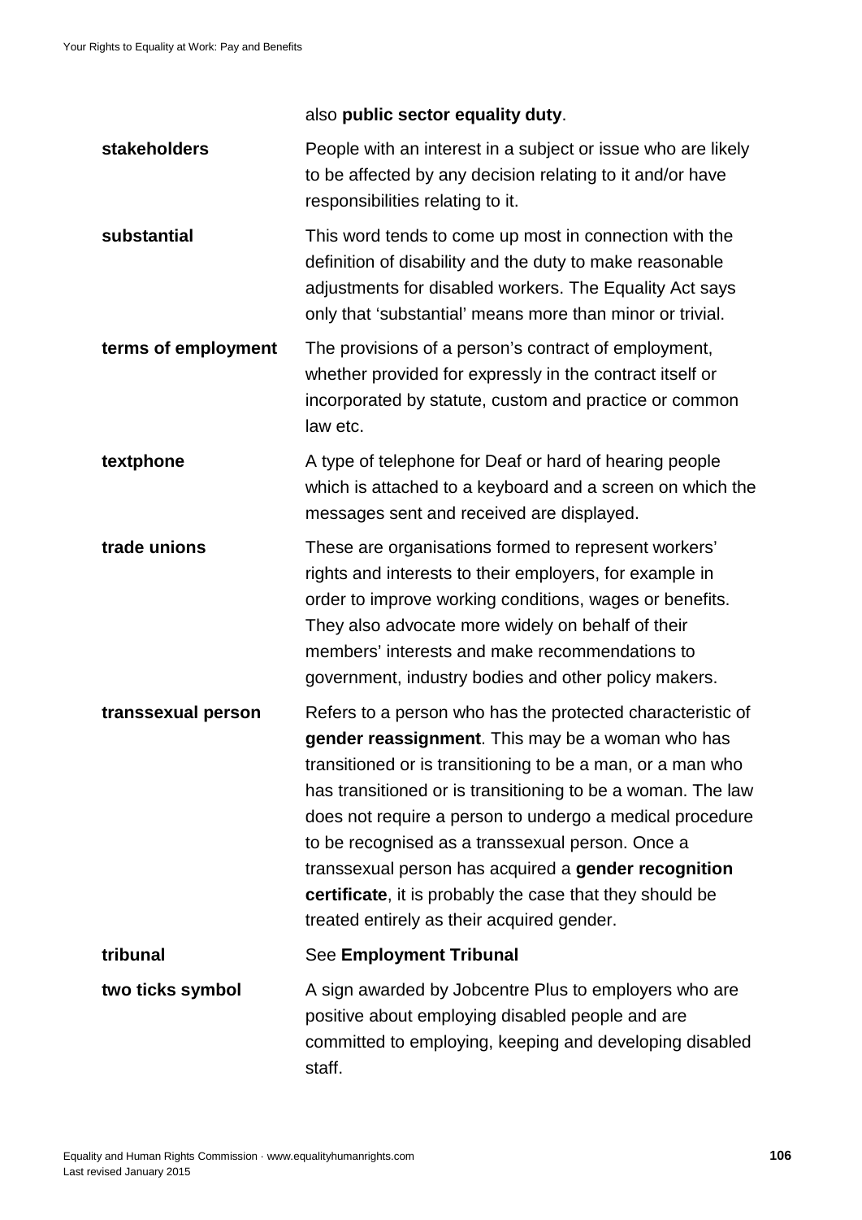also **public sector equality duty**.

**stakeholders** People with an interest in a subject or issue who are likely to be affected by any decision relating to it and/or have responsibilities relating to it.

**substantial** This word tends to come up most in connection with the definition of disability and the duty to make reasonable adjustments for disabled workers. The Equality Act says only that 'substantial' means more than minor or trivial.

**terms of employment** The provisions of a person's contract of employment, whether provided for expressly in the contract itself or incorporated by statute, custom and practice or common law etc.

**textphone** A type of telephone for Deaf or hard of hearing people which is attached to a keyboard and a screen on which the messages sent and received are displayed.

**trade unions** These are organisations formed to represent workers' rights and interests to their employers, for example in order to improve working conditions, wages or benefits. They also advocate more widely on behalf of their members' interests and make recommendations to government, industry bodies and other policy makers.

**transsexual person** Refers to a person who has the protected characteristic of **gender reassignment**. This may be a woman who has transitioned or is transitioning to be a man, or a man who has transitioned or is transitioning to be a woman. The law does not require a person to undergo a medical procedure to be recognised as a transsexual person. Once a transsexual person has acquired a **gender recognition certificate**, it is probably the case that they should be treated entirely as their acquired gender.

**tribunal** See **Employment Tribunal**

**two ticks symbol** A sign awarded by Jobcentre Plus to employers who are positive about employing disabled people and are committed to employing, keeping and developing disabled staff.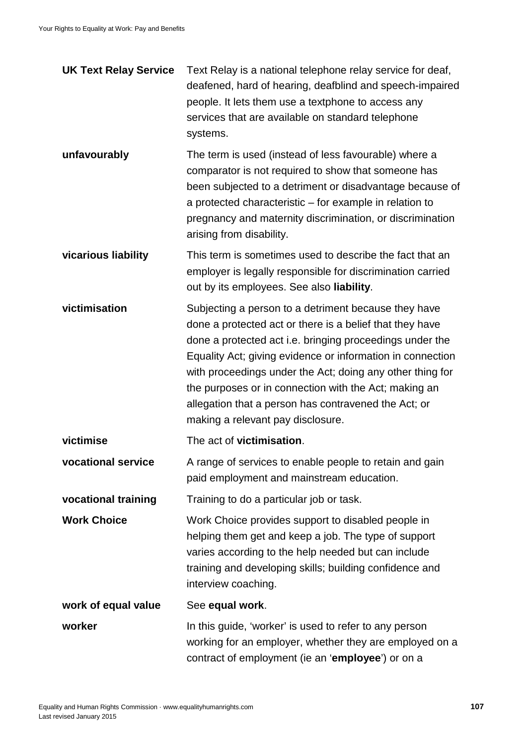| | |
|---|---|
| **UK Text Relay Service** | Text Relay is a national telephone relay service for deaf, deafened, hard of hearing, deafblind and speech-impaired people. It lets them use a textphone to access any services that are available on standard telephone systems. |
| **unfavourably** | The term is used (instead of less favourable) where a comparator is not required to show that someone has been subjected to a detriment or disadvantage because of a protected characteristic – for example in relation to pregnancy and maternity discrimination, or discrimination arising from disability. |
| **vicarious liability** | This term is sometimes used to describe the fact that an employer is legally responsible for discrimination carried out by its employees. See also **liability**. |
| **victimisation** | Subjecting a person to a detriment because they have done a protected act or there is a belief that they have done a protected act i.e. bringing proceedings under the Equality Act; giving evidence or information in connection with proceedings under the Act; doing any other thing for the purposes or in connection with the Act; making an allegation that a person has contravened the Act; or making a relevant pay disclosure. |
| **victimise** | The act of **victimisation**. |
| **vocational service** | A range of services to enable people to retain and gain paid employment and mainstream education. |
| **vocational training** | Training to do a particular job or task. |
| **Work Choice** | Work Choice provides support to disabled people in helping them get and keep a job. The type of support varies according to the help needed but can include training and developing skills; building confidence and interview coaching. |
| **work of equal value** | See **equal work**. |
| **worker** | In this guide, 'worker' is used to refer to any person working for an employer, whether they are employed on a contract of employment (ie an '**employee**') or on a |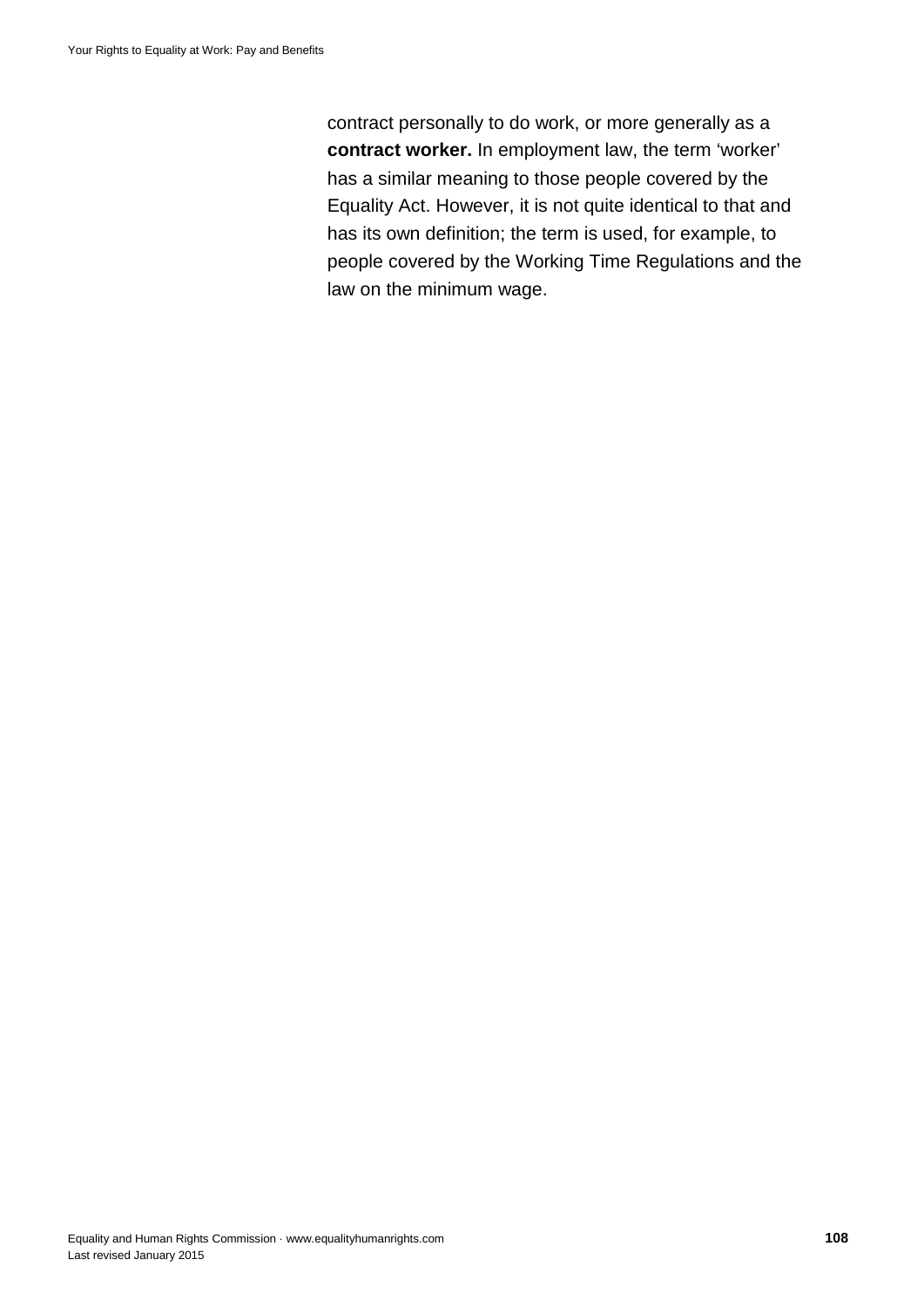contract personally to do work, or more generally as a **contract worker.** In employment law, the term 'worker' has a similar meaning to those people covered by the Equality Act. However, it is not quite identical to that and has its own definition; the term is used, for example, to people covered by the Working Time Regulations and the law on the minimum wage.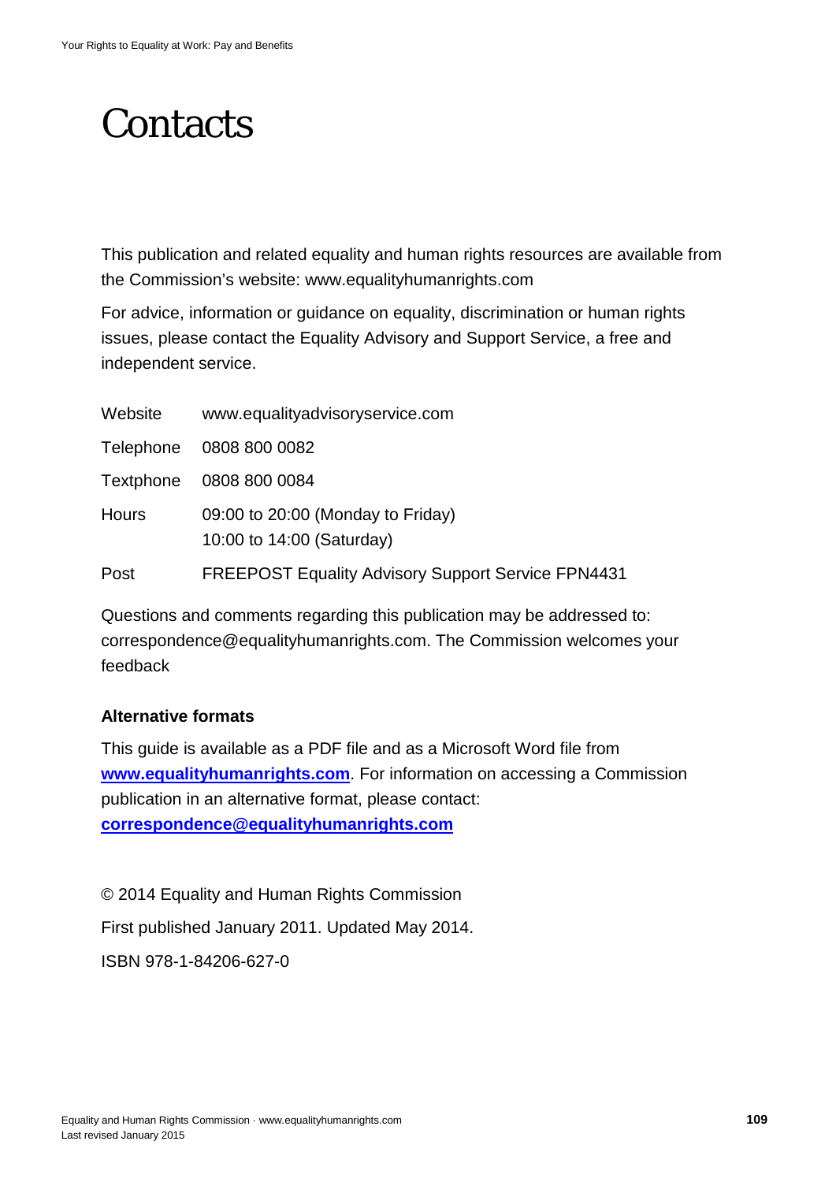# Contacts

This publication and related equality and human rights resources are available from the Commission's website: www.equalityhumanrights.com

For advice, information or guidance on equality, discrimination or human rights issues, please contact the Equality Advisory and Support Service, a free and independent service.

| | |
|---|---|
| Website | www.equalityadvisoryservice.com |
| Telephone | 0808 800 0082 |
| Textphone | 0808 800 0084 |
| Hours | 09:00 to 20:00 (Monday to Friday)<br>10:00 to 14:00 (Saturday) |
| Post | FREEPOST Equality Advisory Support Service FPN4431 |

Questions and comments regarding this publication may be addressed to: correspondence@equalityhumanrights.com. The Commission welcomes your feedback

**Alternative formats**

This guide is available as a PDF file and as a Microsoft Word file from **www.equalityhumanrights.com**. For information on accessing a Commission publication in an alternative format, please contact: **correspondence@equalityhumanrights.com**

© 2014 Equality and Human Rights Commission

First published January 2011. Updated May 2014.

ISBN 978-1-84206-627-0